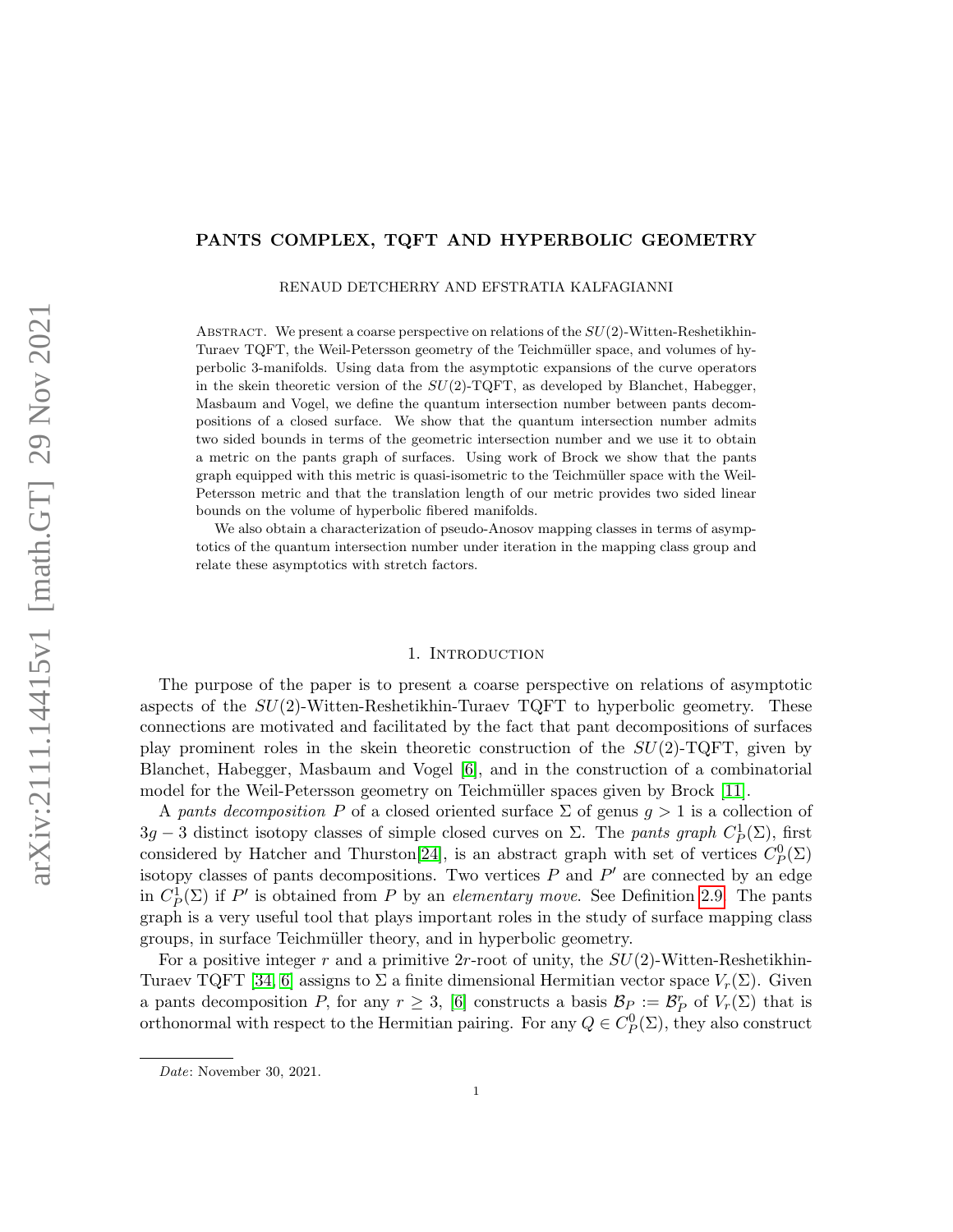# PANTS COMPLEX, TQFT AND HYPERBOLIC GEOMETRY

RENAUD DETCHERRY AND EFSTRATIA KALFAGIANNI

Abstract. We present a coarse perspective on relations of the $SU(2)$-Witten-Reshetikhin-Turaev TQFT, the Weil-Petersson geometry of the Teichmüller space, and volumes of hyperbolic 3-manifolds. Using data from the asymptotic expansions of the curve operators in the skein theoretic version of the $SU(2)$-TQFT, as developed by Blanchet, Habegger, Masbaum and Vogel, we define the quantum intersection number between pants decompositions of a closed surface. We show that the quantum intersection number admits two sided bounds in terms of the geometric intersection number and we use it to obtain a metric on the pants graph of surfaces. Using work of Brock we show that the pants graph equipped with this metric is quasi-isometric to the Teichmüller space with the Weil-Petersson metric and that the translation length of our metric provides two sided linear bounds on the volume of hyperbolic fibered manifolds.

We also obtain a characterization of pseudo-Anosov mapping classes in terms of asymptotics of the quantum intersection number under iteration in the mapping class group and relate these asymptotics with stretch factors.

## 1. Introduction

The purpose of the paper is to present a coarse perspective on relations of asymptotic aspects of the $SU(2)$-Witten-Reshetikhin-Turaev TQFT to hyperbolic geometry. These connections are motivated and facilitated by the fact that pant decompositions of surfaces play prominent roles in the skein theoretic construction of the $SU(2)$-TQFT, given by Blanchet, Habegger, Masbaum and Vogel [6], and in the construction of a combinatorial model for the Weil-Petersson geometry on Teichmüller spaces given by Brock [11].

A *pants decomposition* $P$ of a closed oriented surface $\Sigma$ of genus $g > 1$ is a collection of $3g - 3$ distinct isotopy classes of simple closed curves on $\Sigma$. The *pants graph* $C^1_P(\Sigma)$, first considered by Hatcher and Thurston[24], is an abstract graph with set of vertices $C^0_P(\Sigma)$ isotopy classes of pants decompositions. Two vertices $P$ and $P'$ are connected by an edge in $C^1_P(\Sigma)$ if $P'$ is obtained from $P$ by an *elementary move*. See Definition 2.9. The pants graph is a very useful tool that plays important roles in the study of surface mapping class groups, in surface Teichmüller theory, and in hyperbolic geometry.

For a positive integer $r$ and a primitive $2r$-root of unity, the $SU(2)$-Witten-Reshetikhin-Turaev TQFT [34, 6] assigns to $\Sigma$ a finite dimensional Hermitian vector space $V_r(\Sigma)$. Given a pants decomposition $P$, for any $r \geq 3$, [6] constructs a basis $\mathcal{B}_P := \mathcal{B}^r_P$ of $V_r(\Sigma)$ that is orthonormal with respect to the Hermitian pairing. For any $Q \in C^0_P(\Sigma)$, they also construct

*Date*: November 30, 2021.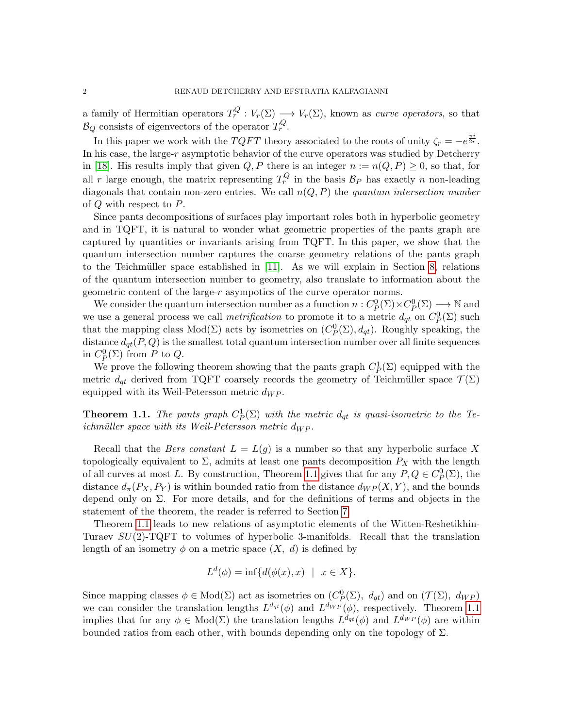a family of Hermitian operators $T_r^Q : V_r(\Sigma) \longrightarrow V_r(\Sigma)$, known as *curve operators*, so that $\mathcal{B}_Q$ consists of eigenvectors of the operator $T_r^Q$.

In this paper we work with the $TQFT$ theory associated to the roots of unity $\zeta_r = -e^{\frac{\pi i}{2r}}$. In his case, the large-$r$ asymptotic behavior of the curve operators was studied by Detcherry in [18]. His results imply that given $Q, P$ there is an integer $n := n(Q, P) \geq 0$, so that, for all $r$ large enough, the matrix representing $T_r^Q$ in the basis $\mathcal{B}_P$ has exactly $n$ non-leading diagonals that contain non-zero entries. We call $n(Q, P)$ the *quantum intersection number* of $Q$ with respect to $P$.

Since pants decompositions of surfaces play important roles both in hyperbolic geometry and in TQFT, it is natural to wonder what geometric properties of the pants graph are captured by quantities or invariants arising from TQFT. In this paper, we show that the quantum intersection number captures the coarse geometry relations of the pants graph to the Teichmüller space established in [11]. As we will explain in Section 8, relations of the quantum intersection number to geometry, also translate to information about the geometric content of the large-$r$ asympotics of the curve operator norms.

We consider the quantum intersection number as a function $n : C_P^0(\Sigma) \times C_P^0(\Sigma) \longrightarrow \mathbb{N}$ and we use a general process we call *metrification* to promote it to a metric $d_{qt}$ on $C_P^0(\Sigma)$ such that the mapping class $\mathrm{Mod}(\Sigma)$ acts by isometries on $(C_P^0(\Sigma), d_{qt})$. Roughly speaking, the distance $d_{qt}(P, Q)$ is the smallest total quantum intersection number over all finite sequences in $C_P^0(\Sigma)$ from $P$ to $Q$.

We prove the following theorem showing that the pants graph $C_P^1(\Sigma)$ equipped with the metric $d_{qt}$ derived from TQFT coarsely records the geometry of Teichmüller space $\mathcal{T}(\Sigma)$ equipped with its Weil-Petersson metric $d_{WP}$.

**Theorem 1.1.** *The pants graph $C_P^1(\Sigma)$ with the metric $d_{qt}$ is quasi-isometric to the Teichmüller space with its Weil-Petersson metric $d_{WP}$.*

Recall that the *Bers constant* $L = L(g)$ is a number so that any hyperbolic surface $X$ topologically equivalent to $\Sigma$, admits at least one pants decomposition $P_X$ with the length of all curves at most $L$. By construction, Theorem 1.1 gives that for any $P, Q \in C_P^0(\Sigma)$, the distance $d_\pi(P_X, P_Y)$ is within bounded ratio from the distance $d_{WP}(X, Y)$, and the bounds depend only on $\Sigma$. For more details, and for the definitions of terms and objects in the statement of the theorem, the reader is referred to Section 7.

Theorem 1.1 leads to new relations of asymptotic elements of the Witten-Reshetikhin-Turaev $SU(2)$-TQFT to volumes of hyperbolic 3-manifolds. Recall that the translation length of an isometry $\phi$ on a metric space $(X,\ d)$ is defined by

$$L^d(\phi) = \inf\{d(\phi(x), x) \ \ | \ \ x \in X\}.$$

Since mapping classes $\phi \in \mathrm{Mod}(\Sigma)$ act as isometries on $(C_P^0(\Sigma),\ d_{qt})$ and on $(\mathcal{T}(\Sigma),\ d_{WP})$ we can consider the translation lengths $L^{d_{qt}}(\phi)$ and $L^{d_{WP}}(\phi)$, respectively. Theorem 1.1 implies that for any $\phi \in \mathrm{Mod}(\Sigma)$ the translation lengths $L^{d_{qt}}(\phi)$ and $L^{d_{WP}}(\phi)$ are within bounded ratios from each other, with bounds depending only on the topology of $\Sigma$.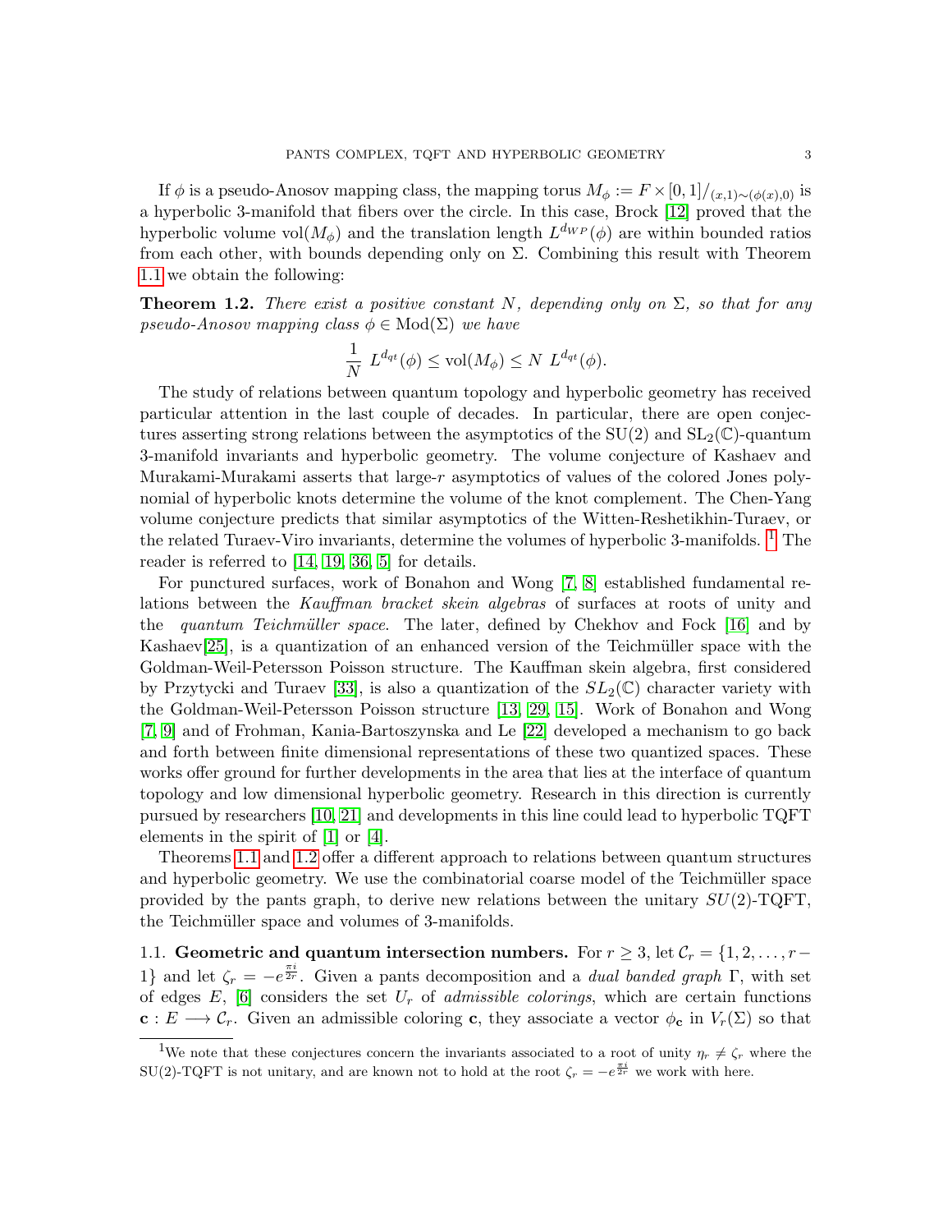If $\phi$ is a pseudo-Anosov mapping class, the mapping torus $M_\phi := F \times [0,1]/_{(x,1)\sim(\phi(x),0)}$ is a hyperbolic 3-manifold that fibers over the circle. In this case, Brock [12] proved that the hyperbolic volume $\mathrm{vol}(M_\phi)$ and the translation length $L^{d_{WP}}(\phi)$ are within bounded ratios from each other, with bounds depending only on $\Sigma$. Combining this result with Theorem 1.1 we obtain the following:

**Theorem 1.2.** *There exist a positive constant $N$, depending only on $\Sigma$, so that for any pseudo-Anosov mapping class $\phi \in \mathrm{Mod}(\Sigma)$ we have*

$$\frac{1}{N}\ L^{d_{qt}}(\phi) \leq \mathrm{vol}(M_\phi) \leq N\ L^{d_{qt}}(\phi).$$

The study of relations between quantum topology and hyperbolic geometry has received particular attention in the last couple of decades. In particular, there are open conjectures asserting strong relations between the asymptotics of the $\mathrm{SU}(2)$ and $\mathrm{SL}_2(\mathbb{C})$-quantum 3-manifold invariants and hyperbolic geometry. The volume conjecture of Kashaev and Murakami-Murakami asserts that large-$r$ asymptotics of values of the colored Jones polynomial of hyperbolic knots determine the volume of the knot complement. The Chen-Yang volume conjecture predicts that similar asymptotics of the Witten-Reshetikhin-Turaev, or the related Turaev-Viro invariants, determine the volumes of hyperbolic 3-manifolds. [1] The reader is referred to [14, 19, 36, 5] for details.

For punctured surfaces, work of Bonahon and Wong [7, 8] established fundamental relations between the *Kauffman bracket skein algebras* of surfaces at roots of unity and the *quantum Teichmüller space*. The later, defined by Chekhov and Fock [16] and by Kashaev[25], is a quantization of an enhanced version of the Teichmüller space with the Goldman-Weil-Petersson Poisson structure. The Kauffman skein algebra, first considered by Przytycki and Turaev [33], is also a quantization of the $SL_2(\mathbb{C})$ character variety with the Goldman-Weil-Petersson Poisson structure [13, 29, 15]. Work of Bonahon and Wong [7, 9] and of Frohman, Kania-Bartoszynska and Le [22] developed a mechanism to go back and forth between finite dimensional representations of these two quantized spaces. These works offer ground for further developments in the area that lies at the interface of quantum topology and low dimensional hyperbolic geometry. Research in this direction is currently pursued by researchers [10, 21] and developments in this line could lead to hyperbolic TQFT elements in the spirit of [1] or [4].

Theorems 1.1 and 1.2 offer a different approach to relations between quantum structures and hyperbolic geometry. We use the combinatorial coarse model of the Teichmüller space provided by the pants graph, to derive new relations between the unitary $SU(2)$-TQFT, the Teichmüller space and volumes of 3-manifolds.

### 1.1. Geometric and quantum intersection numbers.

For $r \geq 3$, let $\mathcal{C}_r = \{1, 2, \ldots, r-1\}$ and let $\zeta_r = -e^{\frac{\pi i}{2r}}$. Given a pants decomposition and a *dual banded graph* $\Gamma$, with set of edges $E$, [6] considers the set $U_r$ of *admissible colorings*, which are certain functions $\mathbf{c} : E \longrightarrow \mathcal{C}_r$. Given an admissible coloring $\mathbf{c}$, they associate a vector $\phi_{\mathbf{c}}$ in $V_r(\Sigma)$ so that

[1] We note that these conjectures concern the invariants associated to a root of unity $\eta_r \neq \zeta_r$ where the SU(2)-TQFT is not unitary, and are known not to hold at the root $\zeta_r = -e^{\frac{\pi i}{2r}}$ we work with here.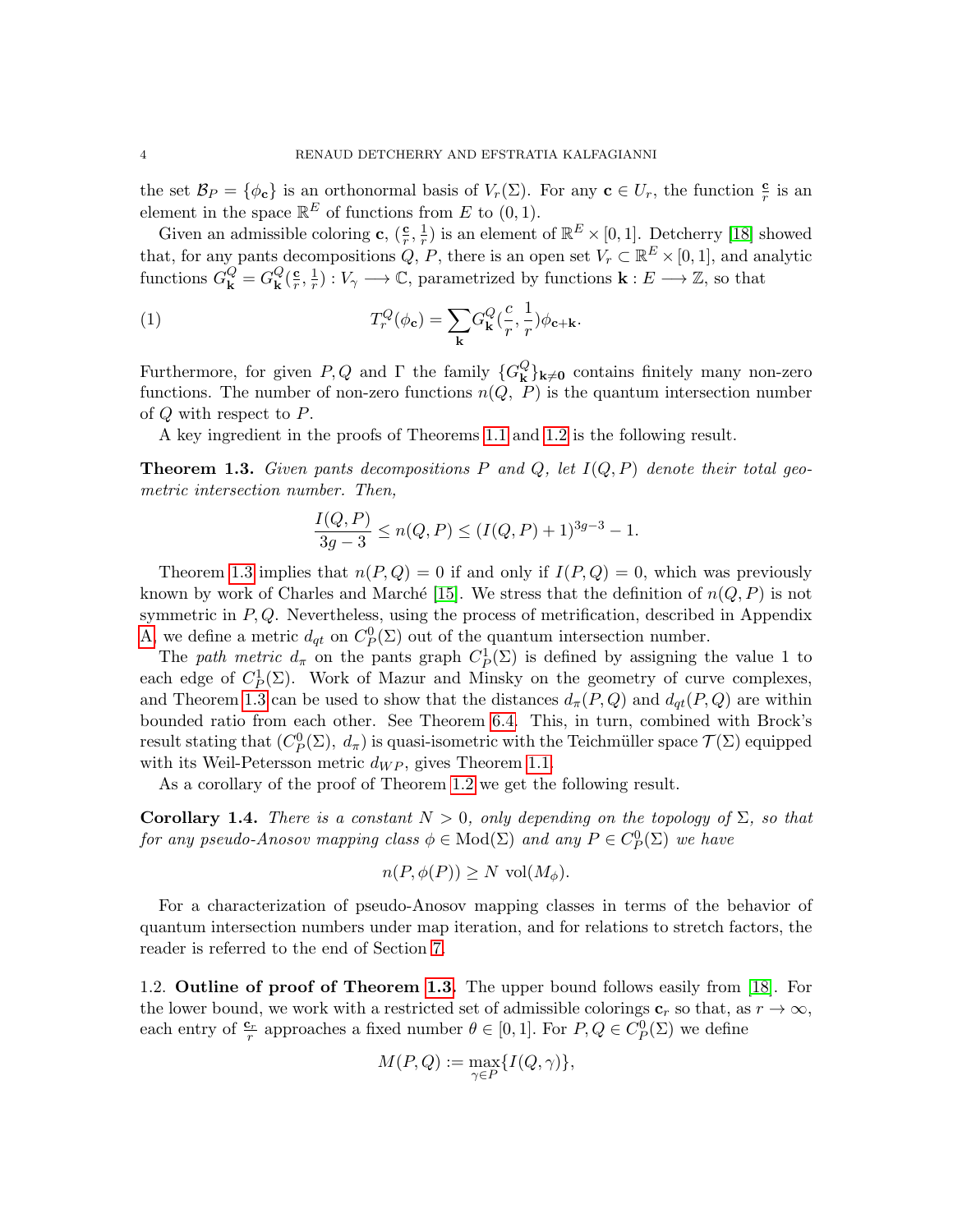the set $\mathcal{B}_P = \{\phi_{\mathbf{c}}\}$ is an orthonormal basis of $V_r(\Sigma)$. For any $\mathbf{c} \in U_r$, the function $\frac{\mathbf{c}}{r}$ is an element in the space $\mathbb{R}^E$ of functions from $E$ to $(0,1)$.

Given an admissible coloring $\mathbf{c}$, $(\frac{\mathbf{c}}{r}, \frac{1}{r})$ is an element of $\mathbb{R}^E \times [0,1]$. Detcherry [18] showed that, for any pants decompositions $Q$, $P$, there is an open set $V_r \subset \mathbb{R}^E \times [0,1]$, and analytic functions $G^Q_{\mathbf{k}} = G^Q_{\mathbf{k}}(\frac{\mathbf{c}}{r}, \frac{1}{r}) : V_\gamma \longrightarrow \mathbb{C}$, parametrized by functions $\mathbf{k} : E \longrightarrow \mathbb{Z}$, so that

$$T^Q_r(\phi_{\mathbf{c}}) = \sum_{\mathbf{k}} G^Q_{\mathbf{k}}(\frac{c}{r}, \frac{1}{r})\phi_{\mathbf{c}+\mathbf{k}}. \tag{1}$$

Furthermore, for given $P, Q$ and $\Gamma$ the family $\{G^Q_{\mathbf{k}}\}_{\mathbf{k}\neq \mathbf{0}}$ contains finitely many non-zero functions. The number of non-zero functions $n(Q,\ P)$ is the quantum intersection number of $Q$ with respect to $P$.

A key ingredient in the proofs of Theorems 1.1 and 1.2 is the following result.

**Theorem 1.3.** *Given pants decompositions $P$ and $Q$, let $I(Q,P)$ denote their total geometric intersection number. Then,*

$$\frac{I(Q,P)}{3g-3} \leq n(Q,P) \leq (I(Q,P)+1)^{3g-3} - 1.$$

Theorem 1.3 implies that $n(P,Q) = 0$ if and only if $I(P,Q) = 0$, which was previously known by work of Charles and Marché [15]. We stress that the definition of $n(Q,P)$ is not symmetric in $P, Q$. Nevertheless, using the process of metrification, described in Appendix A, we define a metric $d_{qt}$ on $C^0_P(\Sigma)$ out of the quantum intersection number.

The *path metric* $d_\pi$ on the pants graph $C^1_P(\Sigma)$ is defined by assigning the value 1 to each edge of $C^1_P(\Sigma)$. Work of Mazur and Minsky on the geometry of curve complexes, and Theorem 1.3 can be used to show that the distances $d_\pi(P,Q)$ and $d_{qt}(P,Q)$ are within bounded ratio from each other. See Theorem 6.4. This, in turn, combined with Brock's result stating that $(C^0_P(\Sigma),\ d_\pi)$ is quasi-isometric with the Teichmüller space $\mathcal{T}(\Sigma)$ equipped with its Weil-Petersson metric $d_{WP}$, gives Theorem 1.1.

As a corollary of the proof of Theorem 1.2 we get the following result.

**Corollary 1.4.** *There is a constant $N > 0$, only depending on the topology of $\Sigma$, so that for any pseudo-Anosov mapping class $\phi \in \mathrm{Mod}(\Sigma)$ and any $P \in C^0_P(\Sigma)$ we have*

$$n(P, \phi(P)) \geq N\ \mathrm{vol}(M_\phi).$$

For a characterization of pseudo-Anosov mapping classes in terms of the behavior of quantum intersection numbers under map iteration, and for relations to stretch factors, the reader is referred to the end of Section 7.

1.2. **Outline of proof of Theorem 1.3.** The upper bound follows easily from [18]. For the lower bound, we work with a restricted set of admissible colorings $\mathbf{c}_r$ so that, as $r \to \infty$, each entry of $\frac{\mathbf{c}_r}{r}$ approaches a fixed number $\theta \in [0,1]$. For $P, Q \in C^0_P(\Sigma)$ we define

$$M(P,Q) := \max_{\gamma \in P}\{I(Q,\gamma)\},$$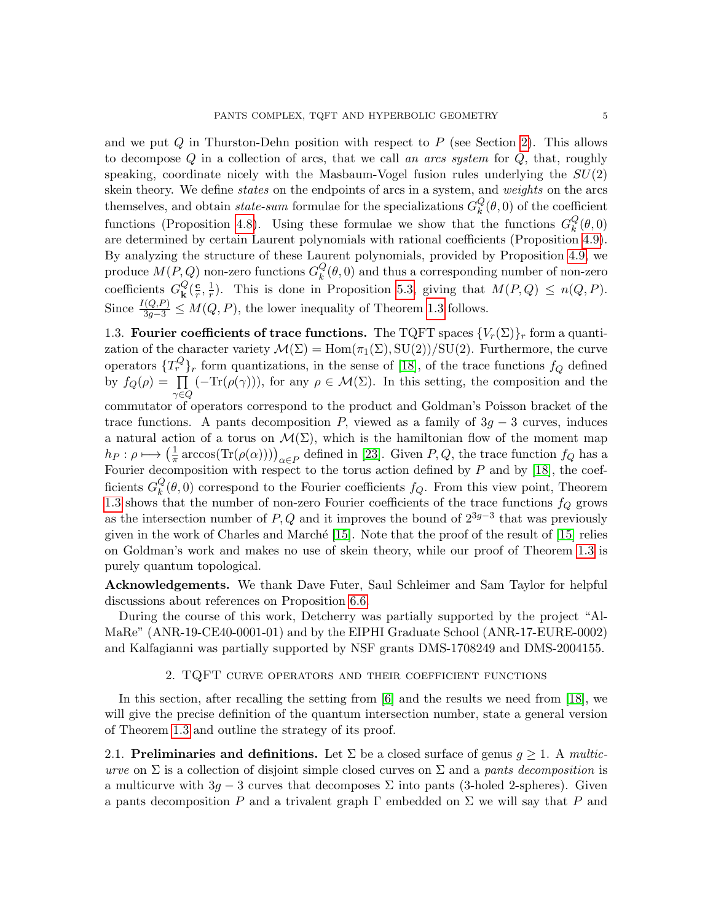and we put $Q$ in Thurston-Dehn position with respect to $P$ (see Section 2). This allows to decompose $Q$ in a collection of arcs, that we call *an arcs system* for $Q$, that, roughly speaking, coordinate nicely with the Masbaum-Vogel fusion rules underlying the $SU(2)$ skein theory. We define *states* on the endpoints of arcs in a system, and *weights* on the arcs themselves, and obtain *state-sum* formulae for the specializations $G_k^Q(\theta, 0)$ of the coefficient functions (Proposition 4.8). Using these formulae we show that the functions $G_k^Q(\theta, 0)$ are determined by certain Laurent polynomials with rational coefficients (Proposition 4.9). By analyzing the structure of these Laurent polynomials, provided by Proposition 4.9, we produce $M(P, Q)$ non-zero functions $G_k^Q(\theta, 0)$ and thus a corresponding number of non-zero coefficients $G_{\mathbf{k}}^Q(\frac{\mathbf{c}}{r}, \frac{1}{r})$. This is done in Proposition 5.3, giving that $M(P, Q) \leq n(Q, P)$. Since $\frac{I(Q,P)}{3g-3} \leq M(Q, P)$, the lower inequality of Theorem 1.3 follows.

## 1.3. Fourier coefficients of trace functions.

The TQFT spaces $\{V_r(\Sigma)\}_r$ form a quantization of the character variety $\mathcal{M}(\Sigma) = \mathrm{Hom}(\pi_1(\Sigma), \mathrm{SU}(2))/\mathrm{SU}(2)$. Furthermore, the curve operators $\{T_r^Q\}_r$ form quantizations, in the sense of [18], of the trace functions $f_Q$ defined by $f_Q(\rho) = \prod_{\gamma \in Q} (-\mathrm{Tr}(\rho(\gamma)))$, for any $\rho \in \mathcal{M}(\Sigma)$. In this setting, the composition and the commutator of operators correspond to the product and Goldman's Poisson bracket of the trace functions. A pants decomposition $P$, viewed as a family of $3g-3$ curves, induces a natural action of a torus on $\mathcal{M}(\Sigma)$, which is the hamiltonian flow of the moment map $h_P : \rho \longmapsto \left(\frac{1}{\pi}\arccos(\mathrm{Tr}(\rho(\alpha)))\right)_{\alpha \in P}$ defined in [23]. Given $P, Q$, the trace function $f_Q$ has a Fourier decomposition with respect to the torus action defined by $P$ and by [18], the coefficients $G_k^Q(\theta, 0)$ correspond to the Fourier coefficients $f_Q$. From this view point, Theorem 1.3 shows that the number of non-zero Fourier coefficients of the trace functions $f_Q$ grows as the intersection number of $P, Q$ and it improves the bound of $2^{3g-3}$ that was previously given in the work of Charles and Marché [15]. Note that the proof of the result of [15] relies on Goldman's work and makes no use of skein theory, while our proof of Theorem 1.3 is purely quantum topological.

**Acknowledgements.** We thank Dave Futer, Saul Schleimer and Sam Taylor for helpful discussions about references on Proposition 6.6.

During the course of this work, Detcherry was partially supported by the project "AlMaRe" (ANR-19-CE40-0001-01) and by the EIPHI Graduate School (ANR-17-EURE-0002) and Kalfagianni was partially supported by NSF grants DMS-1708249 and DMS-2004155.

# 2. TQFT curve operators and their coefficient functions

In this section, after recalling the setting from [6] and the results we need from [18], we will give the precise definition of the quantum intersection number, state a general version of Theorem 1.3 and outline the strategy of its proof.

## 2.1. Preliminaries and definitions.

Let $\Sigma$ be a closed surface of genus $g \geq 1$. A *multicurve* on $\Sigma$ is a collection of disjoint simple closed curves on $\Sigma$ and a *pants decomposition* is a multicurve with $3g-3$ curves that decomposes $\Sigma$ into pants (3-holed 2-spheres). Given a pants decomposition $P$ and a trivalent graph $\Gamma$ embedded on $\Sigma$ we will say that $P$ and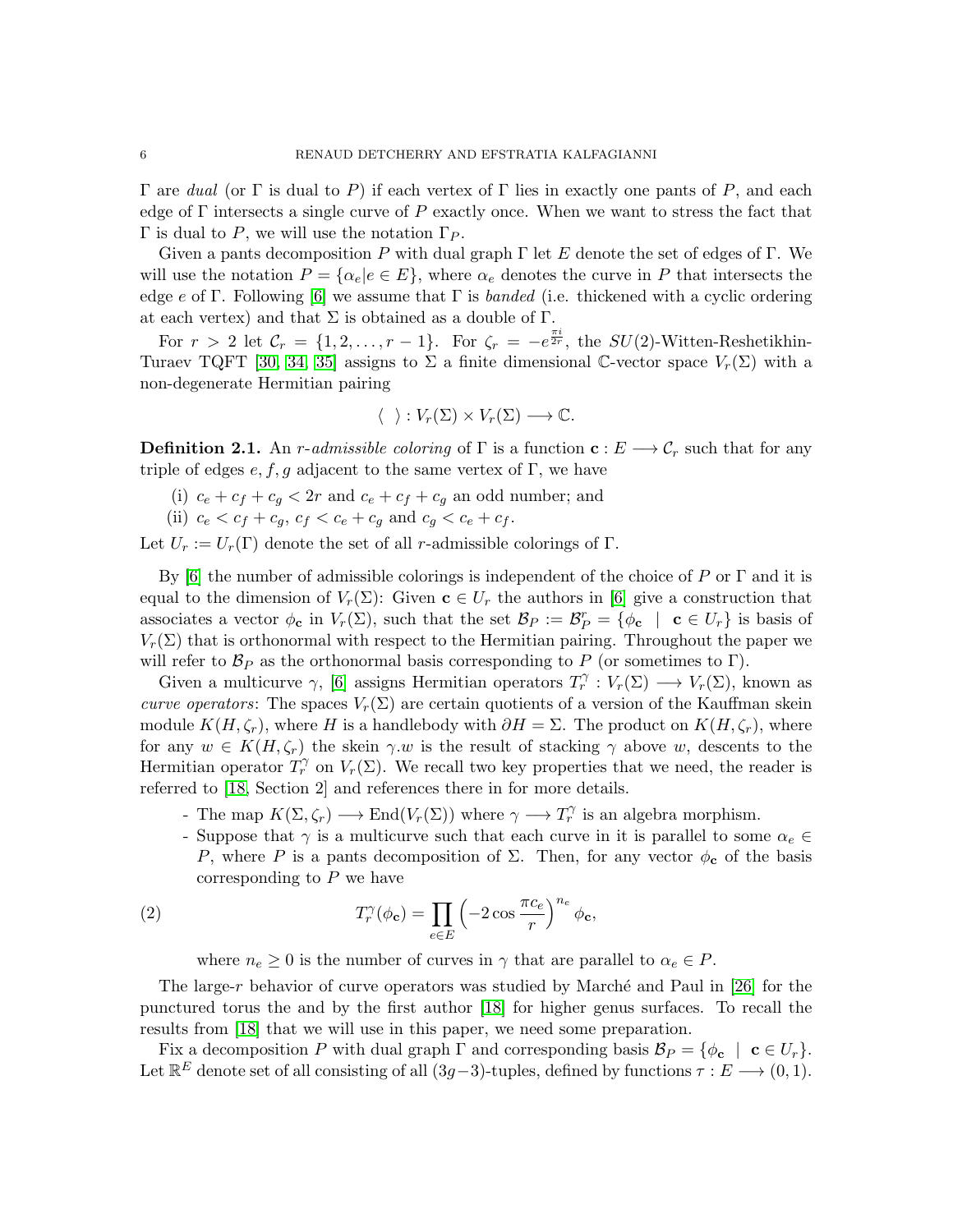$\Gamma$ are *dual* (or $\Gamma$ is dual to $P$) if each vertex of $\Gamma$ lies in exactly one pants of $P$, and each edge of $\Gamma$ intersects a single curve of $P$ exactly once. When we want to stress the fact that $\Gamma$ is dual to $P$, we will use the notation $\Gamma_P$.

Given a pants decomposition $P$ with dual graph $\Gamma$ let $E$ denote the set of edges of $\Gamma$. We will use the notation $P = \{\alpha_e | e \in E\}$, where $\alpha_e$ denotes the curve in $P$ that intersects the edge $e$ of $\Gamma$. Following [6] we assume that $\Gamma$ is *banded* (i.e. thickened with a cyclic ordering at each vertex) and that $\Sigma$ is obtained as a double of $\Gamma$.

For $r > 2$ let $\mathcal{C}_r = \{1, 2, \ldots, r-1\}$. For $\zeta_r = -e^{\frac{\pi i}{2r}}$, the $SU(2)$-Witten-Reshetikhin-Turaev TQFT [30, 34, 35] assigns to $\Sigma$ a finite dimensional $\mathbb{C}$-vector space $V_r(\Sigma)$ with a non-degenerate Hermitian pairing

$$\langle \ \ \rangle : V_r(\Sigma) \times V_r(\Sigma) \longrightarrow \mathbb{C}.$$

**Definition 2.1.** An *r-admissible coloring* of $\Gamma$ is a function $\mathbf{c} : E \longrightarrow \mathcal{C}_r$ such that for any triple of edges $e, f, g$ adjacent to the same vertex of $\Gamma$, we have

(i) $c_e + c_f + c_g < 2r$ and $c_e + c_f + c_g$ an odd number; and
(ii) $c_e < c_f + c_g$, $c_f < c_e + c_g$ and $c_g < c_e + c_f$.

Let $U_r := U_r(\Gamma)$ denote the set of all $r$-admissible colorings of $\Gamma$.

By [6] the number of admissible colorings is independent of the choice of $P$ or $\Gamma$ and it is equal to the dimension of $V_r(\Sigma)$: Given $\mathbf{c} \in U_r$ the authors in [6] give a construction that associates a vector $\phi_{\mathbf{c}}$ in $V_r(\Sigma)$, such that the set $\mathcal{B}_P := \mathcal{B}_P^r = \{\phi_{\mathbf{c}} \mid \mathbf{c} \in U_r\}$ is basis of $V_r(\Sigma)$ that is orthonormal with respect to the Hermitian pairing. Throughout the paper we will refer to $\mathcal{B}_P$ as the orthonormal basis corresponding to $P$ (or sometimes to $\Gamma$).

Given a multicurve $\gamma$, [6] assigns Hermitian operators $T_r^{\gamma} : V_r(\Sigma) \longrightarrow V_r(\Sigma)$, known as *curve operators*: The spaces $V_r(\Sigma)$ are certain quotients of a version of the Kauffman skein module $K(H, \zeta_r)$, where $H$ is a handlebody with $\partial H = \Sigma$. The product on $K(H, \zeta_r)$, where for any $w \in K(H, \zeta_r)$ the skein $\gamma.w$ is the result of stacking $\gamma$ above $w$, descents to the Hermitian operator $T_r^{\gamma}$ on $V_r(\Sigma)$. We recall two key properties that we need, the reader is referred to [18, Section 2] and references there in for more details.

- The map $K(\Sigma, \zeta_r) \longrightarrow \mathrm{End}(V_r(\Sigma))$ where $\gamma \longrightarrow T_r^{\gamma}$ is an algebra morphism.
- Suppose that $\gamma$ is a multicurve such that each curve in it is parallel to some $\alpha_e \in P$, where $P$ is a pants decomposition of $\Sigma$. Then, for any vector $\phi_{\mathbf{c}}$ of the basis corresponding to $P$ we have

$$T_r^{\gamma}(\phi_{\mathbf{c}}) = \prod_{e \in E} \left(-2\cos\frac{\pi c_e}{r}\right)^{n_e} \phi_{\mathbf{c}}, \tag{2}$$

where $n_e \geq 0$ is the number of curves in $\gamma$ that are parallel to $\alpha_e \in P$.

The large-$r$ behavior of curve operators was studied by Marché and Paul in [26] for the punctured torus the and by the first author [18] for higher genus surfaces. To recall the results from [18] that we will use in this paper, we need some preparation.

Fix a decomposition $P$ with dual graph $\Gamma$ and corresponding basis $\mathcal{B}_P = \{\phi_{\mathbf{c}} \mid \mathbf{c} \in U_r\}$. Let $\mathbb{R}^E$ denote set of all consisting of all $(3g-3)$-tuples, defined by functions $\tau : E \longrightarrow (0, 1)$.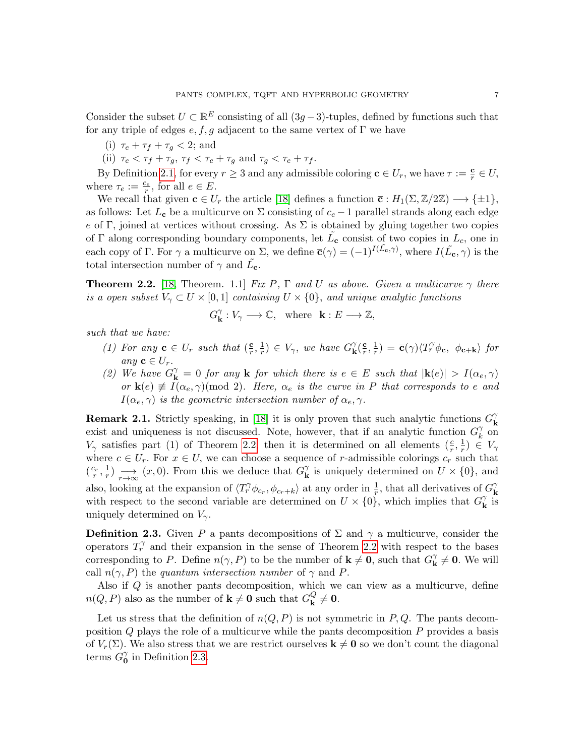Consider the subset $U \subset \mathbb{R}^E$ consisting of all $(3g-3)$-tuples, defined by functions such that for any triple of edges $e, f, g$ adjacent to the same vertex of $\Gamma$ we have

(i) $\tau_e + \tau_f + \tau_g < 2$; and

(ii) $\tau_e < \tau_f + \tau_g$, $\tau_f < \tau_e + \tau_g$ and $\tau_g < \tau_e + \tau_f$.

By Definition 2.1, for every $r \geq 3$ and any admissible coloring $\mathbf{c} \in U_r$, we have $\tau := \frac{\mathbf{c}}{r} \in U$, where $\tau_e := \frac{c_e}{r}$, for all $e \in E$.

We recall that given $\mathbf{c} \in U_r$ the article [18] defines a function $\overline{\mathbf{c}} : H_1(\Sigma, \mathbb{Z}/2\mathbb{Z}) \longrightarrow \{\pm 1\}$, as follows: Let $L_{\mathbf{c}}$ be a multicurve on $\Sigma$ consisting of $c_e - 1$ parallel strands along each edge $e$ of $\Gamma$, joined at vertices without crossing. As $\Sigma$ is obtained by gluing together two copies of $\Gamma$ along corresponding boundary components, let $\tilde{L_{\mathbf{c}}}$ consist of two copies in $L_c$, one in each copy of $\Gamma$. For $\gamma$ a multicurve on $\Sigma$, we define $\overline{\mathbf{c}}(\gamma) = (-1)^{I(\tilde{L_{\mathbf{c}}}, \gamma)}$, where $I(\tilde{L_{\mathbf{c}}}, \gamma)$ is the total intersection number of $\gamma$ and $\tilde{L_{\mathbf{c}}}$.

**Theorem 2.2.** [18, Theorem. 1.1] *Fix $P$, $\Gamma$ and $U$ as above. Given a multicurve $\gamma$ there is a open subset $V_\gamma \subset U \times [0,1]$ containing $U \times \{0\}$, and unique analytic functions*

$$G^\gamma_{\mathbf{k}} : V_\gamma \longrightarrow \mathbb{C}, \quad \text{where} \quad \mathbf{k} : E \longrightarrow \mathbb{Z},$$

*such that we have:*

*(1) For any $\mathbf{c} \in U_r$ such that $(\frac{\mathbf{c}}{r}, \frac{1}{r}) \in V_\gamma$, we have $G^\gamma_{\mathbf{k}}(\frac{\mathbf{c}}{r}, \frac{1}{r}) = \overline{\mathbf{c}}(\gamma)\langle T^\gamma_r \phi_{\mathbf{c}},\ \phi_{\mathbf{c}+\mathbf{k}}\rangle$ for any $\mathbf{c} \in U_r$.*

*(2) We have $G^\gamma_{\mathbf{k}} = 0$ for any $\mathbf{k}$ for which there is $e \in E$ such that $|\mathbf{k}(e)| > I(\alpha_e, \gamma)$ or $\mathbf{k}(e) \not\equiv I(\alpha_e, \gamma) (\mathrm{mod}\ 2)$. Here, $\alpha_e$ is the curve in $P$ that corresponds to $e$ and $I(\alpha_e, \gamma)$ is the geometric intersection number of $\alpha_e, \gamma$.*

**Remark 2.1.** Strictly speaking, in [18] it is only proven that such analytic functions $G^\gamma_{\mathbf{k}}$ exist and uniqueness is not discussed. Note, however, that if an analytic function $G^\gamma_k$ on $V_\gamma$ satisfies part (1) of Theorem 2.2, then it is determined on all elements $(\frac{c}{r}, \frac{1}{r}) \in V_\gamma$ where $c \in U_r$. For $x \in U$, we can choose a sequence of $r$-admissible colorings $c_r$ such that $(\frac{c_r}{r}, \frac{1}{r}) \underset{r\to\infty}{\longrightarrow} (x, 0)$. From this we deduce that $G^\gamma_{\mathbf{k}}$ is uniquely determined on $U \times \{0\}$, and also, looking at the expansion of $\langle T^\gamma_r \phi_{c_r}, \phi_{c_r+k}\rangle$ at any order in $\frac{1}{r}$, that all derivatives of $G^\gamma_{\mathbf{k}}$ with respect to the second variable are determined on $U \times \{0\}$, which implies that $G^\gamma_{\mathbf{k}}$ is uniquely determined on $V_\gamma$.

**Definition 2.3.** Given $P$ a pants decompositions of $\Sigma$ and $\gamma$ a multicurve, consider the operators $T^\gamma_r$ and their expansion in the sense of Theorem 2.2 with respect to the bases corresponding to $P$. Define $n(\gamma, P)$ to be the number of $\mathbf{k} \neq \mathbf{0}$, such that $G^\gamma_{\mathbf{k}} \neq \mathbf{0}$. We will call $n(\gamma, P)$ the *quantum intersection number* of $\gamma$ and $P$.

Also if $Q$ is another pants decomposition, which we can view as a multicurve, define $n(Q, P)$ also as the number of $\mathbf{k} \neq \mathbf{0}$ such that $G^Q_{\mathbf{k}} \neq \mathbf{0}$.

Let us stress that the definition of $n(Q, P)$ is not symmetric in $P, Q$. The pants decomposition $Q$ plays the role of a multicurve while the pants decomposition $P$ provides a basis of $V_r(\Sigma)$. We also stress that we are restrict ourselves $\mathbf{k} \neq \mathbf{0}$ so we don't count the diagonal terms $G^\gamma_{\mathbf{0}}$ in Definition 2.3.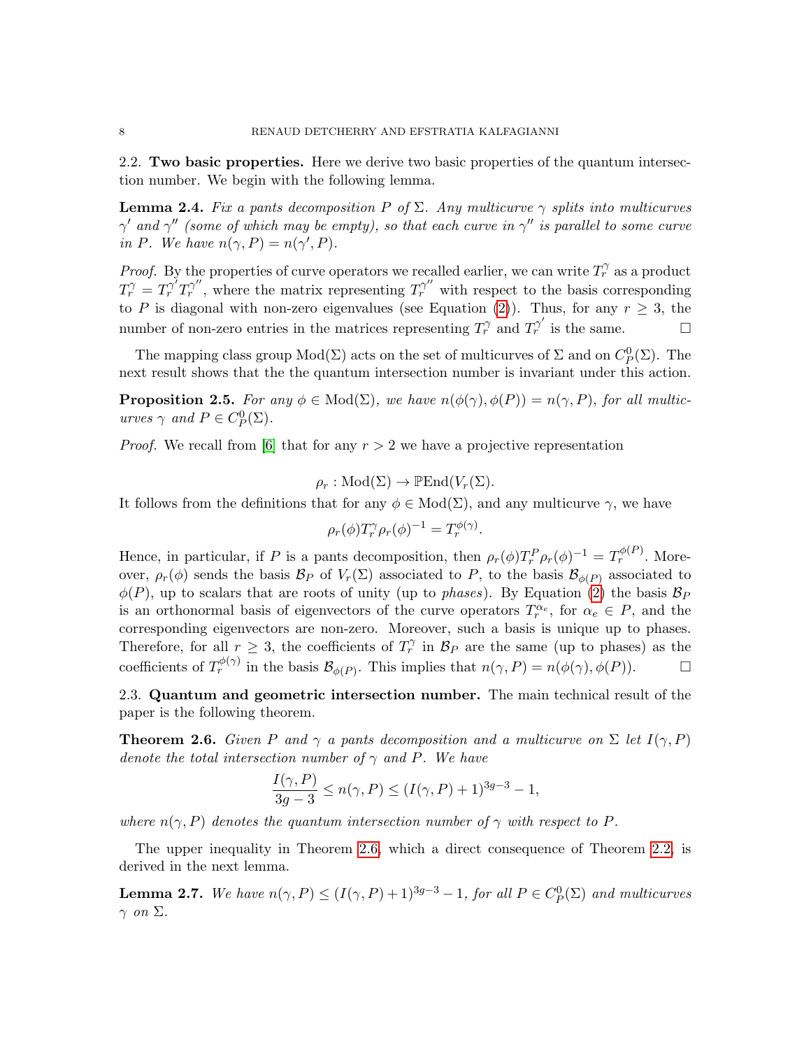### 2.2. Two basic properties.

Here we derive two basic properties of the quantum intersection number. We begin with the following lemma.

**Lemma 2.4.** *Fix a pants decomposition $P$ of $\Sigma$. Any multicurve $\gamma$ splits into multicurves $\gamma'$ and $\gamma''$ (some of which may be empty), so that each curve in $\gamma''$ is parallel to some curve in $P$. We have $n(\gamma, P) = n(\gamma', P)$.*

*Proof.* By the properties of curve operators we recalled earlier, we can write $T_r^\gamma$ as a product $T_r^\gamma = T_r^{\gamma'} T_r^{\gamma''}$, where the matrix representing $T_r^{\gamma''}$ with respect to the basis corresponding to $P$ is diagonal with non-zero eigenvalues (see Equation (2)). Thus, for any $r \geq 3$, the number of non-zero entries in the matrices representing $T_r^\gamma$ and $T_r^{\gamma'}$ is the same. $\square$

The mapping class group $\mathrm{Mod}(\Sigma)$ acts on the set of multicurves of $\Sigma$ and on $C_P^0(\Sigma)$. The next result shows that the the quantum intersection number is invariant under this action.

**Proposition 2.5.** *For any $\phi \in \mathrm{Mod}(\Sigma)$, we have $n(\phi(\gamma), \phi(P)) = n(\gamma, P)$, for all multicurves $\gamma$ and $P \in C_P^0(\Sigma)$.*

*Proof.* We recall from [6] that for any $r > 2$ we have a projective representation

$$\rho_r : \mathrm{Mod}(\Sigma) \to \mathbb{P}\mathrm{End}(V_r(\Sigma).$$

It follows from the definitions that for any $\phi \in \mathrm{Mod}(\Sigma)$, and any multicurve $\gamma$, we have

$$\rho_r(\phi) T_r^\gamma \rho_r(\phi)^{-1} = T_r^{\phi(\gamma)}.$$

Hence, in particular, if $P$ is a pants decomposition, then $\rho_r(\phi) T_r^P \rho_r(\phi)^{-1} = T_r^{\phi(P)}$. Moreover, $\rho_r(\phi)$ sends the basis $\mathcal{B}_P$ of $V_r(\Sigma)$ associated to $P$, to the basis $\mathcal{B}_{\phi(P)}$ associated to $\phi(P)$, up to scalars that are roots of unity (up to *phases*). By Equation (2) the basis $\mathcal{B}_P$ is an orthonormal basis of eigenvectors of the curve operators $T_r^{\alpha_e}$, for $\alpha_e \in P$, and the corresponding eigenvectors are non-zero. Moreover, such a basis is unique up to phases. Therefore, for all $r \geq 3$, the coefficients of $T_r^\gamma$ in $\mathcal{B}_P$ are the same (up to phases) as the coefficients of $T_r^{\phi(\gamma)}$ in the basis $\mathcal{B}_{\phi(P)}$. This implies that $n(\gamma, P) = n(\phi(\gamma), \phi(P))$. $\square$

### 2.3. Quantum and geometric intersection number.

The main technical result of the paper is the following theorem.

**Theorem 2.6.** *Given $P$ and $\gamma$ a pants decomposition and a multicurve on $\Sigma$ let $I(\gamma, P)$ denote the total intersection number of $\gamma$ and $P$. We have*

$$\frac{I(\gamma, P)}{3g-3} \leq n(\gamma, P) \leq (I(\gamma, P) + 1)^{3g-3} - 1,$$

*where $n(\gamma, P)$ denotes the quantum intersection number of $\gamma$ with respect to $P$.*

The upper inequality in Theorem 2.6, which a direct consequence of Theorem 2.2, is derived in the next lemma.

**Lemma 2.7.** *We have $n(\gamma, P) \leq (I(\gamma, P) + 1)^{3g-3} - 1$, for all $P \in C_P^0(\Sigma)$ and multicurves $\gamma$ on $\Sigma$.*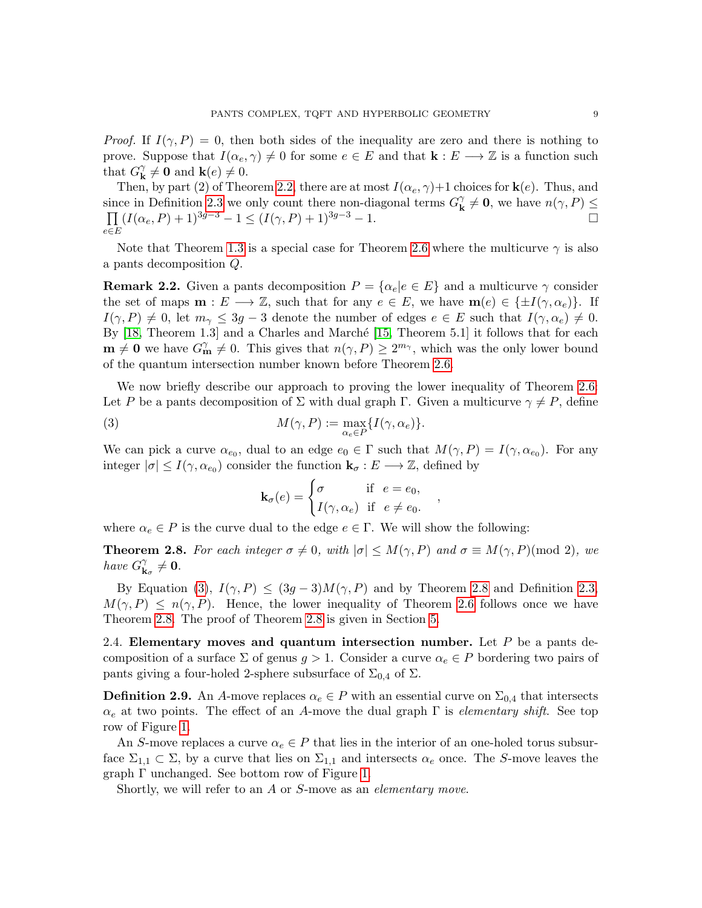*Proof.* If $I(\gamma, P) = 0$, then both sides of the inequality are zero and there is nothing to prove. Suppose that $I(\alpha_e, \gamma) \neq 0$ for some $e \in E$ and that $\mathbf{k} : E \longrightarrow \mathbb{Z}$ is a function such that $G^\gamma_{\mathbf{k}} \neq \mathbf{0}$ and $\mathbf{k}(e) \neq 0$.

Then, by part (2) of Theorem 2.2, there are at most $I(\alpha_e, \gamma)+1$ choices for $\mathbf{k}(e)$. Thus, and since in Definition 2.3 we only count there non-diagonal terms $G^\gamma_{\mathbf{k}} \neq \mathbf{0}$, we have $n(\gamma, P) \leq \prod_{e\in E} (I(\alpha_e, P) + 1)^{3g-3} - 1 \leq (I(\gamma, P) + 1)^{3g-3} - 1$. $\square$

Note that Theorem 1.3 is a special case for Theorem 2.6 where the multicurve $\gamma$ is also a pants decomposition $Q$.

**Remark 2.2.** Given a pants decomposition $P = \{\alpha_e | e \in E\}$ and a multicurve $\gamma$ consider the set of maps $\mathbf{m} : E \longrightarrow \mathbb{Z}$, such that for any $e \in E$, we have $\mathbf{m}(e) \in \{\pm I(\gamma, \alpha_e)\}$. If $I(\gamma, P) \neq 0$, let $m_\gamma \leq 3g - 3$ denote the number of edges $e \in E$ such that $I(\gamma, \alpha_e) \neq 0$. By [18, Theorem 1.3] and a Charles and Marché [15, Theorem 5.1] it follows that for each $\mathbf{m} \neq \mathbf{0}$ we have $G^\gamma_{\mathbf{m}} \neq 0$. This gives that $n(\gamma, P) \geq 2^{m_\gamma}$, which was the only lower bound of the quantum intersection number known before Theorem 2.6.

We now briefly describe our approach to proving the lower inequality of Theorem 2.6: Let $P$ be a pants decomposition of $\Sigma$ with dual graph $\Gamma$. Given a multicurve $\gamma \neq P$, define

$$M(\gamma, P) := \max_{\alpha_e\in P}\{I(\gamma, \alpha_e)\}. \tag{3}$$

We can pick a curve $\alpha_{e_0}$, dual to an edge $e_0 \in \Gamma$ such that $M(\gamma, P) = I(\gamma, \alpha_{e_0})$. For any integer $|\sigma| \leq I(\gamma, \alpha_{e_0})$ consider the function $\mathbf{k}_\sigma : E \longrightarrow \mathbb{Z}$, defined by

$$\mathbf{k}_\sigma(e) = \begin{cases} \sigma & \text{if } \ e = e_0, \\ I(\gamma, \alpha_e) & \text{if } \ e \neq e_0. \end{cases},$$

where $\alpha_e \in P$ is the curve dual to the edge $e \in \Gamma$. We will show the following:

**Theorem 2.8.** *For each integer $\sigma \neq 0$, with $|\sigma| \leq M(\gamma, P)$ and $\sigma \equiv M(\gamma, P) (\text{mod } 2)$, we have $G^\gamma_{\mathbf{k}_\sigma} \neq \mathbf{0}$.*

By Equation (3), $I(\gamma, P) \leq (3g - 3)M(\gamma, P)$ and by Theorem 2.8 and Definition 2.3, $M(\gamma, P) \leq n(\gamma, P)$. Hence, the lower inequality of Theorem 2.6 follows once we have Theorem 2.8. The proof of Theorem 2.8 is given in Section 5.

2.4. **Elementary moves and quantum intersection number.** Let $P$ be a pants decomposition of a surface $\Sigma$ of genus $g > 1$. Consider a curve $\alpha_e \in P$ bordering two pairs of pants giving a four-holed 2-sphere subsurface of $\Sigma_{0,4}$ of $\Sigma$.

**Definition 2.9.** An $A$-move replaces $\alpha_e \in P$ with an essential curve on $\Sigma_{0,4}$ that intersects $\alpha_e$ at two points. The effect of an $A$-move the dual graph $\Gamma$ is *elementary shift*. See top row of Figure 1.

An $S$-move replaces a curve $\alpha_e \in P$ that lies in the interior of an one-holed torus subsurface $\Sigma_{1,1} \subset \Sigma$, by a curve that lies on $\Sigma_{1,1}$ and intersects $\alpha_e$ once. The $S$-move leaves the graph $\Gamma$ unchanged. See bottom row of Figure 1.

Shortly, we will refer to an $A$ or $S$-move as an *elementary move*.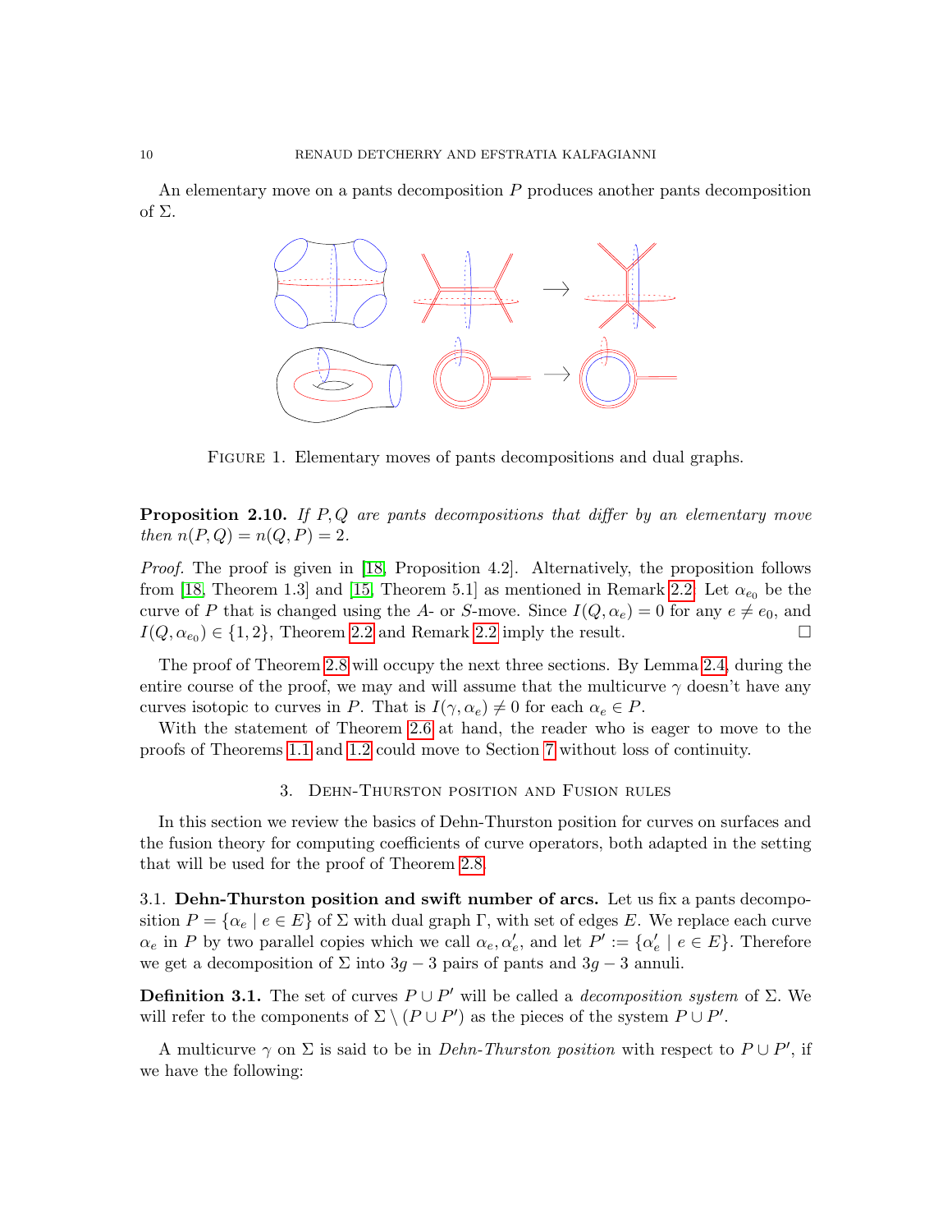An elementary move on a pants decomposition $P$ produces another pants decomposition of $\Sigma$.

Figure 1. Elementary moves of pants decompositions and dual graphs.

**Proposition 2.10.** *If $P, Q$ are pants decompositions that differ by an elementary move then $n(P, Q) = n(Q, P) = 2$.*

*Proof.* The proof is given in [18, Proposition 4.2]. Alternatively, the proposition follows from [18, Theorem 1.3] and [15, Theorem 5.1] as mentioned in Remark 2.2. Let $\alpha_{e_0}$ be the curve of $P$ that is changed using the $A$- or $S$-move. Since $I(Q, \alpha_e) = 0$ for any $e \neq e_0$, and $I(Q, \alpha_{e_0}) \in \{1, 2\}$, Theorem 2.2 and Remark 2.2 imply the result. $\square$

The proof of Theorem 2.8 will occupy the next three sections. By Lemma 2.4, during the entire course of the proof, we may and will assume that the multicurve $\gamma$ doesn't have any curves isotopic to curves in $P$. That is $I(\gamma, \alpha_e) \neq 0$ for each $\alpha_e \in P$.

With the statement of Theorem 2.6 at hand, the reader who is eager to move to the proofs of Theorems 1.1 and 1.2 could move to Section 7 without loss of continuity.

## 3. Dehn-Thurston position and Fusion rules

In this section we review the basics of Dehn-Thurston position for curves on surfaces and the fusion theory for computing coefficients of curve operators, both adapted in the setting that will be used for the proof of Theorem 2.8.

### 3.1. Dehn-Thurston position and swift number of arcs.

Let us fix a pants decomposition $P = \{\alpha_e \mid e \in E\}$ of $\Sigma$ with dual graph $\Gamma$, with set of edges $E$. We replace each curve $\alpha_e$ in $P$ by two parallel copies which we call $\alpha_e, \alpha'_e$, and let $P' := \{\alpha'_e \mid e \in E\}$. Therefore we get a decomposition of $\Sigma$ into $3g-3$ pairs of pants and $3g-3$ annuli.

**Definition 3.1.** The set of curves $P \cup P'$ will be called a *decomposition system* of $\Sigma$. We will refer to the components of $\Sigma \setminus (P \cup P')$ as the pieces of the system $P \cup P'$.

A multicurve $\gamma$ on $\Sigma$ is said to be in *Dehn-Thurston position* with respect to $P \cup P'$, if we have the following: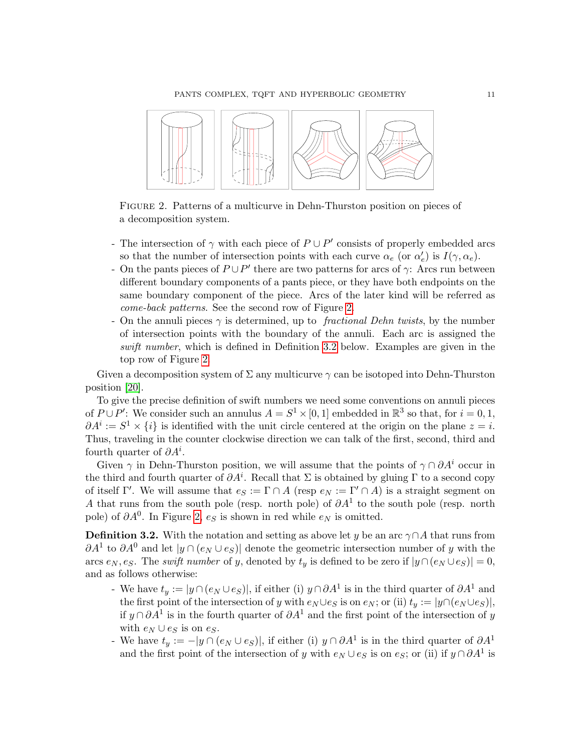FIGURE 2. Patterns of a multicurve in Dehn-Thurston position on pieces of a decomposition system.

- The intersection of $\gamma$ with each piece of $P \cup P'$ consists of properly embedded arcs so that the number of intersection points with each curve $\alpha_e$ (or $\alpha'_e$) is $I(\gamma, \alpha_e)$.
- On the pants pieces of $P \cup P'$ there are two patterns for $\gamma$: Arcs run between different boundary components of a pants piece, or they have both endpoints on the same boundary component of the piece. Arcs of the later kind will be referred as *come-back patterns*. See the second row of Figure 2.
- On the annuli pieces $\gamma$ is determined, up to *fractional Dehn twists*, by the number of intersection points with the boundary of the annuli. Each arc is assigned the *swift number*, which is defined in Definition 3.2 below. Examples are given in the top row of Figure 2.

Given a decomposition system of $\Sigma$ any multicurve $\gamma$ can be isotoped into Dehn-Thurston position [20].

To give the precise definition of swift numbers we need some conventions on annuli pieces of $P \cup P'$: We consider such an annulus $A = S^1 \times [0, 1]$ embedded in $\mathbb{R}^3$ so that, for $i = 0, 1$, $\partial A^i := S^1 \times \{i\}$ is identified with the unit circle centered at the origin on the plane $z = i$. Thus, traveling in the counter clockwise direction we can talk of the first, second, third and fourth quarter of $\partial A^i$.

Given $\gamma$ in Dehn-Thurston position, we will assume that the points of $\gamma \cap \partial A^i$ occur in the third and fourth quarter of $\partial A^i$. Recall that $\Sigma$ is obtained by gluing $\Gamma$ to a second copy of itself $\Gamma'$. We will assume that $e_S := \Gamma \cap A$ (resp $e_N := \Gamma' \cap A$) is a straight segment on $A$ that runs from the south pole (resp. north pole) of $\partial A^1$ to the south pole (resp. north pole) of $\partial A^0$. In Figure 2, $e_S$ is shown in red while $e_N$ is omitted.

**Definition 3.2.** With the notation and setting as above let $y$ be an arc $\gamma \cap A$ that runs from $\partial A^1$ to $\partial A^0$ and let $|y \cap (e_N \cup e_S)|$ denote the geometric intersection number of $y$ with the arcs $e_N, e_S$. The *swift number* of $y$, denoted by $t_y$ is defined to be zero if $|y \cap (e_N \cup e_S)| = 0$, and as follows otherwise:

- We have $t_y := |y \cap (e_N \cup e_S)|$, if either (i) $y \cap \partial A^1$ is in the third quarter of $\partial A^1$ and the first point of the intersection of $y$ with $e_N \cup e_S$ is on $e_N$; or (ii) $t_y := |y \cap (e_N \cup e_S)|$, if $y \cap \partial A^1$ is in the fourth quarter of $\partial A^1$ and the first point of the intersection of $y$ with $e_N \cup e_S$ is on $e_S$.
- We have $t_y := -|y \cap (e_N \cup e_S)|$, if either (i) $y \cap \partial A^1$ is in the third quarter of $\partial A^1$ and the first point of the intersection of $y$ with $e_N \cup e_S$ is on $e_S$; or (ii) if $y \cap \partial A^1$ is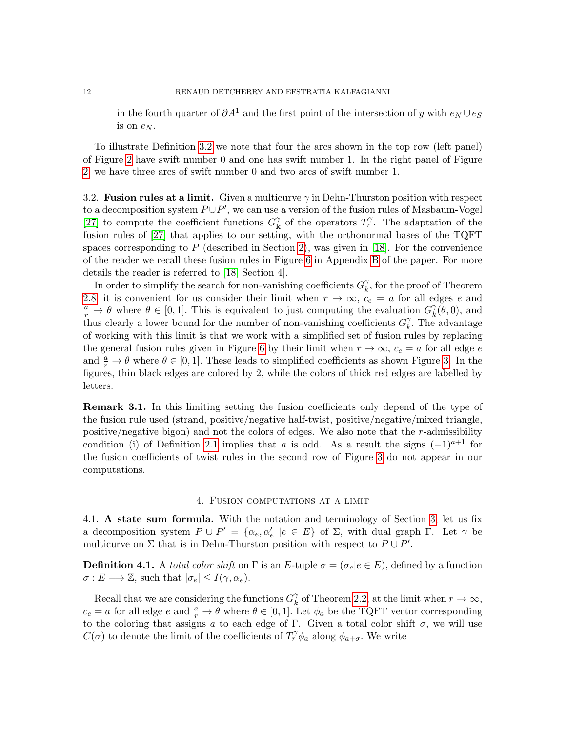in the fourth quarter of $\partial A^1$ and the first point of the intersection of $y$ with $e_N \cup e_S$ is on $e_N$.

To illustrate Definition 3.2 we note that four the arcs shown in the top row (left panel) of Figure 2 have swift number 0 and one has swift number 1. In the right panel of Figure 2, we have three arcs of swift number 0 and two arcs of swift number 1.

### 3.2. Fusion rules at a limit.

Given a multicurve $\gamma$ in Dehn-Thurston position with respect to a decomposition system $P \cup P'$, we can use a version of the fusion rules of Masbaum-Vogel [27] to compute the coefficient functions $G^{\gamma}_{\mathbf{k}}$ of the operators $T^{\gamma}_r$. The adaptation of the fusion rules of [27] that applies to our setting, with the orthonormal bases of the TQFT spaces corresponding to $P$ (described in Section 2), was given in [18]. For the convenience of the reader we recall these fusion rules in Figure 6 in Appendix B of the paper. For more details the reader is referred to [18, Section 4].

In order to simplify the search for non-vanishing coefficients $G^{\gamma}_k$, for the proof of Theorem 2.8, it is convenient for us consider their limit when $r \to \infty$, $c_e = a$ for all edges $e$ and $\frac{a}{r} \to \theta$ where $\theta \in [0, 1]$. This is equivalent to just computing the evaluation $G^{\gamma}_k(\theta, 0)$, and thus clearly a lower bound for the number of non-vanishing coefficients $G^{\gamma}_k$. The advantage of working with this limit is that we work with a simplified set of fusion rules by replacing the general fusion rules given in Figure 6 by their limit when $r \to \infty$, $c_e = a$ for all edge $e$ and $\frac{a}{r} \to \theta$ where $\theta \in [0, 1]$. These leads to simplified coefficients as shown Figure 3. In the figures, thin black edges are colored by 2, while the colors of thick red edges are labelled by letters.

**Remark 3.1.** In this limiting setting the fusion coefficients only depend of the type of the fusion rule used (strand, positive/negative half-twist, positive/negative/mixed triangle, positive/negative bigon) and not the colors of edges. We also note that the $r$-admissibility condition (i) of Definition 2.1 implies that $a$ is odd. As a result the signs $(-1)^{a+1}$ for the fusion coefficients of twist rules in the second row of Figure 3 do not appear in our computations.

## 4. Fusion computations at a limit

### 4.1. A state sum formula.

With the notation and terminology of Section 3, let us fix a decomposition system $P \cup P' = \{\alpha_e, \alpha'_e \mid e \in E\}$ of $\Sigma$, with dual graph $\Gamma$. Let $\gamma$ be multicurve on $\Sigma$ that is in Dehn-Thurston position with respect to $P \cup P'$.

**Definition 4.1.** A *total color shift* on $\Gamma$ is an $E$-tuple $\sigma = (\sigma_e | e \in E)$, defined by a function $\sigma : E \longrightarrow \mathbb{Z}$, such that $|\sigma_e| \leq I(\gamma, \alpha_e)$.

Recall that we are considering the functions $G^{\gamma}_k$ of Theorem 2.2, at the limit when $r \to \infty$, $c_e = a$ for all edge $e$ and $\frac{a}{r} \to \theta$ where $\theta \in [0, 1]$. Let $\phi_a$ be the TQFT vector corresponding to the coloring that assigns $a$ to each edge of $\Gamma$. Given a total color shift $\sigma$, we will use $C(\sigma)$ to denote the limit of the coefficients of $T^{\gamma}_r \phi_a$ along $\phi_{a+\sigma}$. We write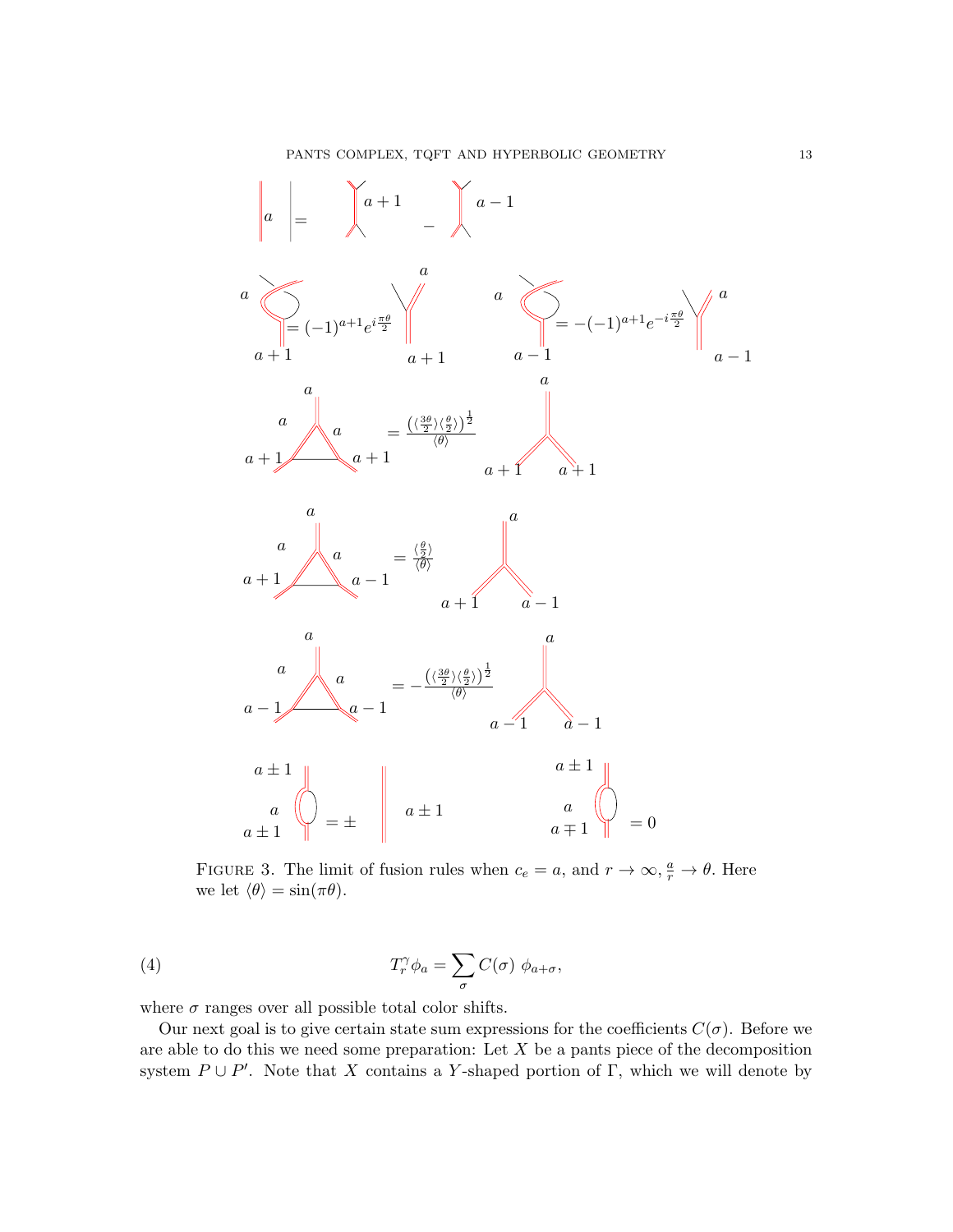FIGURE 3. The limit of fusion rules when $c_e = a$, and $r \to \infty$, $\frac{a}{r} \to \theta$. Here we let $\langle \theta \rangle = \sin(\pi\theta)$.

$$T_r^\gamma \phi_a = \sum_\sigma C(\sigma)\ \phi_{a+\sigma}, \tag{4}$$

where $\sigma$ ranges over all possible total color shifts.

Our next goal is to give certain state sum expressions for the coefficients $C(\sigma)$. Before we are able to do this we need some preparation: Let $X$ be a pants piece of the decomposition system $P \cup P'$. Note that $X$ contains a $Y$-shaped portion of $\Gamma$, which we will denote by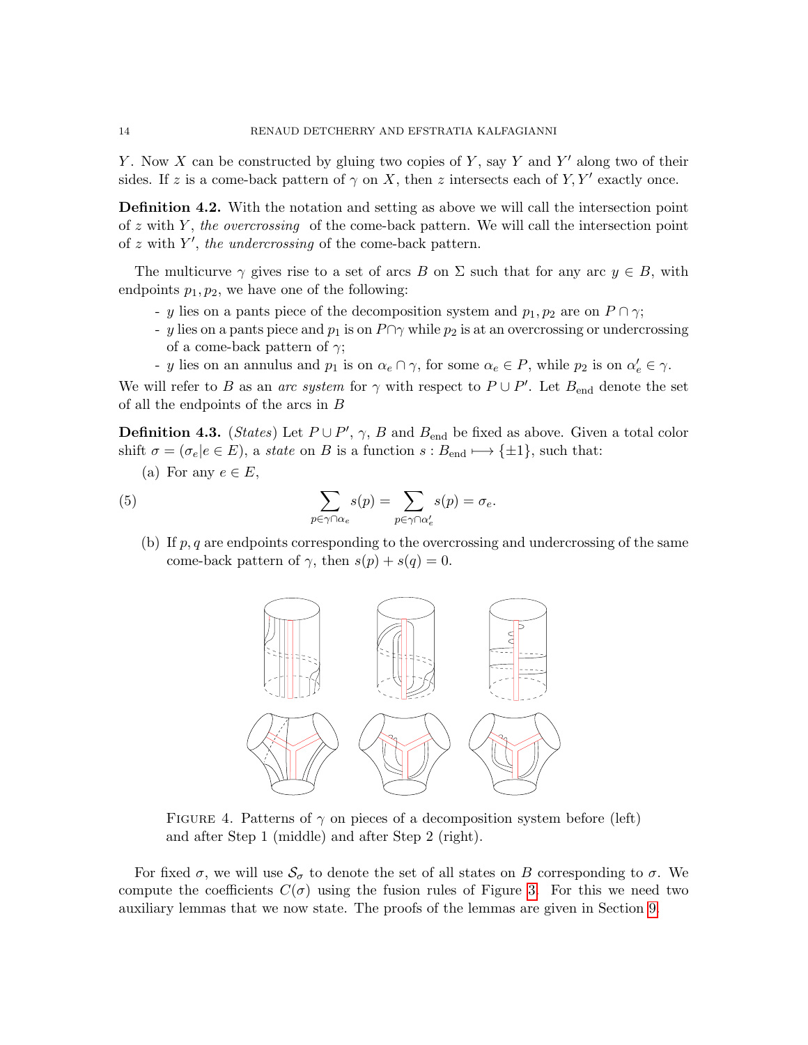$Y$. Now $X$ can be constructed by gluing two copies of $Y$, say $Y$ and $Y'$ along two of their sides. If $z$ is a come-back pattern of $\gamma$ on $X$, then $z$ intersects each of $Y, Y'$ exactly once.

**Definition 4.2.** With the notation and setting as above we will call the intersection point of $z$ with $Y$, *the overcrossing* of the come-back pattern. We will call the intersection point of $z$ with $Y'$, *the undercrossing* of the come-back pattern.

The multicurve $\gamma$ gives rise to a set of arcs $B$ on $\Sigma$ such that for any arc $y \in B$, with endpoints $p_1, p_2$, we have one of the following:

- $y$ lies on a pants piece of the decomposition system and $p_1, p_2$ are on $P \cap \gamma$;
- $y$ lies on a pants piece and $p_1$ is on $P \cap \gamma$ while $p_2$ is at an overcrossing or undercrossing of a come-back pattern of $\gamma$;
- $y$ lies on an annulus and $p_1$ is on $\alpha_e \cap \gamma$, for some $\alpha_e \in P$, while $p_2$ is on $\alpha'_e \in \gamma$.

We will refer to $B$ as an *arc system* for $\gamma$ with respect to $P \cup P'$. Let $B_{\text{end}}$ denote the set of all the endpoints of the arcs in $B$

**Definition 4.3.** (*States*) Let $P \cup P'$, $\gamma$, $B$ and $B_{\text{end}}$ be fixed as above. Given a total color shift $\sigma = (\sigma_e | e \in E)$, a *state* on $B$ is a function $s : B_{\text{end}} \longmapsto \{\pm 1\}$, such that:

(a) For any $e \in E$,

$$\sum_{p \in \gamma \cap \alpha_e} s(p) = \sum_{p \in \gamma \cap \alpha'_e} s(p) = \sigma_e. \tag{5}$$

(b) If $p, q$ are endpoints corresponding to the overcrossing and undercrossing of the same come-back pattern of $\gamma$, then $s(p) + s(q) = 0$.

FIGURE 4. Patterns of $\gamma$ on pieces of a decomposition system before (left) and after Step 1 (middle) and after Step 2 (right).

For fixed $\sigma$, we will use $\mathcal{S}_\sigma$ to denote the set of all states on $B$ corresponding to $\sigma$. We compute the coefficients $C(\sigma)$ using the fusion rules of Figure 3. For this we need two auxiliary lemmas that we now state. The proofs of the lemmas are given in Section 9.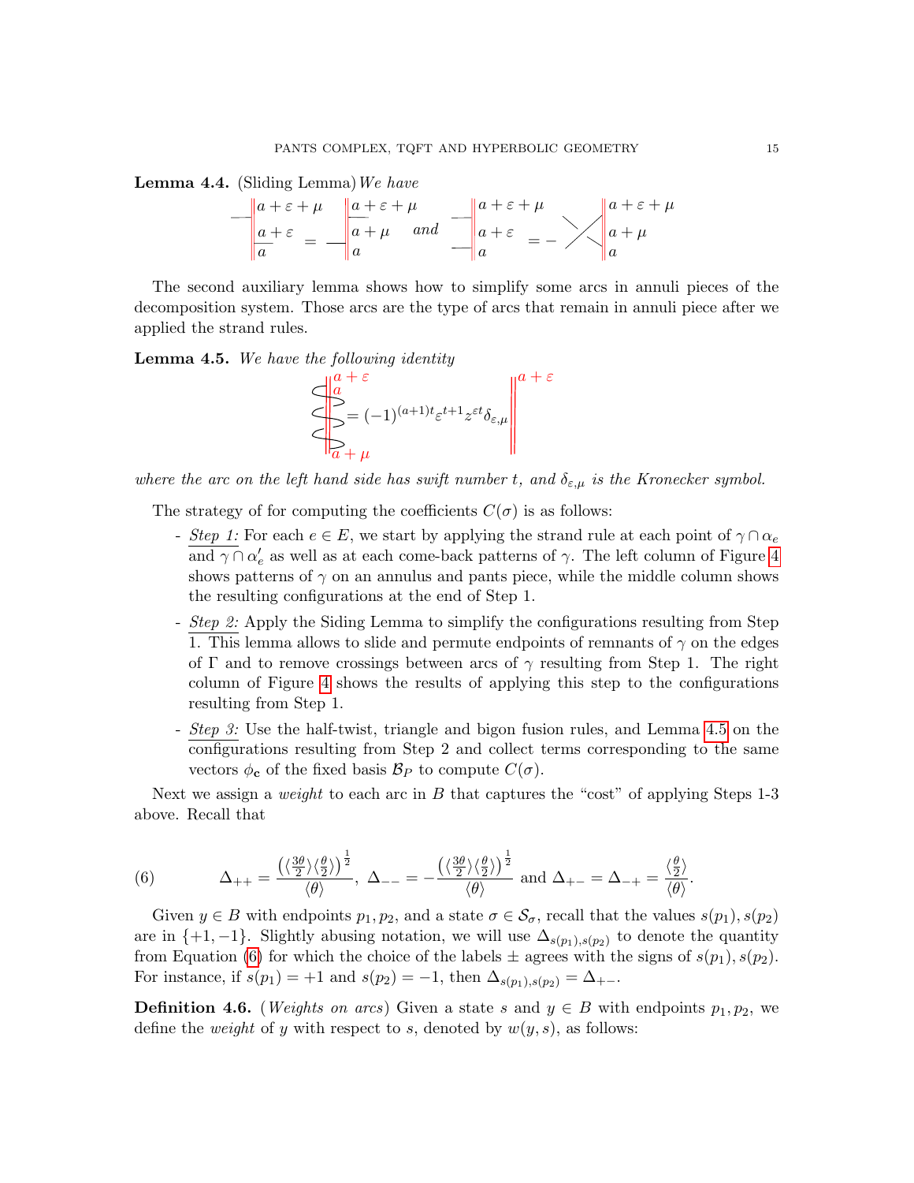**Lemma 4.4.** (Sliding Lemma) *We have*

$$a+\varepsilon+\mu \quad a+\varepsilon \quad a \quad = \quad a+\varepsilon+\mu \quad a+\mu \quad a \qquad \text{and} \qquad a+\varepsilon+\mu \quad a+\varepsilon \quad a \quad = - \quad a+\varepsilon+\mu \quad a+\mu \quad a$$

The second auxiliary lemma shows how to simplify some arcs in annuli pieces of the decomposition system. Those arcs are the type of arcs that remain in annuli piece after we applied the strand rules.

**Lemma 4.5.** *We have the following identity*

$$a+\varepsilon \quad a \quad a+\mu \quad = (-1)^{(a+1)t}\varepsilon^{t+1}z^{\varepsilon t}\delta_{\varepsilon,\mu} \quad a+\varepsilon$$

*where the arc on the left hand side has swift number $t$, and $\delta_{\varepsilon,\mu}$ is the Kronecker symbol.*

The strategy of for computing the coefficients $C(\sigma)$ is as follows:

- Step 1: For each $e \in E$, we start by applying the strand rule at each point of $\gamma \cap \alpha_e$ and $\gamma \cap \alpha'_e$ as well as at each come-back patterns of $\gamma$. The left column of Figure 4 shows patterns of $\gamma$ on an annulus and pants piece, while the middle column shows the resulting configurations at the end of Step 1.
- Step 2: Apply the Siding Lemma to simplify the configurations resulting from Step 1. This lemma allows to slide and permute endpoints of remnants of $\gamma$ on the edges of $\Gamma$ and to remove crossings between arcs of $\gamma$ resulting from Step 1. The right column of Figure 4 shows the results of applying this step to the configurations resulting from Step 1.
- Step 3: Use the half-twist, triangle and bigon fusion rules, and Lemma 4.5 on the configurations resulting from Step 2 and collect terms corresponding to the same vectors $\phi_{\mathbf{c}}$ of the fixed basis $\mathcal{B}_P$ to compute $C(\sigma)$.

Next we assign a *weight* to each arc in $B$ that captures the "cost" of applying Steps 1-3 above. Recall that

$$\Delta_{++} = \frac{\left(\langle \frac{3\theta}{2}\rangle\langle\frac{\theta}{2}\rangle\right)^{\frac{1}{2}}}{\langle\theta\rangle},\ \Delta_{--} = -\frac{\left(\langle \frac{3\theta}{2}\rangle\langle\frac{\theta}{2}\rangle\right)^{\frac{1}{2}}}{\langle\theta\rangle} \text{ and } \Delta_{+-} = \Delta_{-+} = \frac{\langle\frac{\theta}{2}\rangle}{\langle\theta\rangle}. \tag{6}$$

Given $y \in B$ with endpoints $p_1, p_2$, and a state $\sigma \in \mathcal{S}_\sigma$, recall that the values $s(p_1), s(p_2)$ are in $\{+1, -1\}$. Slightly abusing notation, we will use $\Delta_{s(p_1),s(p_2)}$ to denote the quantity from Equation (6) for which the choice of the labels $\pm$ agrees with the signs of $s(p_1), s(p_2)$. For instance, if $s(p_1) = +1$ and $s(p_2) = -1$, then $\Delta_{s(p_1),s(p_2)} = \Delta_{+-}$.

**Definition 4.6.** (*Weights on arcs*) Given a state $s$ and $y \in B$ with endpoints $p_1, p_2$, we define the *weight* of $y$ with respect to $s$, denoted by $w(y, s)$, as follows: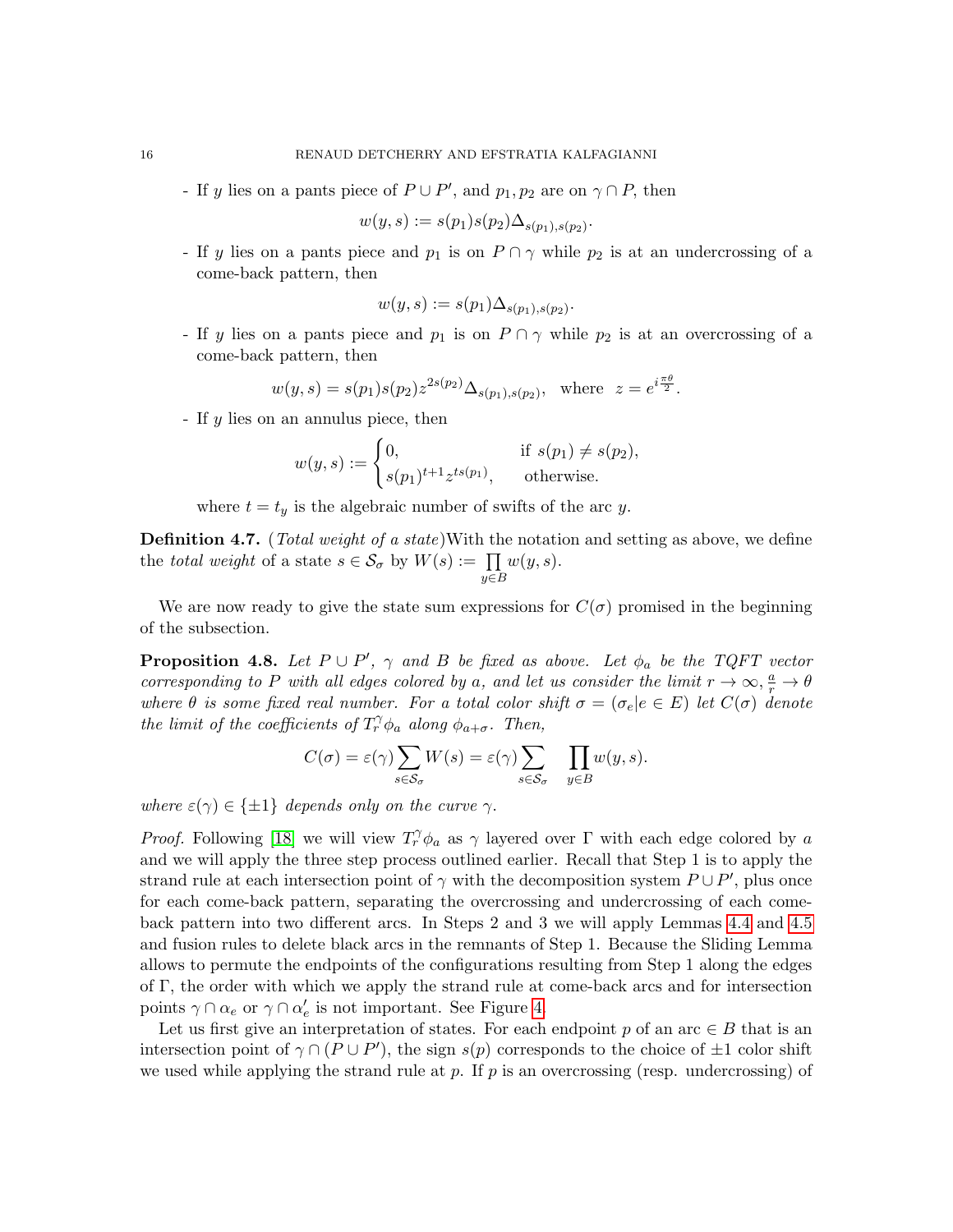- If $y$ lies on a pants piece of $P \cup P'$, and $p_1, p_2$ are on $\gamma \cap P$, then

$$w(y,s) := s(p_1)s(p_2)\Delta_{s(p_1),s(p_2)}.$$

- If $y$ lies on a pants piece and $p_1$ is on $P \cap \gamma$ while $p_2$ is at an undercrossing of a come-back pattern, then

$$w(y,s) := s(p_1)\Delta_{s(p_1),s(p_2)}.$$

- If $y$ lies on a pants piece and $p_1$ is on $P \cap \gamma$ while $p_2$ is at an overcrossing of a come-back pattern, then

$$w(y,s) = s(p_1)s(p_2)z^{2s(p_2)}\Delta_{s(p_1),s(p_2)}, \quad \text{where} \quad z = e^{i\frac{\pi\theta}{2}}.$$

- If $y$ lies on an annulus piece, then

$$w(y,s) := \begin{cases} 0, & \text{if } s(p_1) \neq s(p_2), \\ s(p_1)^{t+1}z^{ts(p_1)}, & \text{otherwise.} \end{cases}$$

where $t = t_y$ is the algebraic number of swifts of the arc $y$.

**Definition 4.7.** (*Total weight of a state*) With the notation and setting as above, we define the *total weight* of a state $s \in \mathcal{S}_\sigma$ by $W(s) := \prod_{y \in B} w(y,s)$.

We are now ready to give the state sum expressions for $C(\sigma)$ promised in the beginning of the subsection.

**Proposition 4.8.** *Let $P \cup P'$, $\gamma$ and $B$ be fixed as above. Let $\phi_a$ be the TQFT vector corresponding to $P$ with all edges colored by $a$, and let us consider the limit $r \to \infty, \frac{a}{r} \to \theta$ where $\theta$ is some fixed real number. For a total color shift $\sigma = (\sigma_e | e \in E)$ let $C(\sigma)$ denote the limit of the coefficients of $T_r^\gamma \phi_a$ along $\phi_{a+\sigma}$. Then,*

$$C(\sigma) = \varepsilon(\gamma) \sum_{s \in \mathcal{S}_\sigma} W(s) = \varepsilon(\gamma) \sum_{s \in \mathcal{S}_\sigma} \prod_{y \in B} w(y,s).$$

*where $\varepsilon(\gamma) \in \{\pm 1\}$ depends only on the curve $\gamma$.*

*Proof.* Following [18] we will view $T_r^\gamma \phi_a$ as $\gamma$ layered over $\Gamma$ with each edge colored by $a$ and we will apply the three step process outlined earlier. Recall that Step 1 is to apply the strand rule at each intersection point of $\gamma$ with the decomposition system $P \cup P'$, plus once for each come-back pattern, separating the overcrossing and undercrossing of each come-back pattern into two different arcs. In Steps 2 and 3 we will apply Lemmas 4.4 and 4.5 and fusion rules to delete black arcs in the remnants of Step 1. Because the Sliding Lemma allows to permute the endpoints of the configurations resulting from Step 1 along the edges of $\Gamma$, the order with which we apply the strand rule at come-back arcs and for intersection points $\gamma \cap \alpha_e$ or $\gamma \cap \alpha'_e$ is not important. See Figure 4.

Let us first give an interpretation of states. For each endpoint $p$ of an arc $\in B$ that is an intersection point of $\gamma \cap (P \cup P')$, the sign $s(p)$ corresponds to the choice of $\pm 1$ color shift we used while applying the strand rule at $p$. If $p$ is an overcrossing (resp. undercrossing) of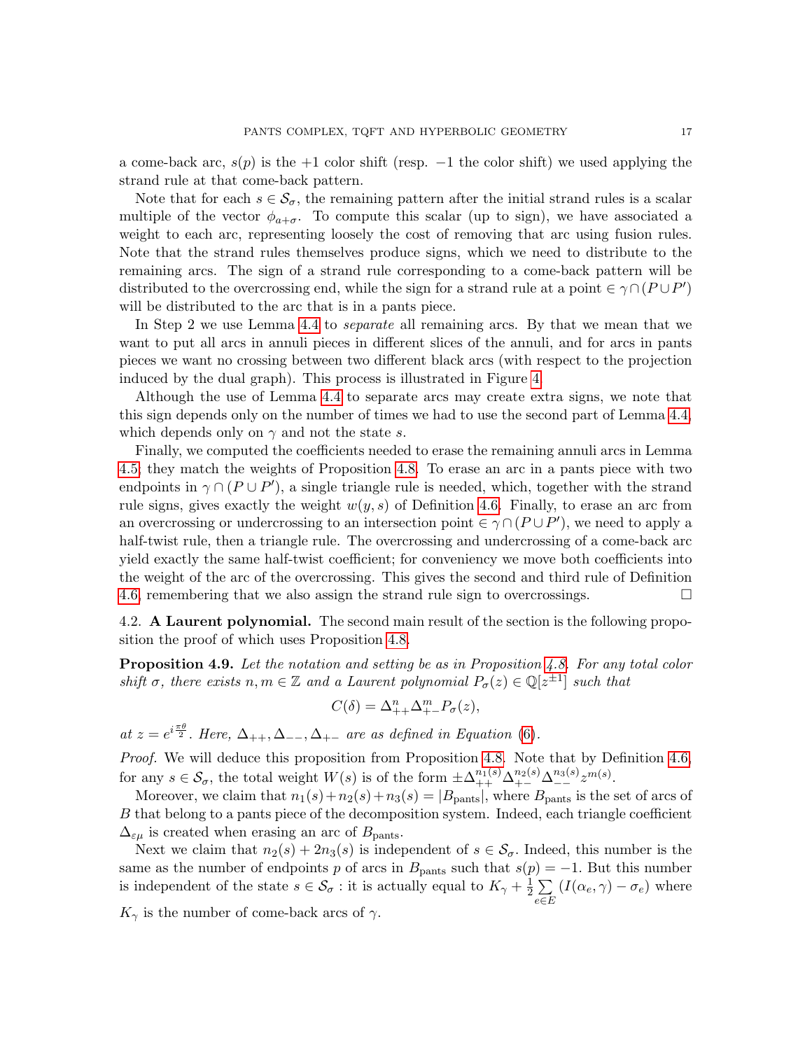a come-back arc, $s(p)$ is the $+1$ color shift (resp. $-1$ the color shift) we used applying the strand rule at that come-back pattern.

Note that for each $s \in \mathcal{S}_\sigma$, the remaining pattern after the initial strand rules is a scalar multiple of the vector $\phi_{a+\sigma}$. To compute this scalar (up to sign), we have associated a weight to each arc, representing loosely the cost of removing that arc using fusion rules. Note that the strand rules themselves produce signs, which we need to distribute to the remaining arcs. The sign of a strand rule corresponding to a come-back pattern will be distributed to the overcrossing end, while the sign for a strand rule at a point $\in \gamma \cap (P \cup P')$ will be distributed to the arc that is in a pants piece.

In Step 2 we use Lemma 4.4 to *separate* all remaining arcs. By that we mean that we want to put all arcs in annuli pieces in different slices of the annuli, and for arcs in pants pieces we want no crossing between two different black arcs (with respect to the projection induced by the dual graph). This process is illustrated in Figure 4.

Although the use of Lemma 4.4 to separate arcs may create extra signs, we note that this sign depends only on the number of times we had to use the second part of Lemma 4.4, which depends only on $\gamma$ and not the state $s$.

Finally, we computed the coefficients needed to erase the remaining annuli arcs in Lemma 4.5; they match the weights of Proposition 4.8. To erase an arc in a pants piece with two endpoints in $\gamma \cap (P \cup P')$, a single triangle rule is needed, which, together with the strand rule signs, gives exactly the weight $w(y, s)$ of Definition 4.6. Finally, to erase an arc from an overcrossing or undercrossing to an intersection point $\in \gamma \cap (P \cup P')$, we need to apply a half-twist rule, then a triangle rule. The overcrossing and undercrossing of a come-back arc yield exactly the same half-twist coefficient; for conveniency we move both coefficients into the weight of the arc of the overcrossing. This gives the second and third rule of Definition 4.6, remembering that we also assign the strand rule sign to overcrossings. $\square$

### 4.2. **A Laurent polynomial.**

The second main result of the section is the following proposition the proof of which uses Proposition 4.8.

**Proposition 4.9.** *Let the notation and setting be as in Proposition 4.8. For any total color shift $\sigma$, there exists $n, m \in \mathbb{Z}$ and a Laurent polynomial $P_\sigma(z) \in \mathbb{Q}[z^{\pm 1}]$ such that*

$$C(\delta) = \Delta_{++}^n \Delta_{+-}^m P_\sigma(z),$$

*at $z = e^{i\frac{\pi\theta}{2}}$. Here, $\Delta_{++}, \Delta_{--}, \Delta_{+-}$ are as defined in Equation (6).*

*Proof.* We will deduce this proposition from Proposition 4.8. Note that by Definition 4.6, for any $s \in \mathcal{S}_\sigma$, the total weight $W(s)$ is of the form $\pm \Delta_{++}^{n_1(s)} \Delta_{+-}^{n_2(s)} \Delta_{--}^{n_3(s)} z^{m(s)}$.

Moreover, we claim that $n_1(s) + n_2(s) + n_3(s) = |B_{\text{pants}}|$, where $B_{\text{pants}}$ is the set of arcs of $B$ that belong to a pants piece of the decomposition system. Indeed, each triangle coefficient $\Delta_{\varepsilon\mu}$ is created when erasing an arc of $B_{\text{pants}}$.

Next we claim that $n_2(s) + 2n_3(s)$ is independent of $s \in \mathcal{S}_\sigma$. Indeed, this number is the same as the number of endpoints $p$ of arcs in $B_{\text{pants}}$ such that $s(p) = -1$. But this number is independent of the state $s \in \mathcal{S}_\sigma$ : it is actually equal to $K_\gamma + \frac{1}{2} \sum_{e \in E} (I(\alpha_e, \gamma) - \sigma_e)$ where $K_\gamma$ is the number of come-back arcs of $\gamma$.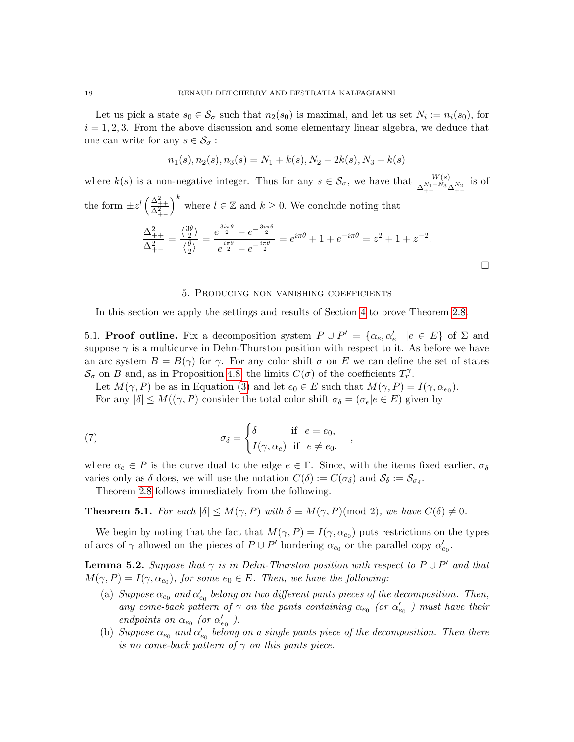Let us pick a state $s_0 \in \mathcal{S}_\sigma$ such that $n_2(s_0)$ is maximal, and let us set $N_i := n_i(s_0)$, for $i = 1, 2, 3$. From the above discussion and some elementary linear algebra, we deduce that one can write for any $s \in \mathcal{S}_\sigma$ :

$$n_1(s), n_2(s), n_3(s) = N_1 + k(s), N_2 - 2k(s), N_3 + k(s)$$

where $k(s)$ is a non-negative integer. Thus for any $s \in \mathcal{S}_\sigma$, we have that $\frac{W(s)}{\Delta_{++}^{N_1+N_3}\Delta_{+-}^{N_2}}$ is of the form $\pm z^l \left(\frac{\Delta_{++}^2}{\Delta_{+-}^2}\right)^k$ where $l \in \mathbb{Z}$ and $k \geq 0$. We conclude noting that

$$\frac{\Delta_{++}^2}{\Delta_{+-}^2} = \frac{\langle \frac{3\theta}{2} \rangle}{\langle \frac{\theta}{2} \rangle} = \frac{e^{\frac{3i\pi\theta}{2}} - e^{-\frac{3i\pi\theta}{2}}}{e^{\frac{i\pi\theta}{2}} - e^{-\frac{i\pi\theta}{2}}} = e^{i\pi\theta} + 1 + e^{-i\pi\theta} = z^2 + 1 + z^{-2}.$$

□

## 5. Producing non vanishing coefficients

In this section we apply the settings and results of Section 4 to prove Theorem 2.8.

5.1. **Proof outline.** Fix a decomposition system $P \cup P' = \{\alpha_e, \alpha'_e \ \ |e \in E\}$ of $\Sigma$ and suppose $\gamma$ is a multicurve in Dehn-Thurston position with respect to it. As before we have an arc system $B = B(\gamma)$ for $\gamma$. For any color shift $\sigma$ on $E$ we can define the set of states $\mathcal{S}_\sigma$ on $B$ and, as in Proposition 4.8, the limits $C(\sigma)$ of the coefficients $T_r^\gamma$.

Let $M(\gamma, P)$ be as in Equation (3) and let $e_0 \in E$ such that $M(\gamma, P) = I(\gamma, \alpha_{e_0})$.

For any $|\delta| \leq M((\gamma, P)$ consider the total color shift $\sigma_\delta = (\sigma_e | e \in E)$ given by

$$\sigma_\delta = \begin{cases} \delta & \text{if } \ e = e_0, \\ I(\gamma, \alpha_e) & \text{if } \ e \neq e_0. \end{cases} \quad , \tag{7}$$

where $\alpha_e \in P$ is the curve dual to the edge $e \in \Gamma$. Since, with the items fixed earlier, $\sigma_\delta$ varies only as $\delta$ does, we will use the notation $C(\delta) := C(\sigma_\delta)$ and $\mathcal{S}_\delta := \mathcal{S}_{\sigma_\delta}$.

Theorem 2.8 follows immediately from the following.

**Theorem 5.1.** *For each $|\delta| \leq M(\gamma, P)$ with $\delta \equiv M(\gamma, P) (\text{mod } 2)$, we have $C(\delta) \neq 0$.*

We begin by noting that the fact that $M(\gamma, P) = I(\gamma, \alpha_{e_0})$ puts restrictions on the types of arcs of $\gamma$ allowed on the pieces of $P \cup P'$ bordering $\alpha_{e_0}$ or the parallel copy $\alpha'_{e_0}$.

**Lemma 5.2.** *Suppose that $\gamma$ is in Dehn-Thurston position with respect to $P \cup P'$ and that $M(\gamma, P) = I(\gamma, \alpha_{e_0})$, for some $e_0 \in E$. Then, we have the following:*

- (a) *Suppose $\alpha_{e_0}$ and $\alpha'_{e_0}$ belong on two different pants pieces of the decomposition. Then, any come-back pattern of $\gamma$ on the pants containing $\alpha_{e_0}$ (or $\alpha'_{e_0}$ ) must have their endpoints on $\alpha_{e_0}$ (or $\alpha'_{e_0}$ ).*
- (b) *Suppose $\alpha_{e_0}$ and $\alpha'_{e_0}$ belong on a single pants piece of the decomposition. Then there is no come-back pattern of $\gamma$ on this pants piece.*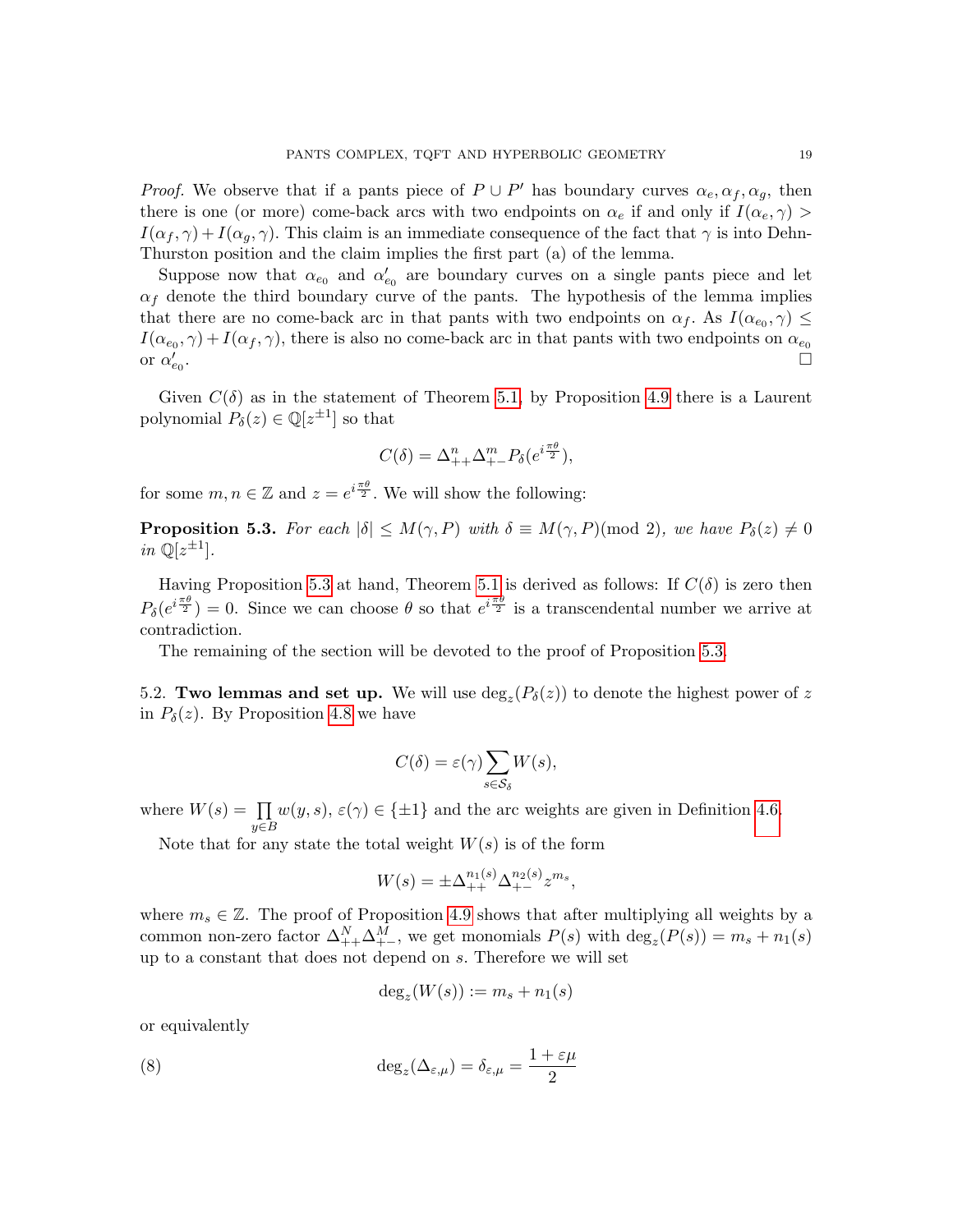*Proof.* We observe that if a pants piece of $P \cup P'$ has boundary curves $\alpha_e, \alpha_f, \alpha_g$, then there is one (or more) come-back arcs with two endpoints on $\alpha_e$ if and only if $I(\alpha_e, \gamma) > I(\alpha_f, \gamma) + I(\alpha_g, \gamma)$. This claim is an immediate consequence of the fact that $\gamma$ is into Dehn-Thurston position and the claim implies the first part (a) of the lemma.

Suppose now that $\alpha_{e_0}$ and $\alpha'_{e_0}$ are boundary curves on a single pants piece and let $\alpha_f$ denote the third boundary curve of the pants. The hypothesis of the lemma implies that there are no come-back arc in that pants with two endpoints on $\alpha_f$. As $I(\alpha_{e_0}, \gamma) \leq I(\alpha_{e_0}, \gamma) + I(\alpha_f, \gamma)$, there is also no come-back arc in that pants with two endpoints on $\alpha_{e_0}$ or $\alpha'_{e_0}$. □

Given $C(\delta)$ as in the statement of Theorem 5.1, by Proposition 4.9 there is a Laurent polynomial $P_\delta(z) \in \mathbb{Q}[z^{\pm 1}]$ so that

$$C(\delta) = \Delta_{++}^n \Delta_{+-}^m P_\delta(e^{i\frac{\pi\theta}{2}}),$$

for some $m, n \in \mathbb{Z}$ and $z = e^{i\frac{\pi\theta}{2}}$. We will show the following:

**Proposition 5.3.** *For each $|\delta| \leq M(\gamma, P)$ with $\delta \equiv M(\gamma, P) (\text{mod } 2)$, we have $P_\delta(z) \neq 0$ in $\mathbb{Q}[z^{\pm 1}]$.*

Having Proposition 5.3 at hand, Theorem 5.1 is derived as follows: If $C(\delta)$ is zero then $P_\delta(e^{i\frac{\pi\theta}{2}}) = 0$. Since we can choose $\theta$ so that $e^{i\frac{\pi\theta}{2}}$ is a transcendental number we arrive at contradiction.

The remaining of the section will be devoted to the proof of Proposition 5.3.

## 5.2. Two lemmas and set up.

We will use $\deg_z(P_\delta(z))$ to denote the highest power of $z$ in $P_\delta(z)$. By Proposition 4.8 we have

$$C(\delta) = \varepsilon(\gamma) \sum_{s \in \mathcal{S}_\delta} W(s),$$

where $W(s) = \prod_{y \in B} w(y, s)$, $\varepsilon(\gamma) \in \{\pm 1\}$ and the arc weights are given in Definition 4.6.

Note that for any state the total weight $W(s)$ is of the form

$$W(s) = \pm \Delta_{++}^{n_1(s)} \Delta_{+-}^{n_2(s)} z^{m_s},$$

where $m_s \in \mathbb{Z}$. The proof of Proposition 4.9 shows that after multiplying all weights by a common non-zero factor $\Delta_{++}^N \Delta_{+-}^M$, we get monomials $P(s)$ with $\deg_z(P(s)) = m_s + n_1(s)$ up to a constant that does not depend on $s$. Therefore we will set

$$\deg_z(W(s)) := m_s + n_1(s)$$

or equivalently

$$\deg_z(\Delta_{\varepsilon,\mu}) = \delta_{\varepsilon,\mu} = \frac{1 + \varepsilon\mu}{2} \tag{8}$$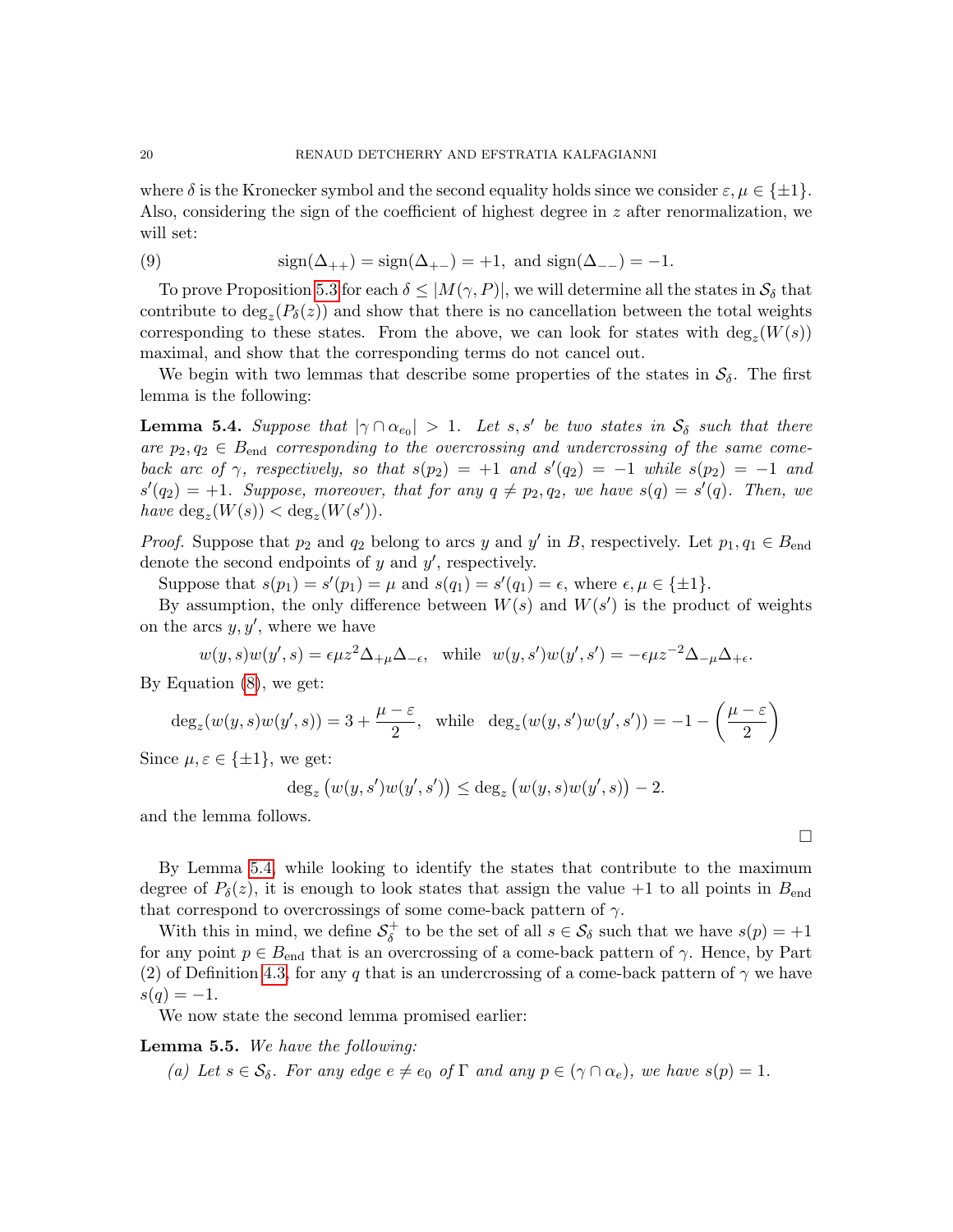where $\delta$ is the Kronecker symbol and the second equality holds since we consider $\varepsilon, \mu \in \{\pm 1\}$. Also, considering the sign of the coefficient of highest degree in $z$ after renormalization, we will set:

$$\text{sign}(\Delta_{++}) = \text{sign}(\Delta_{+-}) = +1, \text{ and } \text{sign}(\Delta_{--}) = -1. \tag{9}$$

To prove Proposition 5.3 for each $\delta \leq |M(\gamma, P)|$, we will determine all the states in $\mathcal{S}_\delta$ that contribute to $\deg_z(P_\delta(z))$ and show that there is no cancellation between the total weights corresponding to these states. From the above, we can look for states with $\deg_z(W(s))$ maximal, and show that the corresponding terms do not cancel out.

We begin with two lemmas that describe some properties of the states in $\mathcal{S}_\delta$. The first lemma is the following:

**Lemma 5.4.** *Suppose that $|\gamma \cap \alpha_{e_0}| > 1$. Let $s, s'$ be two states in $\mathcal{S}_\delta$ such that there are $p_2, q_2 \in B_{\text{end}}$ corresponding to the overcrossing and undercrossing of the same come-back arc of $\gamma$, respectively, so that $s(p_2) = +1$ and $s'(q_2) = -1$ while $s(p_2) = -1$ and $s'(q_2) = +1$. Suppose, moreover, that for any $q \neq p_2, q_2$, we have $s(q) = s'(q)$. Then, we have $\deg_z(W(s)) < \deg_z(W(s'))$.*

*Proof.* Suppose that $p_2$ and $q_2$ belong to arcs $y$ and $y'$ in $B$, respectively. Let $p_1, q_1 \in B_{\text{end}}$ denote the second endpoints of $y$ and $y'$, respectively.

Suppose that $s(p_1) = s'(p_1) = \mu$ and $s(q_1) = s'(q_1) = \epsilon$, where $\epsilon, \mu \in \{\pm 1\}$.

By assumption, the only difference between $W(s)$ and $W(s')$ is the product of weights on the arcs $y, y'$, where we have

$$w(y,s)w(y',s) = \epsilon\mu z^2 \Delta_{+\mu}\Delta_{-\epsilon}, \quad \text{while} \quad w(y,s')w(y',s') = -\epsilon\mu z^{-2}\Delta_{-\mu}\Delta_{+\epsilon}.$$

By Equation (8), we get:

$$\deg_z(w(y,s)w(y',s)) = 3 + \frac{\mu - \varepsilon}{2}, \quad \text{while} \quad \deg_z(w(y,s')w(y',s')) = -1 - \left(\frac{\mu - \varepsilon}{2}\right)$$

Since $\mu, \varepsilon \in \{\pm 1\}$, we get:

$$\deg_z\left(w(y,s')w(y',s')\right) \leq \deg_z\left(w(y,s)w(y',s)\right) - 2.$$

and the lemma follows.

∎

By Lemma 5.4, while looking to identify the states that contribute to the maximum degree of $P_\delta(z)$, it is enough to look states that assign the value $+1$ to all points in $B_{\text{end}}$ that correspond to overcrossings of some come-back pattern of $\gamma$.

With this in mind, we define $\mathcal{S}_\delta^+$ to be the set of all $s \in \mathcal{S}_\delta$ such that we have $s(p) = +1$ for any point $p \in B_{\text{end}}$ that is an overcrossing of a come-back pattern of $\gamma$. Hence, by Part (2) of Definition 4.3, for any $q$ that is an undercrossing of a come-back pattern of $\gamma$ we have $s(q) = -1$.

We now state the second lemma promised earlier:

**Lemma 5.5.** *We have the following:*

*(a) Let $s \in \mathcal{S}_\delta$. For any edge $e \neq e_0$ of $\Gamma$ and any $p \in (\gamma \cap \alpha_e)$, we have $s(p) = 1$.*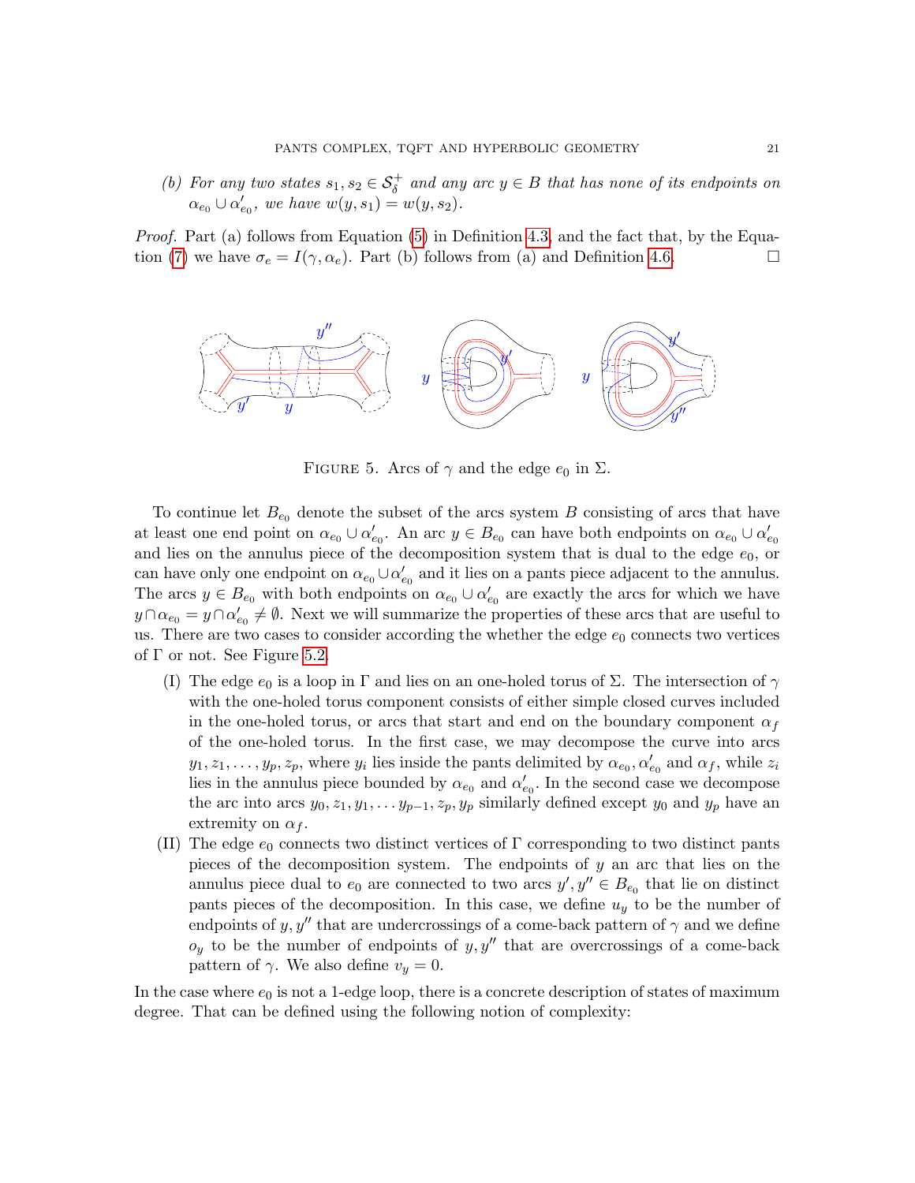*(b) For any two states $s_1, s_2 \in \mathcal{S}_\delta^+$ and any arc $y \in B$ that has none of its endpoints on $\alpha_{e_0} \cup \alpha'_{e_0}$, we have $w(y, s_1) = w(y, s_2)$.*

*Proof.* Part (a) follows from Equation (5) in Definition 4.3, and the fact that, by the Equation (7) we have $\sigma_e = I(\gamma, \alpha_e)$. Part (b) follows from (a) and Definition 4.6. □

FIGURE 5. Arcs of $\gamma$ and the edge $e_0$ in $\Sigma$.

To continue let $B_{e_0}$ denote the subset of the arcs system $B$ consisting of arcs that have at least one end point on $\alpha_{e_0} \cup \alpha'_{e_0}$. An arc $y \in B_{e_0}$ can have both endpoints on $\alpha_{e_0} \cup \alpha'_{e_0}$ and lies on the annulus piece of the decomposition system that is dual to the edge $e_0$, or can have only one endpoint on $\alpha_{e_0} \cup \alpha'_{e_0}$ and it lies on a pants piece adjacent to the annulus. The arcs $y \in B_{e_0}$ with both endpoints on $\alpha_{e_0} \cup \alpha'_{e_0}$ are exactly the arcs for which we have $y \cap \alpha_{e_0} = y \cap \alpha'_{e_0} \neq \emptyset$. Next we will summarize the properties of these arcs that are useful to us. There are two cases to consider according the whether the edge $e_0$ connects two vertices of $\Gamma$ or not. See Figure 5.2.

(I) The edge $e_0$ is a loop in $\Gamma$ and lies on an one-holed torus of $\Sigma$. The intersection of $\gamma$ with the one-holed torus component consists of either simple closed curves included in the one-holed torus, or arcs that start and end on the boundary component $\alpha_f$ of the one-holed torus. In the first case, we may decompose the curve into arcs $y_1, z_1, \ldots, y_p, z_p$, where $y_i$ lies inside the pants delimited by $\alpha_{e_0}, \alpha'_{e_0}$ and $\alpha_f$, while $z_i$ lies in the annulus piece bounded by $\alpha_{e_0}$ and $\alpha'_{e_0}$. In the second case we decompose the arc into arcs $y_0, z_1, y_1, \ldots y_{p-1}, z_p, y_p$ similarly defined except $y_0$ and $y_p$ have an extremity on $\alpha_f$.

(II) The edge $e_0$ connects two distinct vertices of $\Gamma$ corresponding to two distinct pants pieces of the decomposition system. The endpoints of $y$ an arc that lies on the annulus piece dual to $e_0$ are connected to two arcs $y', y'' \in B_{e_0}$ that lie on distinct pants pieces of the decomposition. In this case, we define $u_y$ to be the number of endpoints of $y, y''$ that are undercrossings of a come-back pattern of $\gamma$ and we define $o_y$ to be the number of endpoints of $y, y''$ that are overcrossings of a come-back pattern of $\gamma$. We also define $v_y = 0$.

In the case where $e_0$ is not a 1-edge loop, there is a concrete description of states of maximum degree. That can be defined using the following notion of complexity: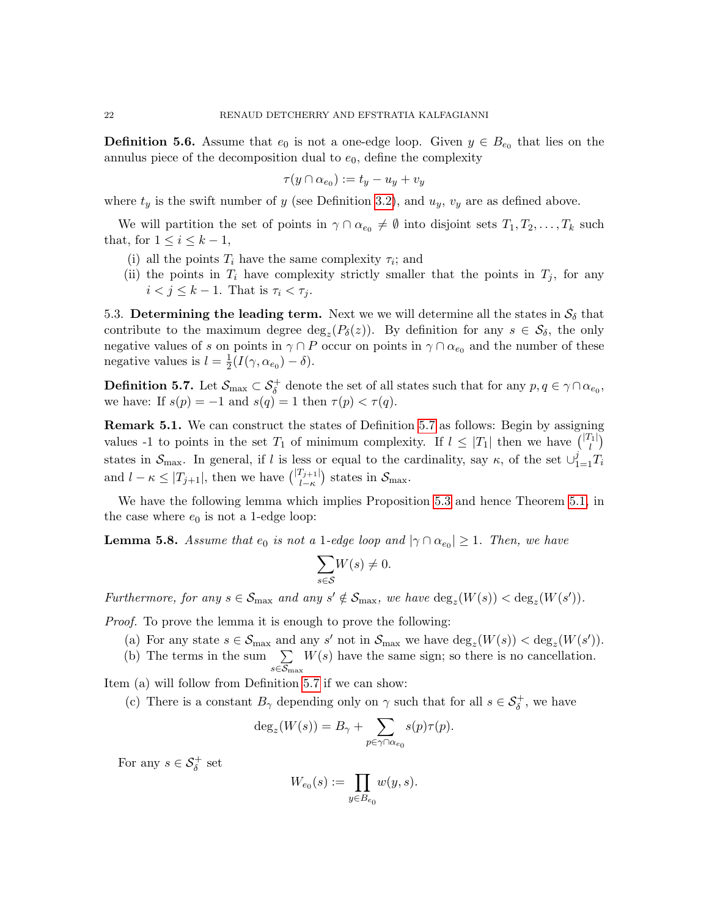**Definition 5.6.** Assume that $e_0$ is not a one-edge loop. Given $y \in B_{e_0}$ that lies on the annulus piece of the decomposition dual to $e_0$, define the complexity

$$\tau(y \cap \alpha_{e_0}) := t_y - u_y + v_y$$

where $t_y$ is the swift number of $y$ (see Definition 3.2), and $u_y$, $v_y$ are as defined above.

We will partition the set of points in $\gamma \cap \alpha_{e_0} \neq \emptyset$ into disjoint sets $T_1, T_2, \ldots, T_k$ such that, for $1 \leq i \leq k-1$,

(i) all the points $T_i$ have the same complexity $\tau_i$; and
(ii) the points in $T_i$ have complexity strictly smaller that the points in $T_j$, for any $i < j \leq k-1$. That is $\tau_i < \tau_j$.

5.3. **Determining the leading term.** Next we we will determine all the states in $\mathcal{S}_\delta$ that contribute to the maximum degree $\deg_z(P_\delta(z))$. By definition for any $s \in \mathcal{S}_\delta$, the only negative values of $s$ on points in $\gamma \cap P$ occur on points in $\gamma \cap \alpha_{e_0}$ and the number of these negative values is $l = \frac{1}{2}(I(\gamma, \alpha_{e_0}) - \delta)$.

**Definition 5.7.** Let $\mathcal{S}_{\max} \subset \mathcal{S}_\delta^+$ denote the set of all states such that for any $p, q \in \gamma \cap \alpha_{e_0}$, we have: If $s(p) = -1$ and $s(q) = 1$ then $\tau(p) < \tau(q)$.

**Remark 5.1.** We can construct the states of Definition 5.7 as follows: Begin by assigning values -1 to points in the set $T_1$ of minimum complexity. If $l \leq |T_1|$ then we have $\binom{|T_1|}{l}$ states in $\mathcal{S}_{\max}$. In general, if $l$ is less or equal to the cardinality, say $\kappa$, of the set $\cup_{1=1}^{j} T_i$ and $l - \kappa \leq |T_{j+1}|$, then we have $\binom{|T_{j+1}|}{l-\kappa}$ states in $\mathcal{S}_{\max}$.

We have the following lemma which implies Proposition 5.3 and hence Theorem 5.1, in the case where $e_0$ is not a 1-edge loop:

**Lemma 5.8.** *Assume that $e_0$ is not a 1-edge loop and $|\gamma \cap \alpha_{e_0}| \geq 1$. Then, we have*

$$\sum_{s \in \mathcal{S}} W(s) \neq 0.$$

*Furthermore, for any $s \in \mathcal{S}_{\max}$ and any $s' \notin \mathcal{S}_{\max}$, we have $\deg_z(W(s)) < \deg_z(W(s'))$.*

*Proof.* To prove the lemma it is enough to prove the following:

(a) For any state $s \in \mathcal{S}_{\max}$ and any $s'$ not in $\mathcal{S}_{\max}$ we have $\deg_z(W(s)) < \deg_z(W(s'))$.
(b) The terms in the sum $\sum_{s \in \mathcal{S}_{\max}} W(s)$ have the same sign; so there is no cancellation.

Item (a) will follow from Definition 5.7 if we can show:

(c) There is a constant $B_\gamma$ depending only on $\gamma$ such that for all $s \in \mathcal{S}_\delta^+$, we have

$$\deg_z(W(s)) = B_\gamma + \sum_{p \in \gamma \cap \alpha_{e_0}} s(p)\tau(p).$$

For any $s \in \mathcal{S}_\delta^+$ set

$$W_{e_0}(s) := \prod_{y \in B_{e_0}} w(y, s).$$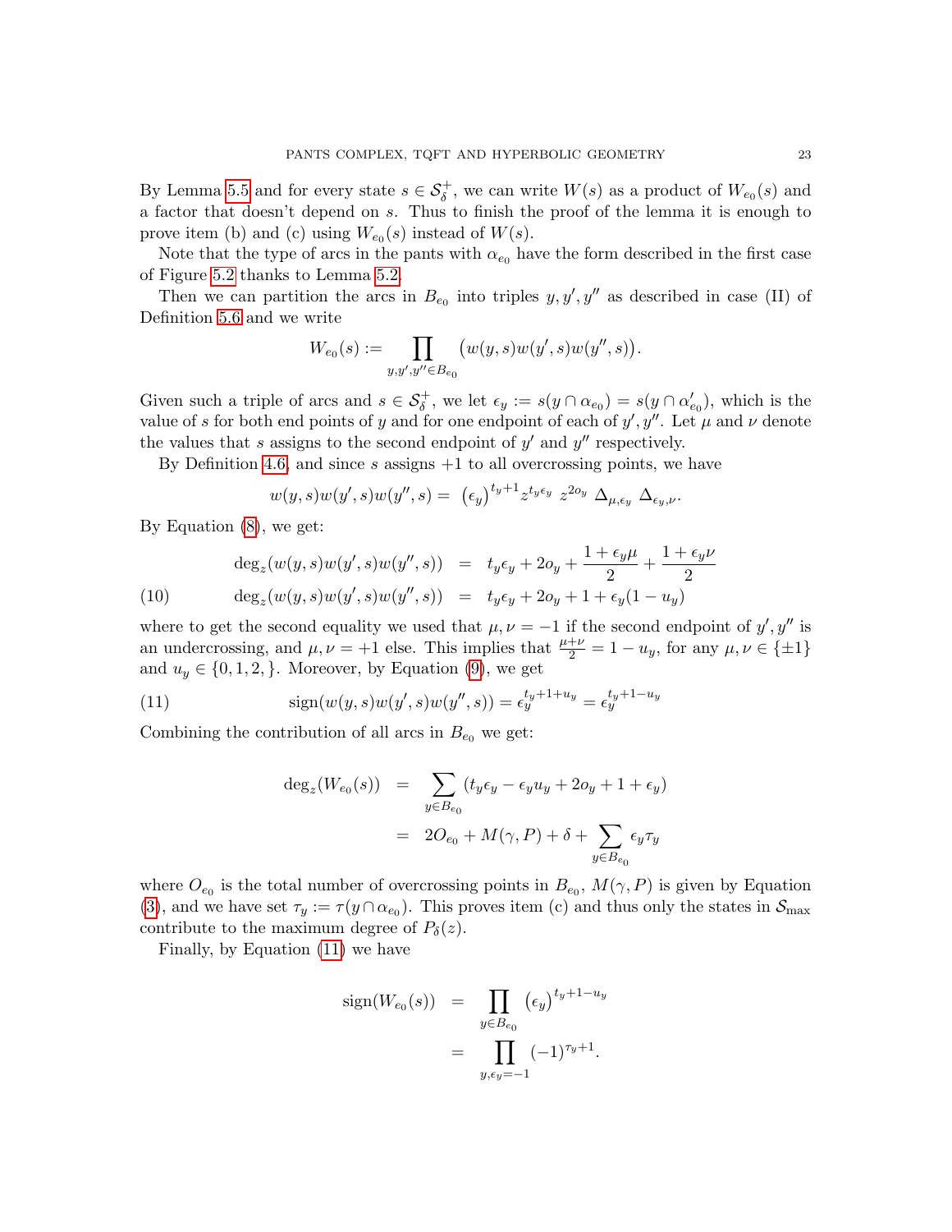By Lemma 5.5 and for every state $s \in \mathcal{S}_\delta^+$, we can write $W(s)$ as a product of $W_{e_0}(s)$ and a factor that doesn't depend on $s$. Thus to finish the proof of the lemma it is enough to prove item (b) and (c) using $W_{e_0}(s)$ instead of $W(s)$.

Note that the type of arcs in the pants with $\alpha_{e_0}$ have the form described in the first case of Figure 5.2 thanks to Lemma 5.2.

Then we can partition the arcs in $B_{e_0}$ into triples $y, y', y''$ as described in case (II) of Definition 5.6 and we write

$$W_{e_0}(s) := \prod_{y,y',y'' \in B_{e_0}} \big(w(y,s)w(y',s)w(y'',s)\big).$$

Given such a triple of arcs and $s \in \mathcal{S}_\delta^+$, we let $\epsilon_y := s(y \cap \alpha_{e_0}) = s(y \cap \alpha'_{e_0})$, which is the value of $s$ for both end points of $y$ and for one endpoint of each of $y', y''$. Let $\mu$ and $\nu$ denote the values that $s$ assigns to the second endpoint of $y'$ and $y''$ respectively.

By Definition 4.6, and since $s$ assigns $+1$ to all overcrossing points, we have

$$w(y,s)w(y',s)w(y'',s) = \big(\epsilon_y\big)^{t_y+1} z^{t_y \epsilon_y} \, z^{2o_y} \, \Delta_{\mu,\epsilon_y} \, \Delta_{\epsilon_y,\nu}.$$

By Equation (8), we get:

$$\begin{aligned}
\deg_z(w(y,s)w(y',s)w(y'',s)) &= t_y\epsilon_y + 2o_y + \frac{1+\epsilon_y\mu}{2} + \frac{1+\epsilon_y\nu}{2} \\
\deg_z(w(y,s)w(y',s)w(y'',s)) &= t_y\epsilon_y + 2o_y + 1 + \epsilon_y(1-u_y) \qquad (10)
\end{aligned}$$

where to get the second equality we used that $\mu, \nu = -1$ if the second endpoint of $y', y''$ is an undercrossing, and $\mu, \nu = +1$ else. This implies that $\frac{\mu+\nu}{2} = 1 - u_y$, for any $\mu, \nu \in \{\pm 1\}$ and $u_y \in \{0, 1, 2, \}$. Moreover, by Equation (9), we get

$$\operatorname{sign}(w(y,s)w(y',s)w(y'',s)) = \epsilon_y^{t_y+1+u_y} = \epsilon_y^{t_y+1-u_y} \qquad (11)$$

Combining the contribution of all arcs in $B_{e_0}$ we get:

$$\begin{aligned}
\deg_z(W_{e_0}(s)) &= \sum_{y \in B_{e_0}} (t_y\epsilon_y - \epsilon_y u_y + 2o_y + 1 + \epsilon_y) \\
&= 2O_{e_0} + M(\gamma, P) + \delta + \sum_{y \in B_{e_0}} \epsilon_y \tau_y
\end{aligned}$$

where $O_{e_0}$ is the total number of overcrossing points in $B_{e_0}$, $M(\gamma, P)$ is given by Equation (3), and we have set $\tau_y := \tau(y \cap \alpha_{e_0})$. This proves item (c) and thus only the states in $\mathcal{S}_{\max}$ contribute to the maximum degree of $P_\delta(z)$.

Finally, by Equation (11) we have

$$\begin{aligned}
\operatorname{sign}(W_{e_0}(s)) &= \prod_{y \in B_{e_0}} \big(\epsilon_y\big)^{t_y+1-u_y} \\
&= \prod_{y, \epsilon_y = -1} (-1)^{\tau_y + 1}.
\end{aligned}$$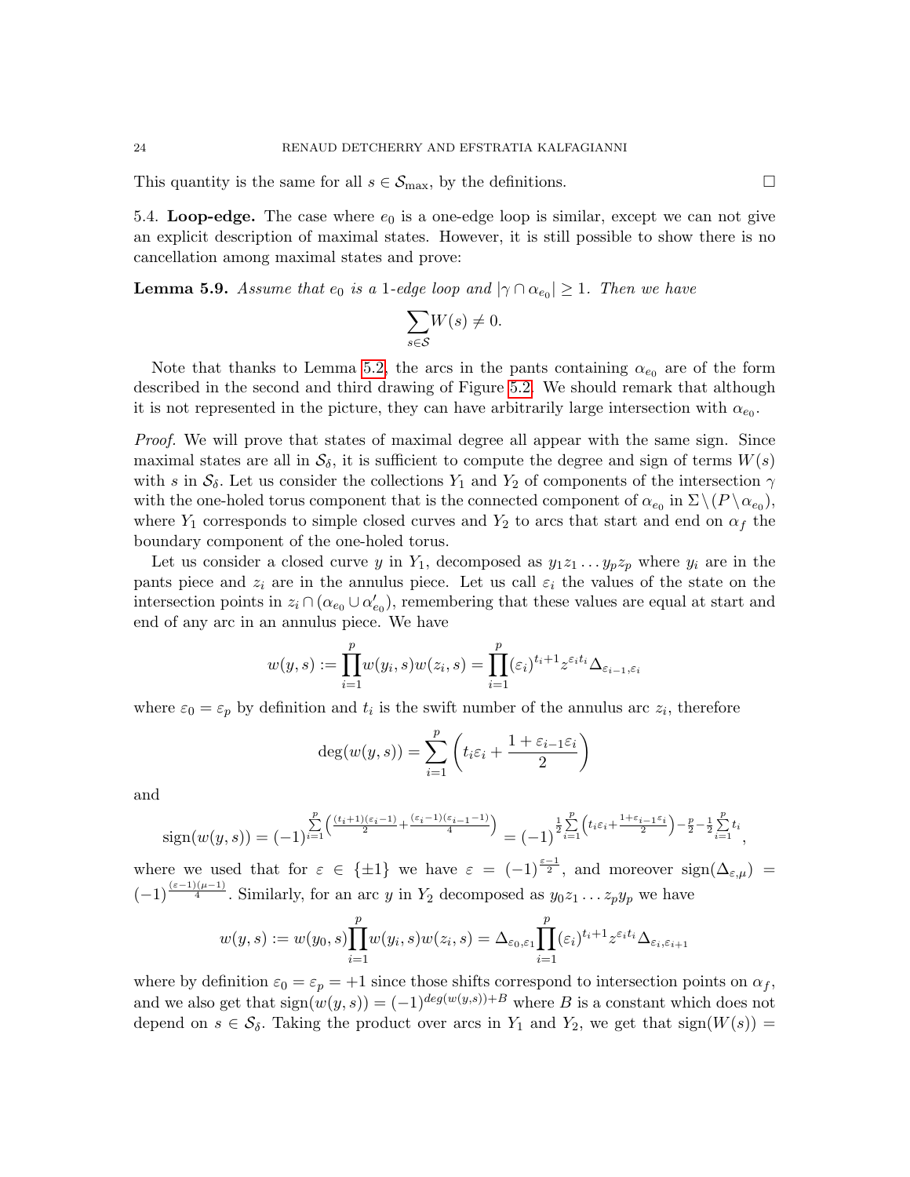This quantity is the same for all $s \in \mathcal{S}_{\max}$, by the definitions. $\square$

### 5.4. Loop-edge.

The case where $e_0$ is a one-edge loop is similar, except we can not give an explicit description of maximal states. However, it is still possible to show there is no cancellation among maximal states and prove:

**Lemma 5.9.** *Assume that $e_0$ is a 1-edge loop and $|\gamma \cap \alpha_{e_0}| \geq 1$. Then we have*

$$\sum_{s \in \mathcal{S}} W(s) \neq 0.$$

Note that thanks to Lemma 5.2, the arcs in the pants containing $\alpha_{e_0}$ are of the form described in the second and third drawing of Figure 5.2. We should remark that although it is not represented in the picture, they can have arbitrarily large intersection with $\alpha_{e_0}$.

*Proof.* We will prove that states of maximal degree all appear with the same sign. Since maximal states are all in $\mathcal{S}_\delta$, it is sufficient to compute the degree and sign of terms $W(s)$ with $s$ in $\mathcal{S}_\delta$. Let us consider the collections $Y_1$ and $Y_2$ of components of the intersection $\gamma$ with the one-holed torus component that is the connected component of $\alpha_{e_0}$ in $\Sigma \setminus (P \setminus \alpha_{e_0})$, where $Y_1$ corresponds to simple closed curves and $Y_2$ to arcs that start and end on $\alpha_f$ the boundary component of the one-holed torus.

Let us consider a closed curve $y$ in $Y_1$, decomposed as $y_1 z_1 \ldots y_p z_p$ where $y_i$ are in the pants piece and $z_i$ are in the annulus piece. Let us call $\varepsilon_i$ the values of the state on the intersection points in $z_i \cap (\alpha_{e_0} \cup \alpha'_{e_0})$, remembering that these values are equal at start and end of any arc in an annulus piece. We have

$$w(y,s) := \prod_{i=1}^{p} w(y_i, s) w(z_i, s) = \prod_{i=1}^{p} (\varepsilon_i)^{t_i+1} z^{\varepsilon_i t_i} \Delta_{\varepsilon_{i-1}, \varepsilon_i}$$

where $\varepsilon_0 = \varepsilon_p$ by definition and $t_i$ is the swift number of the annulus arc $z_i$, therefore

$$\deg(w(y,s)) = \sum_{i=1}^{p} \left( t_i \varepsilon_i + \frac{1 + \varepsilon_{i-1}\varepsilon_i}{2} \right)$$

and

$$\operatorname{sign}(w(y,s)) = (-1)^{\sum_{i=1}^{p} \left( \frac{(t_i+1)(\varepsilon_i - 1)}{2} + \frac{(\varepsilon_i - 1)(\varepsilon_{i-1}-1)}{4} \right)} = (-1)^{\frac{1}{2}\sum_{i=1}^{p} \left( t_i \varepsilon_i + \frac{1+\varepsilon_{i-1}\varepsilon_i}{2} \right) - \frac{p}{2} - \frac{1}{2}\sum_{i=1}^{p} t_i},$$

where we used that for $\varepsilon \in \{\pm 1\}$ we have $\varepsilon = (-1)^{\frac{\varepsilon - 1}{2}}$, and moreover $\operatorname{sign}(\Delta_{\varepsilon,\mu}) = (-1)^{\frac{(\varepsilon-1)(\mu-1)}{4}}$. Similarly, for an arc $y$ in $Y_2$ decomposed as $y_0 z_1 \ldots z_p y_p$ we have

$$w(y,s) := w(y_0, s) \prod_{i=1}^{p} w(y_i, s) w(z_i, s) = \Delta_{\varepsilon_0, \varepsilon_1} \prod_{i=1}^{p} (\varepsilon_i)^{t_i+1} z^{\varepsilon_i t_i} \Delta_{\varepsilon_i, \varepsilon_{i+1}}$$

where by definition $\varepsilon_0 = \varepsilon_p = +1$ since those shifts correspond to intersection points on $\alpha_f$, and we also get that $\operatorname{sign}(w(y,s)) = (-1)^{deg(w(y,s))+B}$ where $B$ is a constant which does not depend on $s \in \mathcal{S}_\delta$. Taking the product over arcs in $Y_1$ and $Y_2$, we get that $\operatorname{sign}(W(s)) =$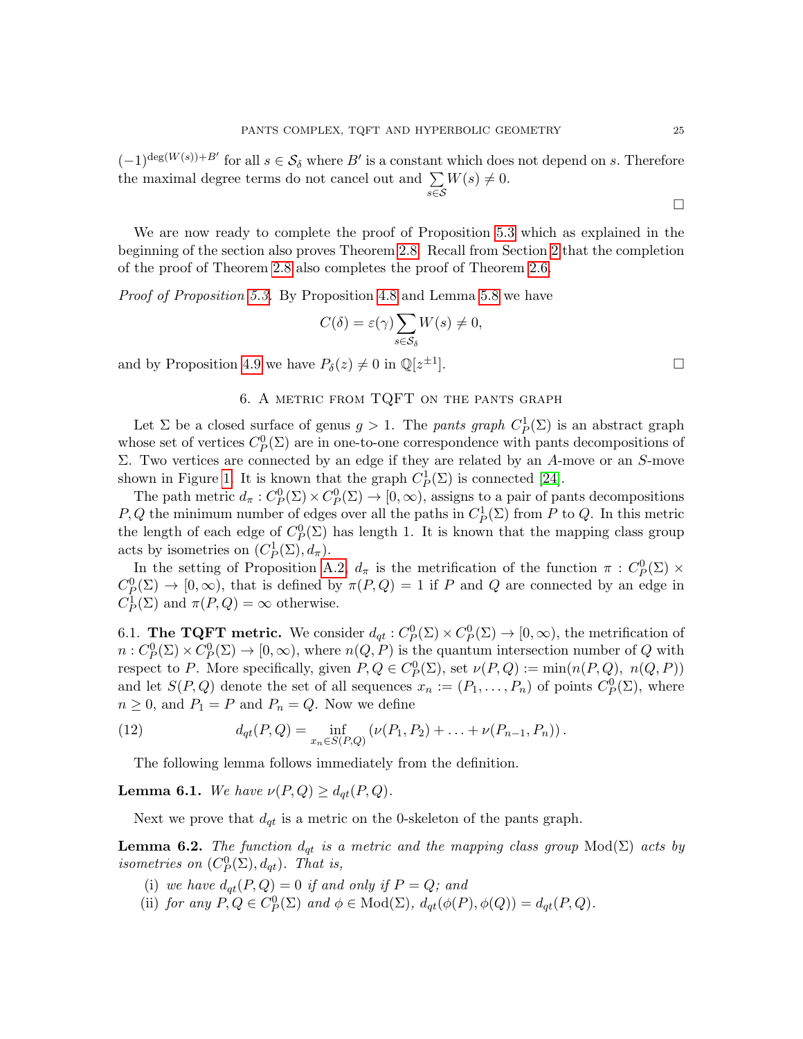$(-1)^{\deg(W(s))+B'}$ for all $s \in \mathcal{S}_\delta$ where $B'$ is a constant which does not depend on $s$. Therefore the maximal degree terms do not cancel out and $\sum_{s\in\mathcal{S}} W(s) \neq 0$.

□

We are now ready to complete the proof of Proposition 5.3 which as explained in the beginning of the section also proves Theorem 2.8. Recall from Section 2 that the completion of the proof of Theorem 2.8 also completes the proof of Theorem 2.6.

*Proof of Proposition 5.3.* By Proposition 4.8 and Lemma 5.8 we have

$$C(\delta) = \varepsilon(\gamma) \sum_{s\in\mathcal{S}_\delta} W(s) \neq 0,$$

and by Proposition 4.9 we have $P_\delta(z) \neq 0$ in $\mathbb{Q}[z^{\pm 1}]$. □

## 6. A metric from TQFT on the pants graph

Let $\Sigma$ be a closed surface of genus $g > 1$. The *pants graph* $C^1_P(\Sigma)$ is an abstract graph whose set of vertices $C^0_P(\Sigma)$ are in one-to-one correspondence with pants decompositions of $\Sigma$. Two vertices are connected by an edge if they are related by an $A$-move or an $S$-move shown in Figure 1. It is known that the graph $C^1_P(\Sigma)$ is connected [24].

The path metric $d_\pi : C^0_P(\Sigma) \times C^0_P(\Sigma) \to [0, \infty)$, assigns to a pair of pants decompositions $P, Q$ the minimum number of edges over all the paths in $C^1_P(\Sigma)$ from $P$ to $Q$. In this metric the length of each edge of $C^0_P(\Sigma)$ has length 1. It is known that the mapping class group acts by isometries on $(C^1_P(\Sigma), d_\pi)$.

In the setting of Proposition A.2, $d_\pi$ is the metrification of the function $\pi : C^0_P(\Sigma) \times C^0_P(\Sigma) \to [0, \infty)$, that is defined by $\pi(P, Q) = 1$ if $P$ and $Q$ are connected by an edge in $C^1_P(\Sigma)$ and $\pi(P, Q) = \infty$ otherwise.

### 6.1. The TQFT metric.

We consider $d_{qt} : C^0_P(\Sigma) \times C^0_P(\Sigma) \to [0, \infty)$, the metrification of $n : C^0_P(\Sigma) \times C^0_P(\Sigma) \to [0, \infty)$, where $n(Q, P)$ is the quantum intersection number of $Q$ with respect to $P$. More specifically, given $P, Q \in C^0_P(\Sigma)$, set $\nu(P, Q) := \min(n(P, Q),\ n(Q, P))$ and let $S(P, Q)$ denote the set of all sequences $x_n := (P_1, \ldots, P_n)$ of points $C^0_P(\Sigma)$, where $n \geq 0$, and $P_1 = P$ and $P_n = Q$. Now we define

$$d_{qt}(P, Q) = \inf_{x_n \in S(P,Q)} \left(\nu(P_1, P_2) + \ldots + \nu(P_{n-1}, P_n)\right). \tag{12}$$

The following lemma follows immediately from the definition.

**Lemma 6.1.** *We have $\nu(P, Q) \geq d_{qt}(P, Q)$.*

Next we prove that $d_{qt}$ is a metric on the 0-skeleton of the pants graph.

**Lemma 6.2.** *The function $d_{qt}$ is a metric and the mapping class group $\mathrm{Mod}(\Sigma)$ acts by isometries on $(C^0_P(\Sigma), d_{qt})$. That is,*

(i) *we have $d_{qt}(P, Q) = 0$ if and only if $P = Q$; and*
(ii) *for any $P, Q \in C^0_P(\Sigma)$ and $\phi \in \mathrm{Mod}(\Sigma)$, $d_{qt}(\phi(P), \phi(Q)) = d_{qt}(P, Q)$.*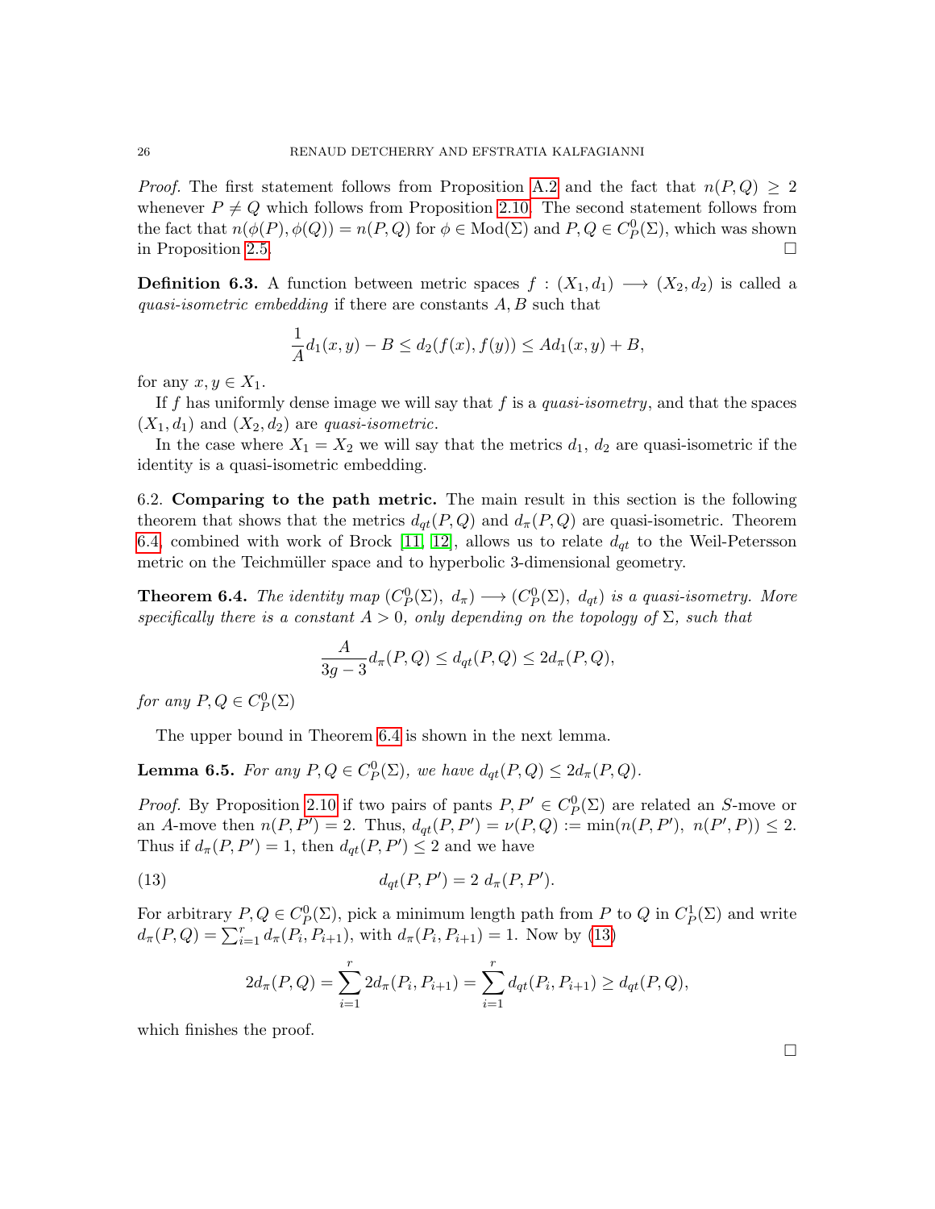*Proof.* The first statement follows from Proposition A.2 and the fact that $n(P,Q) \geq 2$ whenever $P \neq Q$ which follows from Proposition 2.10. The second statement follows from the fact that $n(\phi(P), \phi(Q)) = n(P,Q)$ for $\phi \in \mathrm{Mod}(\Sigma)$ and $P, Q \in C_P^0(\Sigma)$, which was shown in Proposition 2.5. □

**Definition 6.3.** A function between metric spaces $f : (X_1, d_1) \longrightarrow (X_2, d_2)$ is called a *quasi-isometric embedding* if there are constants $A, B$ such that

$$\frac{1}{A} d_1(x,y) - B \leq d_2(f(x), f(y)) \leq A d_1(x,y) + B,$$

for any $x, y \in X_1$.

If $f$ has uniformly dense image we will say that $f$ is a *quasi-isometry*, and that the spaces $(X_1, d_1)$ and $(X_2, d_2)$ are *quasi-isometric*.

In the case where $X_1 = X_2$ we will say that the metrics $d_1$, $d_2$ are quasi-isometric if the identity is a quasi-isometric embedding.

6.2. **Comparing to the path metric.** The main result in this section is the following theorem that shows that the metrics $d_{qt}(P,Q)$ and $d_\pi(P,Q)$ are quasi-isometric. Theorem 6.4, combined with work of Brock [11, 12], allows us to relate $d_{qt}$ to the Weil-Petersson metric on the Teichmüller space and to hyperbolic 3-dimensional geometry.

**Theorem 6.4.** *The identity map $(C_P^0(\Sigma),\ d_\pi) \longrightarrow (C_P^0(\Sigma),\ d_{qt})$ is a quasi-isometry. More specifically there is a constant $A > 0$, only depending on the topology of $\Sigma$, such that*

$$\frac{A}{3g-3} d_\pi(P,Q) \leq d_{qt}(P,Q) \leq 2 d_\pi(P,Q),$$

*for any $P, Q \in C_P^0(\Sigma)$*

The upper bound in Theorem 6.4 is shown in the next lemma.

**Lemma 6.5.** *For any $P, Q \in C_P^0(\Sigma)$, we have $d_{qt}(P,Q) \leq 2 d_\pi(P,Q)$.*

*Proof.* By Proposition 2.10 if two pairs of pants $P, P' \in C_P^0(\Sigma)$ are related an $S$-move or an $A$-move then $n(P,P') = 2$. Thus, $d_{qt}(P,P') = \nu(P,Q) := \min(n(P,P'),\ n(P',P)) \leq 2$. Thus if $d_\pi(P,P') = 1$, then $d_{qt}(P,P') \leq 2$ and we have

$$d_{qt}(P,P') = 2\ d_\pi(P,P'). \tag{13}$$

For arbitrary $P, Q \in C_P^0(\Sigma)$, pick a minimum length path from $P$ to $Q$ in $C_P^1(\Sigma)$ and write $d_\pi(P,Q) = \sum_{i=1}^r d_\pi(P_i, P_{i+1})$, with $d_\pi(P_i, P_{i+1}) = 1$. Now by (13)

$$2 d_\pi(P,Q) = \sum_{i=1}^r 2 d_\pi(P_i, P_{i+1}) = \sum_{i=1}^r d_{qt}(P_i, P_{i+1}) \geq d_{qt}(P,Q),$$

which finishes the proof.

□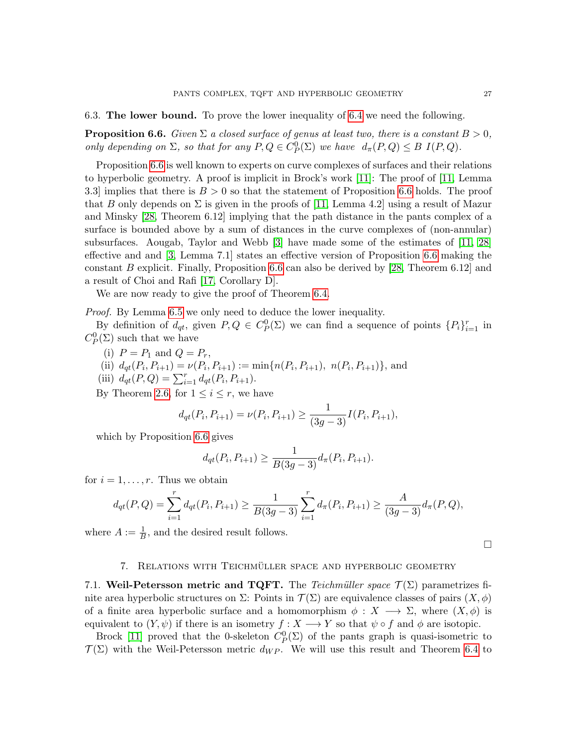### 6.3. **The lower bound.**

To prove the lower inequality of 6.4 we need the following.

**Proposition 6.6.** *Given $\Sigma$ a closed surface of genus at least two, there is a constant $B > 0$, only depending on $\Sigma$, so that for any $P, Q \in C^0_P(\Sigma)$ we have $d_\pi(P, Q) \leq B\ I(P, Q)$.*

Proposition 6.6 is well known to experts on curve complexes of surfaces and their relations to hyperbolic geometry. A proof is implicit in Brock's work [11]: The proof of [11, Lemma 3.3] implies that there is $B > 0$ so that the statement of Proposition 6.6 holds. The proof that $B$ only depends on $\Sigma$ is given in the proofs of [11, Lemma 4.2] using a result of Mazur and Minsky [28, Theorem 6.12] implying that the path distance in the pants complex of a surface is bounded above by a sum of distances in the curve complexes of (non-annular) subsurfaces. Aougab, Taylor and Webb [3] have made some of the estimates of [11, 28] effective and and [3, Lemma 7.1] states an effective version of Proposition 6.6 making the constant $B$ explicit. Finally, Proposition 6.6 can also be derived by [28, Theorem 6.12] and a result of Choi and Rafi [17, Corollary D].

We are now ready to give the proof of Theorem 6.4.

*Proof.* By Lemma 6.5 we only need to deduce the lower inequality.

By definition of $d_{qt}$, given $P, Q \in C^0_P(\Sigma)$ we can find a sequence of points $\{P_i\}_{i=1}^r$ in $C^0_P(\Sigma)$ such that we have

(i) $P = P_1$ and $Q = P_r$,
(ii) $d_{qt}(P_i, P_{i+1}) = \nu(P_i, P_{i+1}) := \min\{n(P_i, P_{i+1}),\ n(P_i, P_{i+1})\}$, and
(iii) $d_{qt}(P, Q) = \sum_{i=1}^r d_{qt}(P_i, P_{i+1})$.

By Theorem 2.6, for $1 \leq i \leq r$, we have

$$d_{qt}(P_i, P_{i+1}) = \nu(P_i, P_{i+1}) \geq \frac{1}{(3g-3)} I(P_i, P_{i+1}),$$

which by Proposition 6.6 gives

$$d_{qt}(P_i, P_{i+1}) \geq \frac{1}{B(3g-3)} d_\pi(P_i, P_{i+1}).$$

for $i = 1, \ldots, r$. Thus we obtain

$$d_{qt}(P, Q) = \sum_{i=1}^r d_{qt}(P_i, P_{i+1}) \geq \frac{1}{B(3g-3)} \sum_{i=1}^r d_\pi(P_i, P_{i+1}) \geq \frac{A}{(3g-3)} d_\pi(P, Q),$$

where $A := \frac{1}{B}$, and the desired result follows. $\square$

## 7. Relations with Teichmüller space and hyperbolic geometry

### 7.1. **Weil-Petersson metric and TQFT.**

The *Teichmüller space* $\mathcal{T}(\Sigma)$ parametrizes finite area hyperbolic structures on $\Sigma$: Points in $\mathcal{T}(\Sigma)$ are equivalence classes of pairs $(X, \phi)$ of a finite area hyperbolic surface and a homomorphism $\phi : X \longrightarrow \Sigma$, where $(X, \phi)$ is equivalent to $(Y, \psi)$ if there is an isometry $f : X \longrightarrow Y$ so that $\psi \circ f$ and $\phi$ are isotopic.

Brock [11] proved that the 0-skeleton $C^0_P(\Sigma)$ of the pants graph is quasi-isometric to $\mathcal{T}(\Sigma)$ with the Weil-Petersson metric $d_{WP}$. We will use this result and Theorem 6.4 to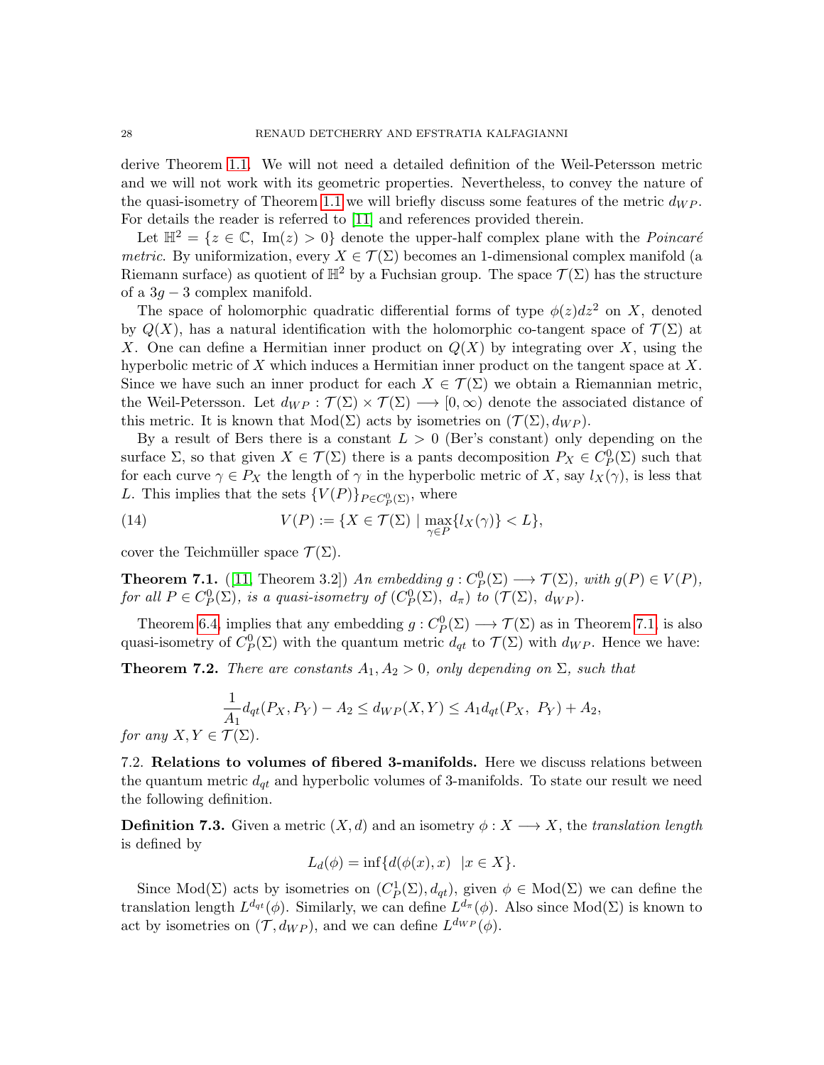derive Theorem 1.1. We will not need a detailed definition of the Weil-Petersson metric and we will not work with its geometric properties. Nevertheless, to convey the nature of the quasi-isometry of Theorem 1.1 we will briefly discuss some features of the metric $d_{WP}$. For details the reader is referred to [11] and references provided therein.

Let $\mathbb{H}^2 = \{z \in \mathbb{C}, \ \mathrm{Im}(z) > 0\}$ denote the upper-half complex plane with the *Poincaré metric*. By uniformization, every $X \in \mathcal{T}(\Sigma)$ becomes an 1-dimensional complex manifold (a Riemann surface) as quotient of $\mathbb{H}^2$ by a Fuchsian group. The space $\mathcal{T}(\Sigma)$ has the structure of a $3g-3$ complex manifold.

The space of holomorphic quadratic differential forms of type $\phi(z)dz^2$ on $X$, denoted by $Q(X)$, has a natural identification with the holomorphic co-tangent space of $\mathcal{T}(\Sigma)$ at $X$. One can define a Hermitian inner product on $Q(X)$ by integrating over $X$, using the hyperbolic metric of $X$ which induces a Hermitian inner product on the tangent space at $X$. Since we have such an inner product for each $X \in \mathcal{T}(\Sigma)$ we obtain a Riemannian metric, the Weil-Petersson. Let $d_{WP} : \mathcal{T}(\Sigma) \times \mathcal{T}(\Sigma) \longrightarrow [0, \infty)$ denote the associated distance of this metric. It is known that $\mathrm{Mod}(\Sigma)$ acts by isometries on $(\mathcal{T}(\Sigma), d_{WP})$.

By a result of Bers there is a constant $L > 0$ (Ber's constant) only depending on the surface $\Sigma$, so that given $X \in \mathcal{T}(\Sigma)$ there is a pants decomposition $P_X \in C^0_P(\Sigma)$ such that for each curve $\gamma \in P_X$ the length of $\gamma$ in the hyperbolic metric of $X$, say $l_X(\gamma)$, is less that $L$. This implies that the sets $\{V(P)\}_{P \in C^0_P(\Sigma)}$, where

$$V(P) := \{X \in \mathcal{T}(\Sigma) \mid \max_{\gamma \in P}\{l_X(\gamma)\} < L\}, \tag{14}$$

cover the Teichmüller space $\mathcal{T}(\Sigma)$.

**Theorem 7.1.** ([11, Theorem 3.2]) *An embedding $g : C^0_P(\Sigma) \longrightarrow \mathcal{T}(\Sigma)$, with $g(P) \in V(P)$, for all $P \in C^0_P(\Sigma)$, is a quasi-isometry of $(C^0_P(\Sigma), \ d_\pi)$ to $(\mathcal{T}(\Sigma), \ d_{WP})$.*

Theorem 6.4, implies that any embedding $g : C^0_P(\Sigma) \longrightarrow \mathcal{T}(\Sigma)$ as in Theorem 7.1, is also quasi-isometry of $C^0_P(\Sigma)$ with the quantum metric $d_{qt}$ to $\mathcal{T}(\Sigma)$ with $d_{WP}$. Hence we have:

**Theorem 7.2.** *There are constants $A_1, A_2 > 0$, only depending on $\Sigma$, such that*

$$\frac{1}{A_1} d_{qt}(P_X, P_Y) - A_2 \leq d_{WP}(X, Y) \leq A_1 d_{qt}(P_X, \ P_Y) + A_2,$$

*for any $X, Y \in \mathcal{T}(\Sigma)$.*

## 7.2. Relations to volumes of fibered 3-manifolds.

Here we discuss relations between the quantum metric $d_{qt}$ and hyperbolic volumes of 3-manifolds. To state our result we need the following definition.

**Definition 7.3.** Given a metric $(X, d)$ and an isometry $\phi : X \longrightarrow X$, the *translation length* is defined by

$$L_d(\phi) = \inf\{d(\phi(x), x) \ \ | x \in X\}.$$

Since $\mathrm{Mod}(\Sigma)$ acts by isometries on $(C^1_P(\Sigma), d_{qt})$, given $\phi \in \mathrm{Mod}(\Sigma)$ we can define the translation length $L^{d_{qt}}(\phi)$. Similarly, we can define $L^{d_\pi}(\phi)$. Also since $\mathrm{Mod}(\Sigma)$ is known to act by isometries on $(\mathcal{T}, d_{WP})$, and we can define $L^{d_{WP}}(\phi)$.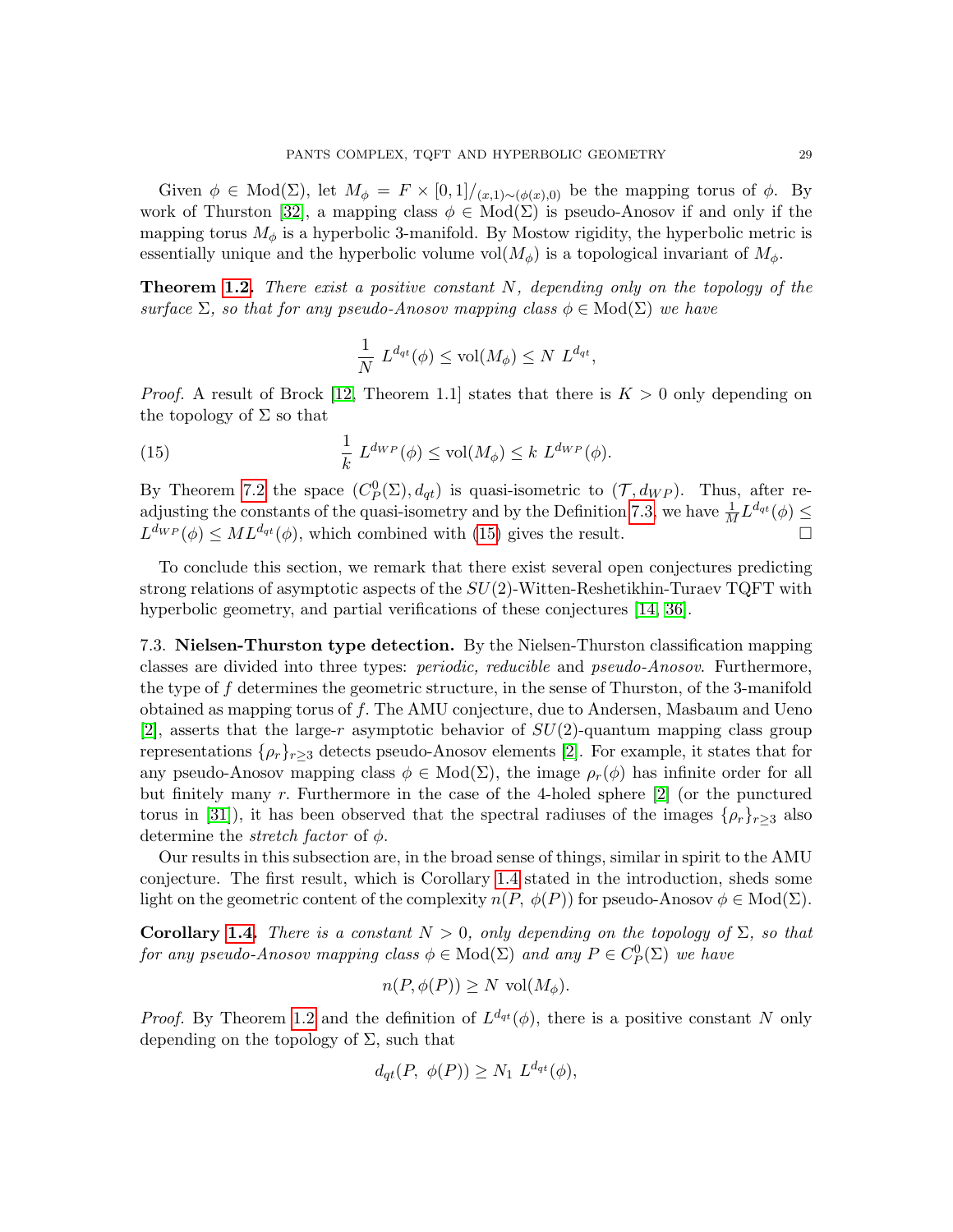Given $\phi \in \mathrm{Mod}(\Sigma)$, let $M_\phi = F \times [0,1]/_{(x,1)\sim(\phi(x),0)}$ be the mapping torus of $\phi$. By work of Thurston [32], a mapping class $\phi \in \mathrm{Mod}(\Sigma)$ is pseudo-Anosov if and only if the mapping torus $M_\phi$ is a hyperbolic 3-manifold. By Mostow rigidity, the hyperbolic metric is essentially unique and the hyperbolic volume $\mathrm{vol}(M_\phi)$ is a topological invariant of $M_\phi$.

**Theorem 1.2.** *There exist a positive constant $N$, depending only on the topology of the surface $\Sigma$, so that for any pseudo-Anosov mapping class $\phi \in \mathrm{Mod}(\Sigma)$ we have*

$$\frac{1}{N}\ L^{d_{qt}}(\phi) \leq \mathrm{vol}(M_\phi) \leq N\ L^{d_{qt}},$$

*Proof.* A result of Brock [12, Theorem 1.1] states that there is $K > 0$ only depending on the topology of $\Sigma$ so that

$$\frac{1}{k}\ L^{d_{WP}}(\phi) \leq \mathrm{vol}(M_\phi) \leq k\ L^{d_{WP}}(\phi). \tag{15}$$

By Theorem 7.2 the space $(C_P^0(\Sigma), d_{qt})$ is quasi-isometric to $(\mathcal{T}, d_{WP})$. Thus, after re-adjusting the constants of the quasi-isometry and by the Definition 7.3, we have $\frac{1}{M}L^{d_{qt}}(\phi) \leq L^{d_{WP}}(\phi) \leq ML^{d_{qt}}(\phi)$, which combined with (15) gives the result. □

To conclude this section, we remark that there exist several open conjectures predicting strong relations of asymptotic aspects of the $SU(2)$-Witten-Reshetikhin-Turaev TQFT with hyperbolic geometry, and partial verifications of these conjectures [14, 36].

7.3. **Nielsen-Thurston type detection.** By the Nielsen-Thurston classification mapping classes are divided into three types: *periodic, reducible* and *pseudo-Anosov*. Furthermore, the type of $f$ determines the geometric structure, in the sense of Thurston, of the 3-manifold obtained as mapping torus of $f$. The AMU conjecture, due to Andersen, Masbaum and Ueno [2], asserts that the large-$r$ asymptotic behavior of $SU(2)$-quantum mapping class group representations $\{\rho_r\}_{r\geq 3}$ detects pseudo-Anosov elements [2]. For example, it states that for any pseudo-Anosov mapping class $\phi \in \mathrm{Mod}(\Sigma)$, the image $\rho_r(\phi)$ has infinite order for all but finitely many $r$. Furthermore in the case of the 4-holed sphere [2] (or the punctured torus in [31]), it has been observed that the spectral radiuses of the images $\{\rho_r\}_{r\geq 3}$ also determine the *stretch factor* of $\phi$.

Our results in this subsection are, in the broad sense of things, similar in spirit to the AMU conjecture. The first result, which is Corollary 1.4 stated in the introduction, sheds some light on the geometric content of the complexity $n(P,\ \phi(P))$ for pseudo-Anosov $\phi \in \mathrm{Mod}(\Sigma)$.

**Corollary 1.4.** *There is a constant $N > 0$, only depending on the topology of $\Sigma$, so that for any pseudo-Anosov mapping class $\phi \in \mathrm{Mod}(\Sigma)$ and any $P \in C_P^0(\Sigma)$ we have*

$$n(P, \phi(P)) \geq N\ \mathrm{vol}(M_\phi).$$

*Proof.* By Theorem 1.2 and the definition of $L^{d_{qt}}(\phi)$, there is a positive constant $N$ only depending on the topology of $\Sigma$, such that

$$d_{qt}(P,\ \phi(P)) \geq N_1\ L^{d_{qt}}(\phi),$$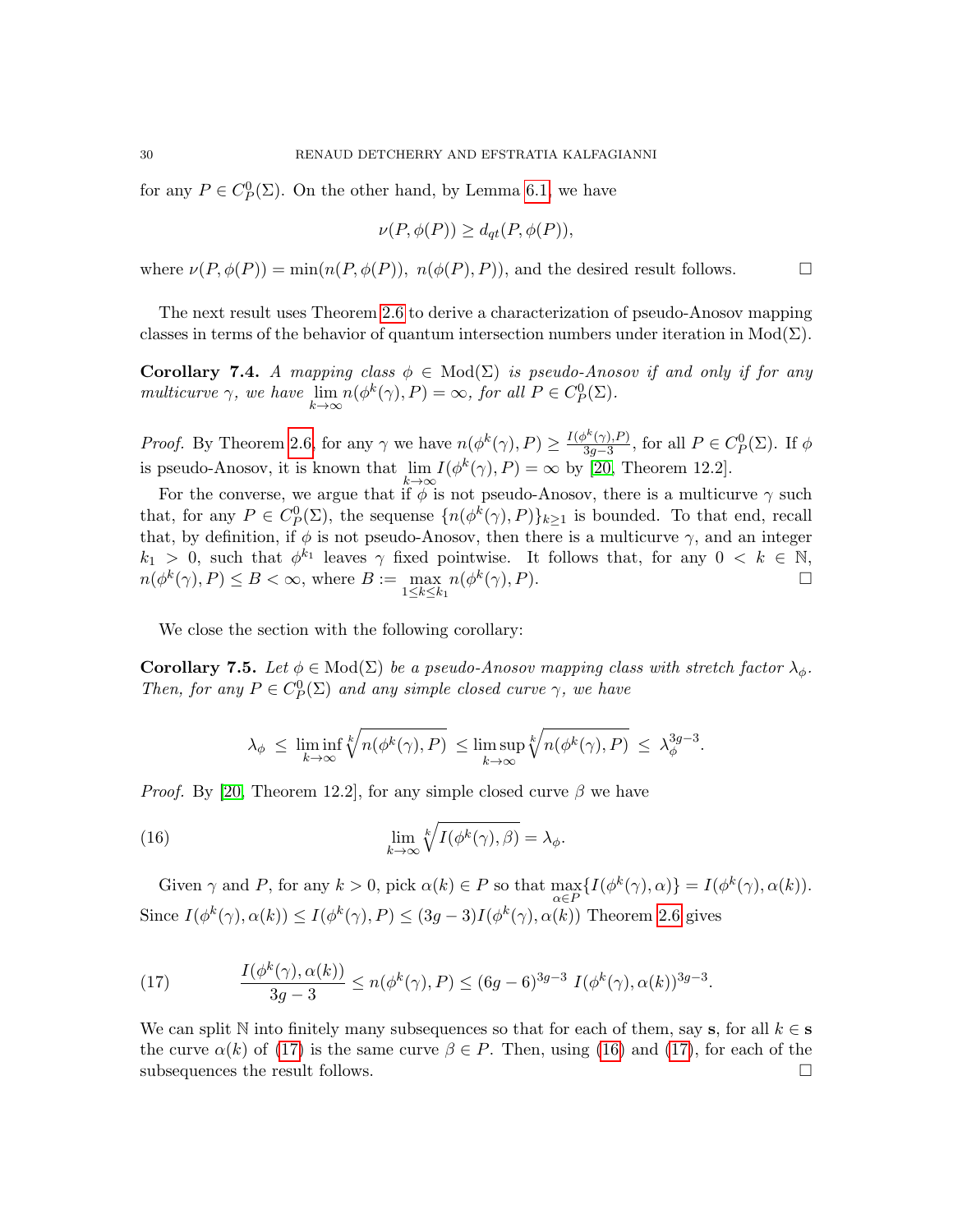for any $P \in C^0_P(\Sigma)$. On the other hand, by Lemma 6.1, we have

$$\nu(P, \phi(P)) \geq d_{qt}(P, \phi(P)),$$

where $\nu(P, \phi(P)) = \min(n(P, \phi(P)),\ n(\phi(P), P))$, and the desired result follows. □

The next result uses Theorem 2.6 to derive a characterization of pseudo-Anosov mapping classes in terms of the behavior of quantum intersection numbers under iteration in $\mathrm{Mod}(\Sigma)$.

**Corollary 7.4.** *A mapping class $\phi \in \mathrm{Mod}(\Sigma)$ is pseudo-Anosov if and only if for any multicurve $\gamma$, we have $\lim\limits_{k\to\infty} n(\phi^k(\gamma), P) = \infty$, for all $P \in C^0_P(\Sigma)$.*

*Proof.* By Theorem 2.6, for any $\gamma$ we have $n(\phi^k(\gamma), P) \geq \frac{I(\phi^k(\gamma),P)}{3g-3}$, for all $P \in C^0_P(\Sigma)$. If $\phi$ is pseudo-Anosov, it is known that $\lim\limits_{k\to\infty} I(\phi^k(\gamma), P) = \infty$ by [20, Theorem 12.2].

For the converse, we argue that if $\phi$ is not pseudo-Anosov, there is a multicurve $\gamma$ such that, for any $P \in C^0_P(\Sigma)$, the sequense $\{n(\phi^k(\gamma), P)\}_{k\geq 1}$ is bounded. To that end, recall that, by definition, if $\phi$ is not pseudo-Anosov, then there is a multicurve $\gamma$, and an integer $k_1 > 0$, such that $\phi^{k_1}$ leaves $\gamma$ fixed pointwise. It follows that, for any $0 < k \in \mathbb{N}$, $n(\phi^k(\gamma), P) \leq B < \infty$, where $B := \max\limits_{1\leq k\leq k_1} n(\phi^k(\gamma), P)$. □

We close the section with the following corollary:

**Corollary 7.5.** *Let $\phi \in \mathrm{Mod}(\Sigma)$ be a pseudo-Anosov mapping class with stretch factor $\lambda_\phi$. Then, for any $P \in C^0_P(\Sigma)$ and any simple closed curve $\gamma$, we have*

$$\lambda_\phi \ \leq\ \liminf_{k\to\infty} \sqrt[k]{n(\phi^k(\gamma), P)}\ \leq \limsup_{k\to\infty} \sqrt[k]{n(\phi^k(\gamma), P)}\ \leq\ \lambda_\phi^{3g-3}.$$

*Proof.* By [20, Theorem 12.2], for any simple closed curve $\beta$ we have

$$\lim_{k\to\infty} \sqrt[k]{I(\phi^k(\gamma), \beta)} = \lambda_\phi. \tag{16}$$

Given $\gamma$ and $P$, for any $k > 0$, pick $\alpha(k) \in P$ so that $\max\limits_{\alpha\in P}\{I(\phi^k(\gamma), \alpha)\} = I(\phi^k(\gamma), \alpha(k))$. Since $I(\phi^k(\gamma), \alpha(k)) \leq I(\phi^k(\gamma), P) \leq (3g-3) I(\phi^k(\gamma), \alpha(k))$ Theorem 2.6 gives

$$\frac{I(\phi^k(\gamma), \alpha(k))}{3g-3} \leq n(\phi^k(\gamma), P) \leq (6g-6)^{3g-3}\ I(\phi^k(\gamma), \alpha(k))^{3g-3}. \tag{17}$$

We can split $\mathbb{N}$ into finitely many subsequences so that for each of them, say $\mathbf{s}$, for all $k \in \mathbf{s}$ the curve $\alpha(k)$ of (17) is the same curve $\beta \in P$. Then, using (16) and (17), for each of the subsequences the result follows. □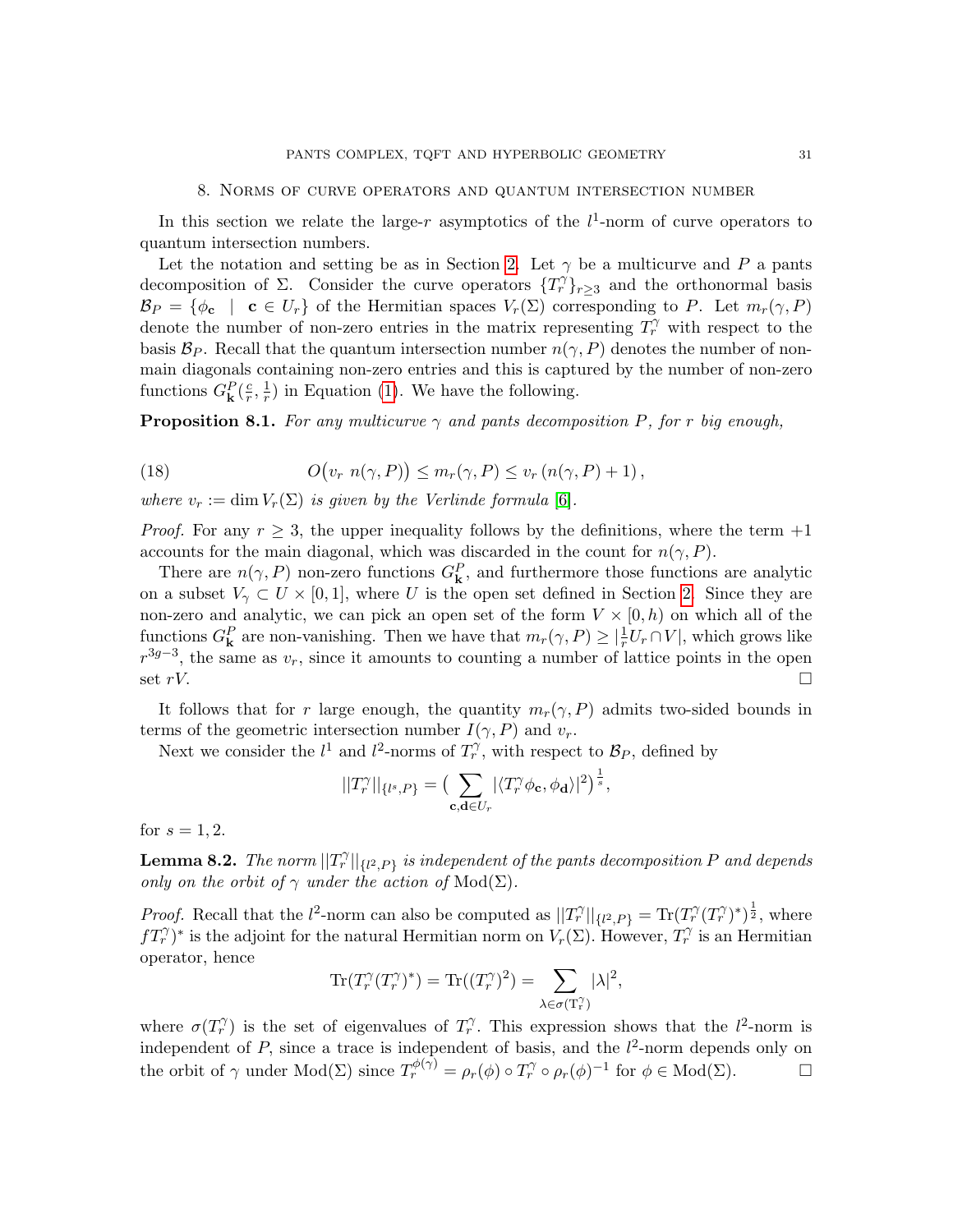## 8. Norms of curve operators and quantum intersection number

In this section we relate the large-$r$ asymptotics of the $l^1$-norm of curve operators to quantum intersection numbers.

Let the notation and setting be as in Section 2. Let $\gamma$ be a multicurve and $P$ a pants decomposition of $\Sigma$. Consider the curve operators $\{T_r^\gamma\}_{r\geq 3}$ and the orthonormal basis $\mathcal{B}_P = \{\phi_{\mathbf{c}} \ | \ \mathbf{c} \in U_r\}$ of the Hermitian spaces $V_r(\Sigma)$ corresponding to $P$. Let $m_r(\gamma, P)$ denote the number of non-zero entries in the matrix representing $T_r^\gamma$ with respect to the basis $\mathcal{B}_P$. Recall that the quantum intersection number $n(\gamma, P)$ denotes the number of non-main diagonals containing non-zero entries and this is captured by the number of non-zero functions $G^P_{\mathbf{k}}(\frac{c}{r}, \frac{1}{r})$ in Equation (1). We have the following.

**Proposition 8.1.** *For any multicurve $\gamma$ and pants decomposition $P$, for $r$ big enough,*

$$O\big(v_r\ n(\gamma, P)\big) \leq m_r(\gamma, P) \leq v_r\left(n(\gamma, P) + 1\right), \tag{18}$$

*where $v_r := \dim V_r(\Sigma)$ is given by the Verlinde formula [6].*

*Proof.* For any $r \geq 3$, the upper inequality follows by the definitions, where the term $+1$ accounts for the main diagonal, which was discarded in the count for $n(\gamma, P)$.

There are $n(\gamma, P)$ non-zero functions $G^P_{\mathbf{k}}$, and furthermore those functions are analytic on a subset $V_\gamma \subset U \times [0, 1]$, where $U$ is the open set defined in Section 2. Since they are non-zero and analytic, we can pick an open set of the form $V \times [0, h)$ on which all of the functions $G^P_{\mathbf{k}}$ are non-vanishing. Then we have that $m_r(\gamma, P) \geq |\frac{1}{r}U_r \cap V|$, which grows like $r^{3g-3}$, the same as $v_r$, since it amounts to counting a number of lattice points in the open set $rV$. $\square$

It follows that for $r$ large enough, the quantity $m_r(\gamma, P)$ admits two-sided bounds in terms of the geometric intersection number $I(\gamma, P)$ and $v_r$.

Next we consider the $l^1$ and $l^2$-norms of $T_r^\gamma$, with respect to $\mathcal{B}_P$, defined by

$$||T_r^\gamma||_{\{l^s,P\}} = \big(\sum_{\mathbf{c},\mathbf{d}\in U_r} |\langle T_r^\gamma \phi_{\mathbf{c}}, \phi_{\mathbf{d}}\rangle|^2\big)^{\frac{1}{s}},$$

for $s = 1, 2$.

**Lemma 8.2.** *The norm $||T_r^\gamma||_{\{l^2,P\}}$ is independent of the pants decomposition $P$ and depends only on the orbit of $\gamma$ under the action of $\mathrm{Mod}(\Sigma)$.*

*Proof.* Recall that the $l^2$-norm can also be computed as $||T_r^\gamma||_{\{l^2,P\}} = \mathrm{Tr}(T_r^\gamma (T_r^\gamma)^*)^{\frac{1}{2}}$, where $fT_r^\gamma)^*$ is the adjoint for the natural Hermitian norm on $V_r(\Sigma)$. However, $T_r^\gamma$ is an Hermitian operator, hence

$$\mathrm{Tr}(T_r^\gamma (T_r^\gamma)^*) = \mathrm{Tr}((T_r^\gamma)^2) = \sum_{\lambda\in\sigma(\mathrm{T}_r^\gamma)} |\lambda|^2,$$

where $\sigma(T_r^\gamma)$ is the set of eigenvalues of $T_r^\gamma$. This expression shows that the $l^2$-norm is independent of $P$, since a trace is independent of basis, and the $l^2$-norm depends only on the orbit of $\gamma$ under $\mathrm{Mod}(\Sigma)$ since $T_r^{\phi(\gamma)} = \rho_r(\phi) \circ T_r^\gamma \circ \rho_r(\phi)^{-1}$ for $\phi \in \mathrm{Mod}(\Sigma)$. $\square$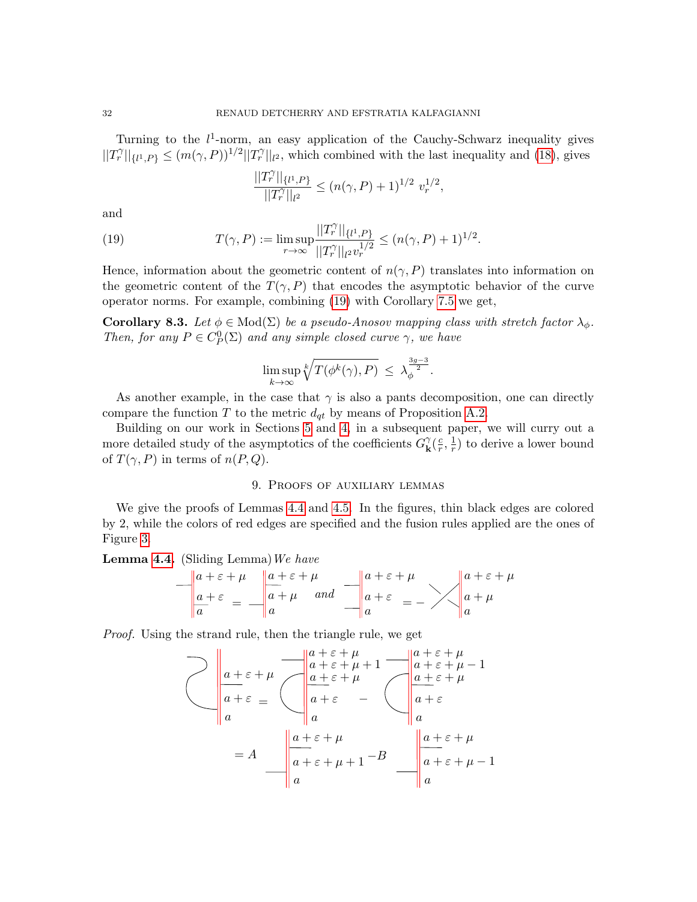Turning to the $l^1$-norm, an easy application of the Cauchy-Schwarz inequality gives $||T_r^\gamma||_{\{l^1,P\}} \leq (m(\gamma,P))^{1/2}||T_r^\gamma||_{l^2}$, which combined with the last inequality and (18), gives

$$\frac{||T_r^\gamma||_{\{l^1,P\}}}{||T_r^\gamma||_{l^2}} \leq (n(\gamma,P)+1)^{1/2}\ v_r^{1/2},$$

and

$$T(\gamma,P) := \limsup_{r\to\infty} \frac{||T_r^\gamma||_{\{l^1,P\}}}{||T_r^\gamma||_{l^2} v_r^{1/2}} \leq (n(\gamma,P)+1)^{1/2}. \tag{19}$$

Hence, information about the geometric content of $n(\gamma,P)$ translates into information on the geometric content of the $T(\gamma,P)$ that encodes the asymptotic behavior of the curve operator norms. For example, combining (19) with Corollary 7.5 we get,

**Corollary 8.3.** *Let $\phi \in \mathrm{Mod}(\Sigma)$ be a pseudo-Anosov mapping class with stretch factor $\lambda_\phi$. Then, for any $P \in C_P^0(\Sigma)$ and any simple closed curve $\gamma$, we have*

$$\limsup_{k\to\infty} \sqrt[k]{T(\phi^k(\gamma),P)} \ \leq\ \lambda_\phi^{\frac{3g-3}{2}}.$$

As another example, in the case that $\gamma$ is also a pants decomposition, one can directly compare the function $T$ to the metric $d_{qt}$ by means of Proposition A.2.

Building on our work in Sections 5 and 4, in a subsequent paper, we will curry out a more detailed study of the asymptotics of the coefficients $G_{\mathbf{k}}^\gamma(\frac{c}{r},\frac{1}{r})$ to derive a lower bound of $T(\gamma,P)$ in terms of $n(P,Q)$.

## 9. Proofs of auxiliary lemmas

We give the proofs of Lemmas 4.4 and 4.5. In the figures, thin black edges are colored by 2, while the colors of red edges are specified and the fusion rules applied are the ones of Figure 3.

**Lemma 4.4.** (Sliding Lemma) *We have*

[Diagram: a red vertical strand with colors $a$, $a+\varepsilon$, $a+\varepsilon+\mu$ (bottom to top) with a thin black edge attached at the $a+\varepsilon$ segment, equals the strand with colors $a$, $a+\mu$, $a+\varepsilon+\mu$ with the black edge attached at the $a+\mu$ segment; *and* the strand with colors $a$, $a+\varepsilon$, $a+\varepsilon+\mu$ with two black edges attached equals $-$ the strand with colors $a$, $a+\mu$, $a+\varepsilon+\mu$ with the two black edges crossed.]

*Proof.* Using the strand rule, then the triangle rule, we get

[Diagram: the strand with colors $a$, $a+\varepsilon$, $a+\varepsilon+\mu$ with a black arc equals the diagram with colors $a$, $a+\varepsilon$, $a+\varepsilon+\mu$, $a+\varepsilon+\mu+1$, $a+\varepsilon+\mu$ minus the diagram with colors $a$, $a+\varepsilon$, $a+\varepsilon+\mu$, $a+\varepsilon+\mu-1$, $a+\varepsilon+\mu$; this equals $A$ times the strand with colors $a$, $a+\varepsilon+\mu+1$, $a+\varepsilon+\mu$ $-B$ times the strand with colors $a$, $a+\varepsilon+\mu-1$, $a+\varepsilon+\mu$.]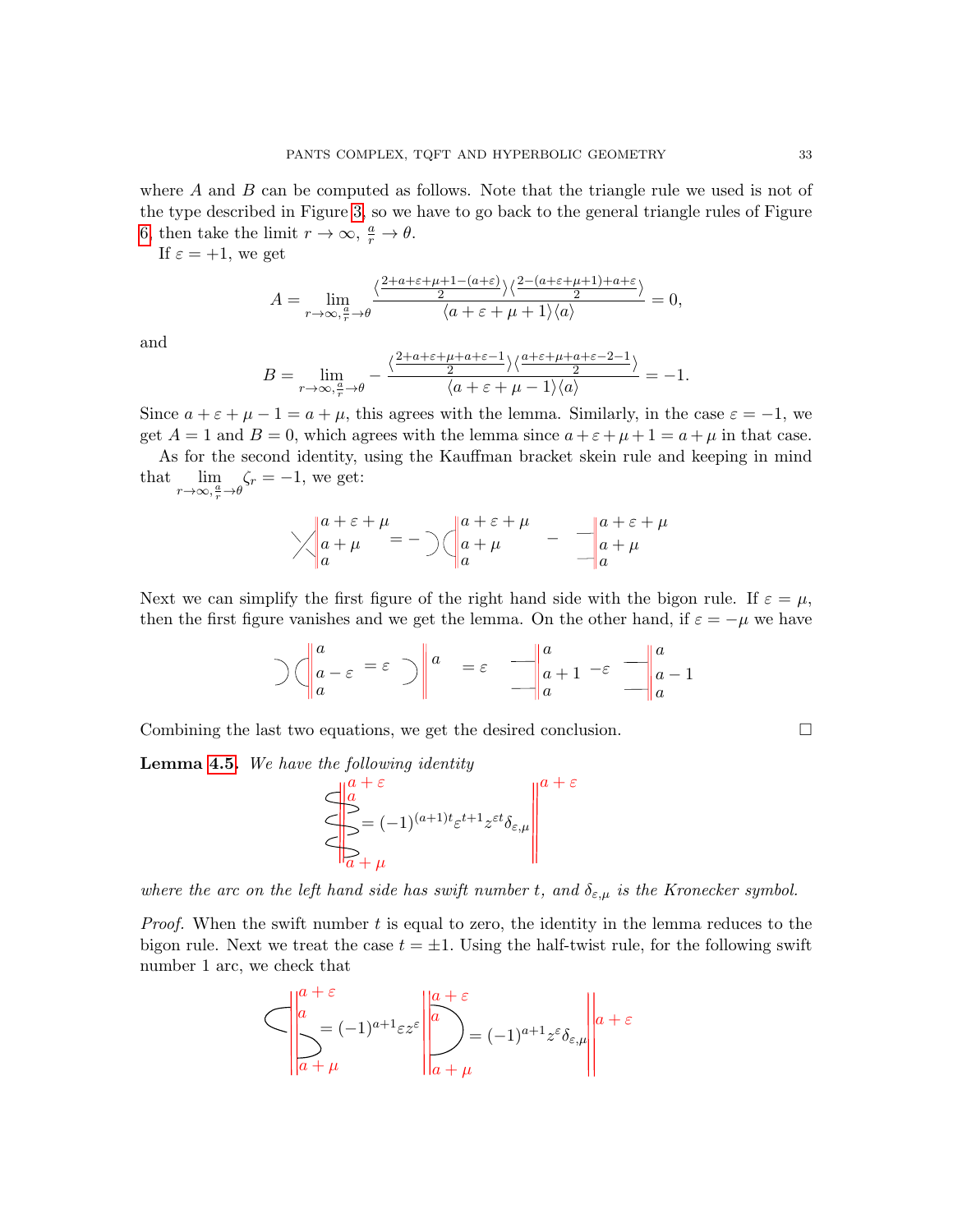where $A$ and $B$ can be computed as follows. Note that the triangle rule we used is not of the type described in Figure 3, so we have to go back to the general triangle rules of Figure 6, then take the limit $r \to \infty$, $\frac{a}{r} \to \theta$.

If $\varepsilon = +1$, we get

$$A = \lim_{r\to\infty, \frac{a}{r}\to\theta} \frac{\langle \frac{2+a+\varepsilon+\mu+1-(a+\varepsilon)}{2}\rangle\langle \frac{2-(a+\varepsilon+\mu+1)+a+\varepsilon}{2}\rangle}{\langle a+\varepsilon+\mu+1\rangle\langle a\rangle} = 0,$$

and

$$B = \lim_{r\to\infty, \frac{a}{r}\to\theta} -\frac{\langle \frac{2+a+\varepsilon+\mu+a+\varepsilon-1}{2}\rangle\langle \frac{a+\varepsilon+\mu+a+\varepsilon-2-1}{2}\rangle}{\langle a+\varepsilon+\mu-1\rangle\langle a\rangle} = -1.$$

Since $a+\varepsilon+\mu-1 = a+\mu$, this agrees with the lemma. Similarly, in the case $\varepsilon = -1$, we get $A = 1$ and $B = 0$, which agrees with the lemma since $a+\varepsilon+\mu+1 = a+\mu$ in that case.

As for the second identity, using the Kauffman bracket skein rule and keeping in mind that $\lim_{r\to\infty, \frac{a}{r}\to\theta} \zeta_r = -1$, we get:

[Diagram: crossing at strand labeled $a+\varepsilon+\mu$, $a+\mu$, $a$] $= -$ [Diagram: $)($ with strand labeled $a+\varepsilon+\mu$, $a+\mu$, $a$] $-$ [Diagram: horizontal arcs with strand labeled $a+\varepsilon+\mu$, $a+\mu$, $a$]

Next we can simplify the first figure of the right hand side with the bigon rule. If $\varepsilon = \mu$, then the first figure vanishes and we get the lemma. On the other hand, if $\varepsilon = -\mu$ we have

[Diagram: $)($ with strand labeled $a$, $a-\varepsilon$, $a$] $= \varepsilon$ [Diagram: $)$ with strand labeled $a$] $= \varepsilon$ [Diagram: horizontal arcs with strand labeled $a$, $a+1$, $a$] $-\varepsilon$ [Diagram: horizontal arcs with strand labeled $a$, $a-1$, $a$]

Combining the last two equations, we get the desired conclusion. □

**Lemma 4.5.** *We have the following identity*

[Diagram: arc wrapping strand, labels $a+\varepsilon$, $a$, $a+\mu$] $= (-1)^{(a+1)t}\varepsilon^{t+1}z^{\varepsilon t}\delta_{\varepsilon,\mu}$ [Diagram: strand labeled $a+\varepsilon$]

*where the arc on the left hand side has swift number $t$, and $\delta_{\varepsilon,\mu}$ is the Kronecker symbol.*

*Proof.* When the swift number $t$ is equal to zero, the identity in the lemma reduces to the bigon rule. Next we treat the case $t = \pm 1$. Using the half-twist rule, for the following swift number 1 arc, we check that

[Diagram: arc with strand labeled $a+\varepsilon$, $a$, $a+\mu$] $= (-1)^{a+1}\varepsilon z^{\varepsilon}$ [Diagram: arc with strand labeled $a+\varepsilon$, $a$, $a+\mu$] $= (-1)^{a+1}z^{\varepsilon}\delta_{\varepsilon,\mu}$ [Diagram: strand labeled $a+\varepsilon$]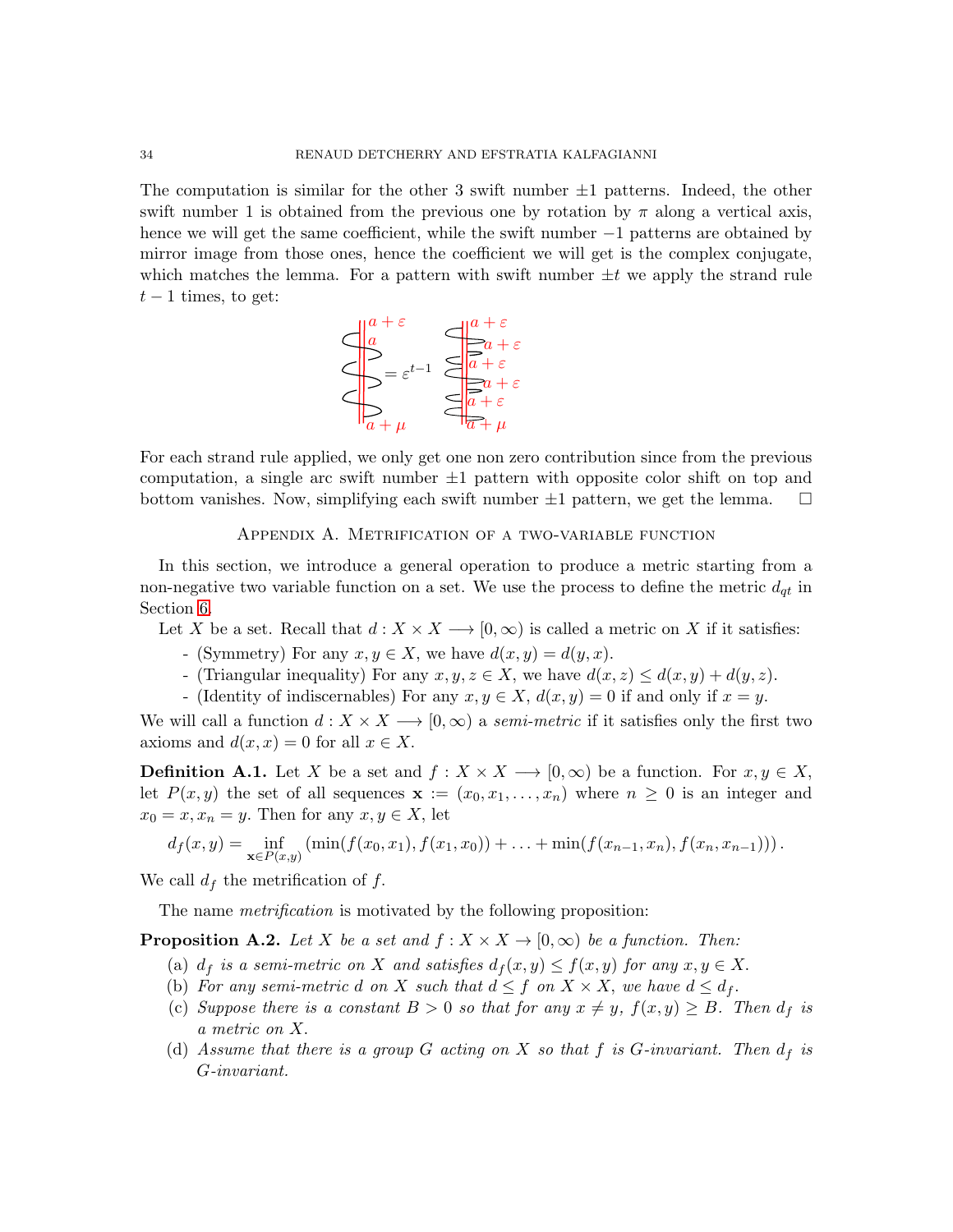The computation is similar for the other 3 swift number $\pm 1$ patterns. Indeed, the other swift number 1 is obtained from the previous one by rotation by $\pi$ along a vertical axis, hence we will get the same coefficient, while the swift number $-1$ patterns are obtained by mirror image from those ones, hence the coefficient we will get is the complex conjugate, which matches the lemma. For a pattern with swift number $\pm t$ we apply the strand rule $t-1$ times, to get:

$$= \varepsilon^{t-1}$$

For each strand rule applied, we only get one non zero contribution since from the previous computation, a single arc swift number $\pm 1$ pattern with opposite color shift on top and bottom vanishes. Now, simplifying each swift number $\pm 1$ pattern, we get the lemma. $\square$

## Appendix A. Metrification of a two-variable function

In this section, we introduce a general operation to produce a metric starting from a non-negative two variable function on a set. We use the process to define the metric $d_{qt}$ in Section 6.

Let $X$ be a set. Recall that $d : X \times X \longrightarrow [0, \infty)$ is called a metric on $X$ if it satisfies:

- (Symmetry) For any $x, y \in X$, we have $d(x, y) = d(y, x)$.
- (Triangular inequality) For any $x, y, z \in X$, we have $d(x, z) \leq d(x, y) + d(y, z)$.
- (Identity of indiscernables) For any $x, y \in X$, $d(x, y) = 0$ if and only if $x = y$.

We will call a function $d : X \times X \longrightarrow [0, \infty)$ a *semi-metric* if it satisfies only the first two axioms and $d(x, x) = 0$ for all $x \in X$.

**Definition A.1.** Let $X$ be a set and $f : X \times X \longrightarrow [0, \infty)$ be a function. For $x, y \in X$, let $P(x, y)$ the set of all sequences $\mathbf{x} := (x_0, x_1, \ldots, x_n)$ where $n \geq 0$ is an integer and $x_0 = x, x_n = y$. Then for any $x, y \in X$, let

$$d_f(x, y) = \inf_{\mathbf{x} \in P(x,y)} \left( \min(f(x_0, x_1), f(x_1, x_0)) + \ldots + \min(f(x_{n-1}, x_n), f(x_n, x_{n-1})) \right).$$

We call $d_f$ the metrification of $f$.

The name *metrification* is motivated by the following proposition:

**Proposition A.2.** *Let $X$ be a set and $f : X \times X \to [0, \infty)$ be a function. Then:*

(a) *$d_f$ is a semi-metric on $X$ and satisfies $d_f(x, y) \leq f(x, y)$ for any $x, y \in X$.*
(b) *For any semi-metric $d$ on $X$ such that $d \leq f$ on $X \times X$, we have $d \leq d_f$.*
(c) *Suppose there is a constant $B > 0$ so that for any $x \neq y$, $f(x, y) \geq B$. Then $d_f$ is a metric on $X$.*
(d) *Assume that there is a group $G$ acting on $X$ so that $f$ is $G$-invariant. Then $d_f$ is $G$-invariant.*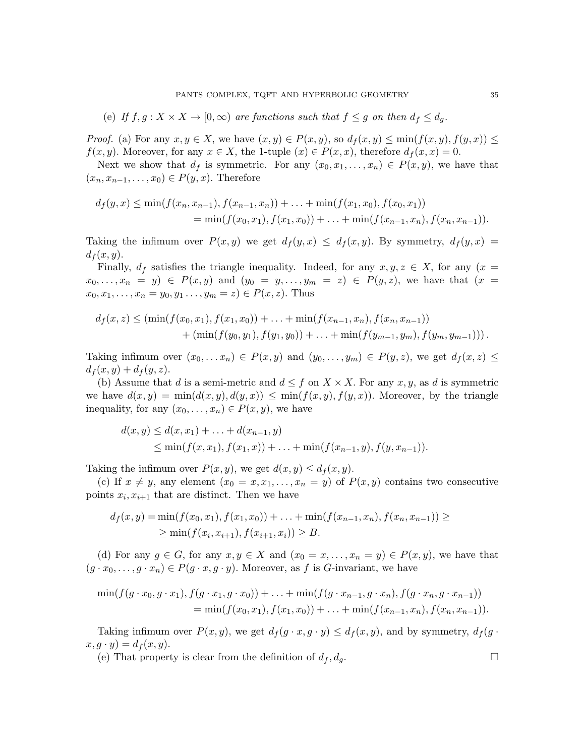(e) *If $f, g : X \times X \to [0, \infty)$ are functions such that $f \leq g$ on then $d_f \leq d_g$.*

*Proof.* (a) For any $x, y \in X$, we have $(x, y) \in P(x, y)$, so $d_f(x, y) \leq \min(f(x, y), f(y, x)) \leq f(x, y)$. Moreover, for any $x \in X$, the 1-tuple $(x) \in P(x, x)$, therefore $d_f(x, x) = 0$.

Next we show that $d_f$ is symmetric. For any $(x_0, x_1, \dots, x_n) \in P(x, y)$, we have that $(x_n, x_{n-1}, \dots, x_0) \in P(y, x)$. Therefore

$$\begin{aligned} d_f(y, x) &\leq \min(f(x_n, x_{n-1}), f(x_{n-1}, x_n)) + \ldots + \min(f(x_1, x_0), f(x_0, x_1)) \\ &= \min(f(x_0, x_1), f(x_1, x_0)) + \ldots + \min(f(x_{n-1}, x_n), f(x_n, x_{n-1})). \end{aligned}$$

Taking the infimum over $P(x, y)$ we get $d_f(y, x) \leq d_f(x, y)$. By symmetry, $d_f(y, x) = d_f(x, y)$.

Finally, $d_f$ satisfies the triangle inequality. Indeed, for any $x, y, z \in X$, for any $(x = x_0, \dots, x_n = y) \in P(x, y)$ and $(y_0 = y, \dots, y_m = z) \in P(y, z)$, we have that $(x = x_0, x_1, \dots, x_n = y_0, y_1 \dots, y_m = z) \in P(x, z)$. Thus

$$\begin{aligned} d_f(x, z) \leq & (\min(f(x_0, x_1), f(x_1, x_0)) + \ldots + \min(f(x_{n-1}, x_n), f(x_n, x_{n-1})) \\ &+ (\min(f(y_0, y_1), f(y_1, y_0)) + \ldots + \min(f(y_{m-1}, y_m), f(y_m, y_{m-1}))) \,. \end{aligned}$$

Taking infimum over $(x_0, \dots x_n) \in P(x, y)$ and $(y_0, \dots, y_m) \in P(y, z)$, we get $d_f(x, z) \leq d_f(x, y) + d_f(y, z)$.

(b) Assume that $d$ is a semi-metric and $d \leq f$ on $X \times X$. For any $x, y$, as $d$ is symmetric we have $d(x, y) = \min(d(x, y), d(y, x)) \leq \min(f(x, y), f(y, x))$. Moreover, by the triangle inequality, for any $(x_0, \dots, x_n) \in P(x, y)$, we have

$$\begin{aligned} d(x, y) &\leq d(x, x_1) + \ldots + d(x_{n-1}, y) \\ &\leq \min(f(x, x_1), f(x_1, x)) + \ldots + \min(f(x_{n-1}, y), f(y, x_{n-1})). \end{aligned}$$

Taking the infimum over $P(x, y)$, we get $d(x, y) \leq d_f(x, y)$.

(c) If $x \neq y$, any element $(x_0 = x, x_1, \dots, x_n = y)$ of $P(x, y)$ contains two consecutive points $x_i, x_{i+1}$ that are distinct. Then we have

$$\begin{aligned} d_f(x, y) =& \min(f(x_0, x_1), f(x_1, x_0)) + \ldots + \min(f(x_{n-1}, x_n), f(x_n, x_{n-1})) \geq \\ &\geq \min(f(x_i, x_{i+1}), f(x_{i+1}, x_i)) \geq B. \end{aligned}$$

(d) For any $g \in G$, for any $x, y \in X$ and $(x_0 = x, \dots, x_n = y) \in P(x, y)$, we have that $(g \cdot x_0, \dots, g \cdot x_n) \in P(g \cdot x, g \cdot y)$. Moreover, as $f$ is $G$-invariant, we have

$$\begin{aligned} &\min(f(g \cdot x_0, g \cdot x_1), f(g \cdot x_1, g \cdot x_0)) + \ldots + \min(f(g \cdot x_{n-1}, g \cdot x_n), f(g \cdot x_n, g \cdot x_{n-1})) \\ &\qquad = \min(f(x_0, x_1), f(x_1, x_0)) + \ldots + \min(f(x_{n-1}, x_n), f(x_n, x_{n-1})). \end{aligned}$$

Taking infimum over $P(x, y)$, we get $d_f(g \cdot x, g \cdot y) \leq d_f(x, y)$, and by symmetry, $d_f(g \cdot x, g \cdot y) = d_f(x, y)$.

(e) That property is clear from the definition of $d_f, d_g$. $\square$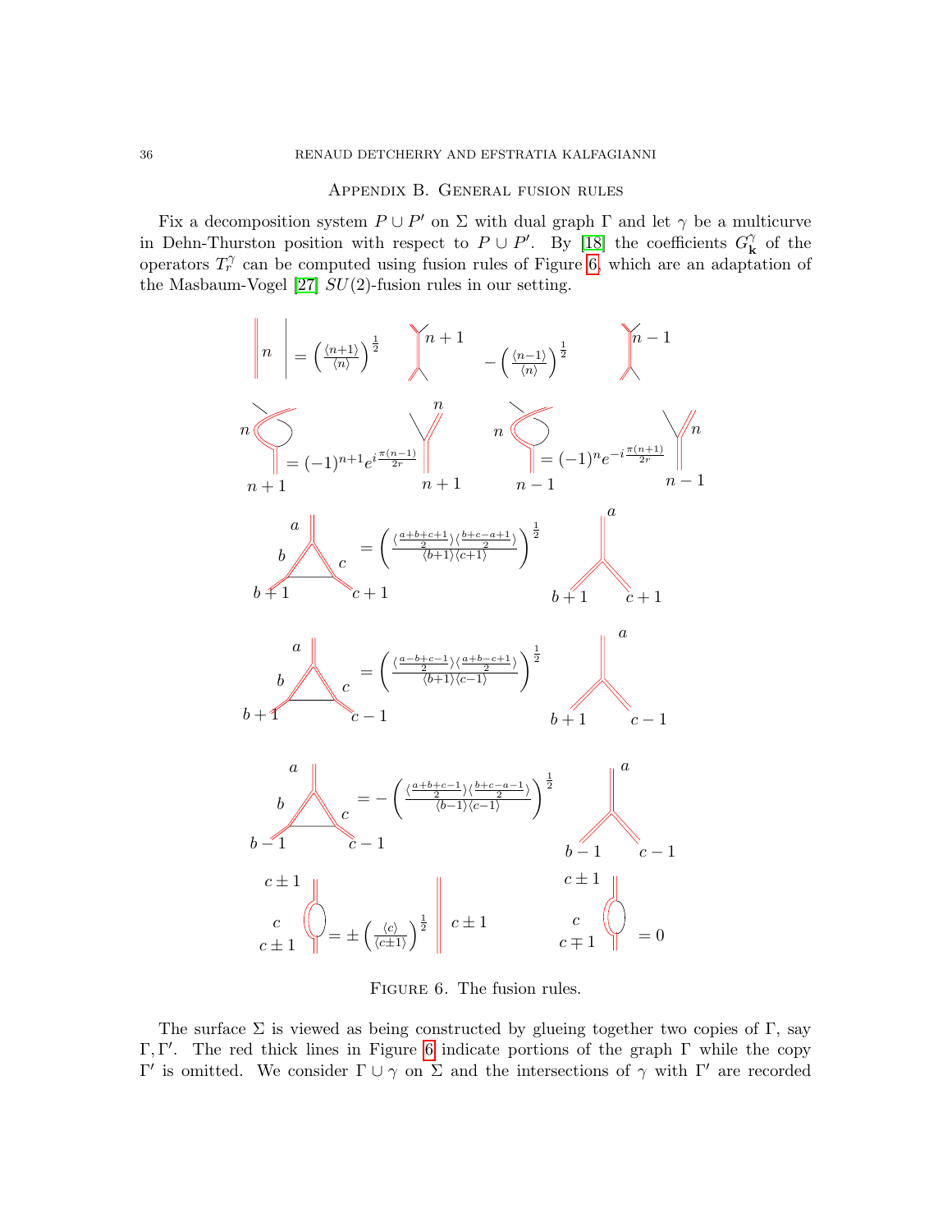## Appendix B. General fusion rules

Fix a decomposition system $P \cup P'$ on $\Sigma$ with dual graph $\Gamma$ and let $\gamma$ be a multicurve in Dehn-Thurston position with respect to $P \cup P'$. By [18] the coefficients $G^{\gamma}_{\mathbf{k}}$ of the operators $T^{\gamma}_r$ can be computed using fusion rules of Figure 6, which are an adaptation of the Masbaum-Vogel [27] $SU(2)$-fusion rules in our setting.

$$= \left(\frac{\langle n+1\rangle}{\langle n\rangle}\right)^{\frac{1}{2}} \qquad - \left(\frac{\langle n-1\rangle}{\langle n\rangle}\right)^{\frac{1}{2}}$$

$$= (-1)^{n+1} e^{i\frac{\pi(n-1)}{2r}} \qquad = (-1)^{n} e^{-i\frac{\pi(n+1)}{2r}}$$

$$= \left(\frac{\langle \frac{a+b+c+1}{2}\rangle\langle \frac{b+c-a+1}{2}\rangle}{\langle b+1\rangle\langle c+1\rangle}\right)^{\frac{1}{2}}$$

$$= \left(\frac{\langle \frac{a-b+c-1}{2}\rangle\langle \frac{a+b-c+1}{2}\rangle}{\langle b+1\rangle\langle c-1\rangle}\right)^{\frac{1}{2}}$$

$$= -\left(\frac{\langle \frac{a+b+c-1}{2}\rangle\langle \frac{b+c-a-1}{2}\rangle}{\langle b-1\rangle\langle c-1\rangle}\right)^{\frac{1}{2}}$$

$$= \pm\left(\frac{\langle c\rangle}{\langle c\pm 1\rangle}\right)^{\frac{1}{2}} \qquad = 0$$

Figure 6. The fusion rules.

The surface $\Sigma$ is viewed as being constructed by glueing together two copies of $\Gamma$, say $\Gamma, \Gamma'$. The red thick lines in Figure 6 indicate portions of the graph $\Gamma$ while the copy $\Gamma'$ is omitted. We consider $\Gamma \cup \gamma$ on $\Sigma$ and the intersections of $\gamma$ with $\Gamma'$ are recorded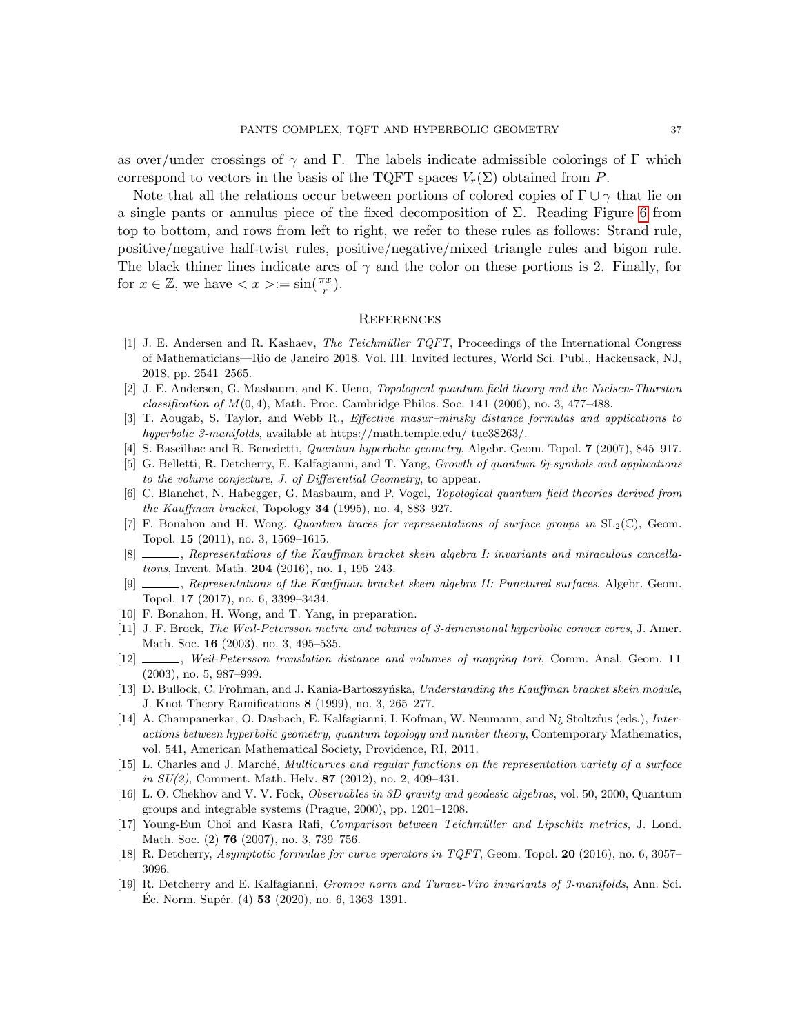as over/under crossings of $\gamma$ and $\Gamma$. The labels indicate admissible colorings of $\Gamma$ which correspond to vectors in the basis of the TQFT spaces $V_r(\Sigma)$ obtained from $P$.

Note that all the relations occur between portions of colored copies of $\Gamma \cup \gamma$ that lie on a single pants or annulus piece of the fixed decomposition of $\Sigma$. Reading Figure 6 from top to bottom, and rows from left to right, we refer to these rules as follows: Strand rule, positive/negative half-twist rules, positive/negative/mixed triangle rules and bigon rule. The black thiner lines indicate arcs of $\gamma$ and the color on these portions is 2. Finally, for for $x \in \mathbb{Z}$, we have $< x > := \sin(\frac{\pi x}{r})$.

## References

[1] J. E. Andersen and R. Kashaev, *The Teichmüller TQFT*, Proceedings of the International Congress of Mathematicians—Rio de Janeiro 2018. Vol. III. Invited lectures, World Sci. Publ., Hackensack, NJ, 2018, pp. 2541–2565.

[2] J. E. Andersen, G. Masbaum, and K. Ueno, *Topological quantum field theory and the Nielsen-Thurston classification of $M(0,4)$*, Math. Proc. Cambridge Philos. Soc. **141** (2006), no. 3, 477–488.

[3] T. Aougab, S. Taylor, and Webb R., *Effective masur–minsky distance formulas and applications to hyperbolic 3-manifolds*, available at https://math.temple.edu/ tue38263/.

[4] S. Baseilhac and R. Benedetti, *Quantum hyperbolic geometry*, Algebr. Geom. Topol. **7** (2007), 845–917.

[5] G. Belletti, R. Detcherry, E. Kalfagianni, and T. Yang, *Growth of quantum 6j-symbols and applications to the volume conjecture*, *J. of Differential Geometry*, to appear.

[6] C. Blanchet, N. Habegger, G. Masbaum, and P. Vogel, *Topological quantum field theories derived from the Kauffman bracket*, Topology **34** (1995), no. 4, 883–927.

[7] F. Bonahon and H. Wong, *Quantum traces for representations of surface groups in $\mathrm{SL}_2(\mathbb{C})$*, Geom. Topol. **15** (2011), no. 3, 1569–1615.

[8] ______, *Representations of the Kauffman bracket skein algebra I: invariants and miraculous cancellations*, Invent. Math. **204** (2016), no. 1, 195–243.

[9] ______, *Representations of the Kauffman bracket skein algebra II: Punctured surfaces*, Algebr. Geom. Topol. **17** (2017), no. 6, 3399–3434.

[10] F. Bonahon, H. Wong, and T. Yang, in preparation.

[11] J. F. Brock, *The Weil-Petersson metric and volumes of 3-dimensional hyperbolic convex cores*, J. Amer. Math. Soc. **16** (2003), no. 3, 495–535.

[12] ______, *Weil-Petersson translation distance and volumes of mapping tori*, Comm. Anal. Geom. **11** (2003), no. 5, 987–999.

[13] D. Bullock, C. Frohman, and J. Kania-Bartoszyńska, *Understanding the Kauffman bracket skein module*, J. Knot Theory Ramifications **8** (1999), no. 3, 265–277.

[14] A. Champanerkar, O. Dasbach, E. Kalfagianni, I. Kofman, W. Neumann, and N¿ Stoltzfus (eds.), *Interactions between hyperbolic geometry, quantum topology and number theory*, Contemporary Mathematics, vol. 541, American Mathematical Society, Providence, RI, 2011.

[15] L. Charles and J. Marché, *Multicurves and regular functions on the representation variety of a surface in SU(2)*, Comment. Math. Helv. **87** (2012), no. 2, 409–431.

[16] L. O. Chekhov and V. V. Fock, *Observables in 3D gravity and geodesic algebras*, vol. 50, 2000, Quantum groups and integrable systems (Prague, 2000), pp. 1201–1208.

[17] Young-Eun Choi and Kasra Rafi, *Comparison between Teichmüller and Lipschitz metrics*, J. Lond. Math. Soc. (2) **76** (2007), no. 3, 739–756.

[18] R. Detcherry, *Asymptotic formulae for curve operators in TQFT*, Geom. Topol. **20** (2016), no. 6, 3057–3096.

[19] R. Detcherry and E. Kalfagianni, *Gromov norm and Turaev-Viro invariants of 3-manifolds*, Ann. Sci. Éc. Norm. Supér. (4) **53** (2020), no. 6, 1363–1391.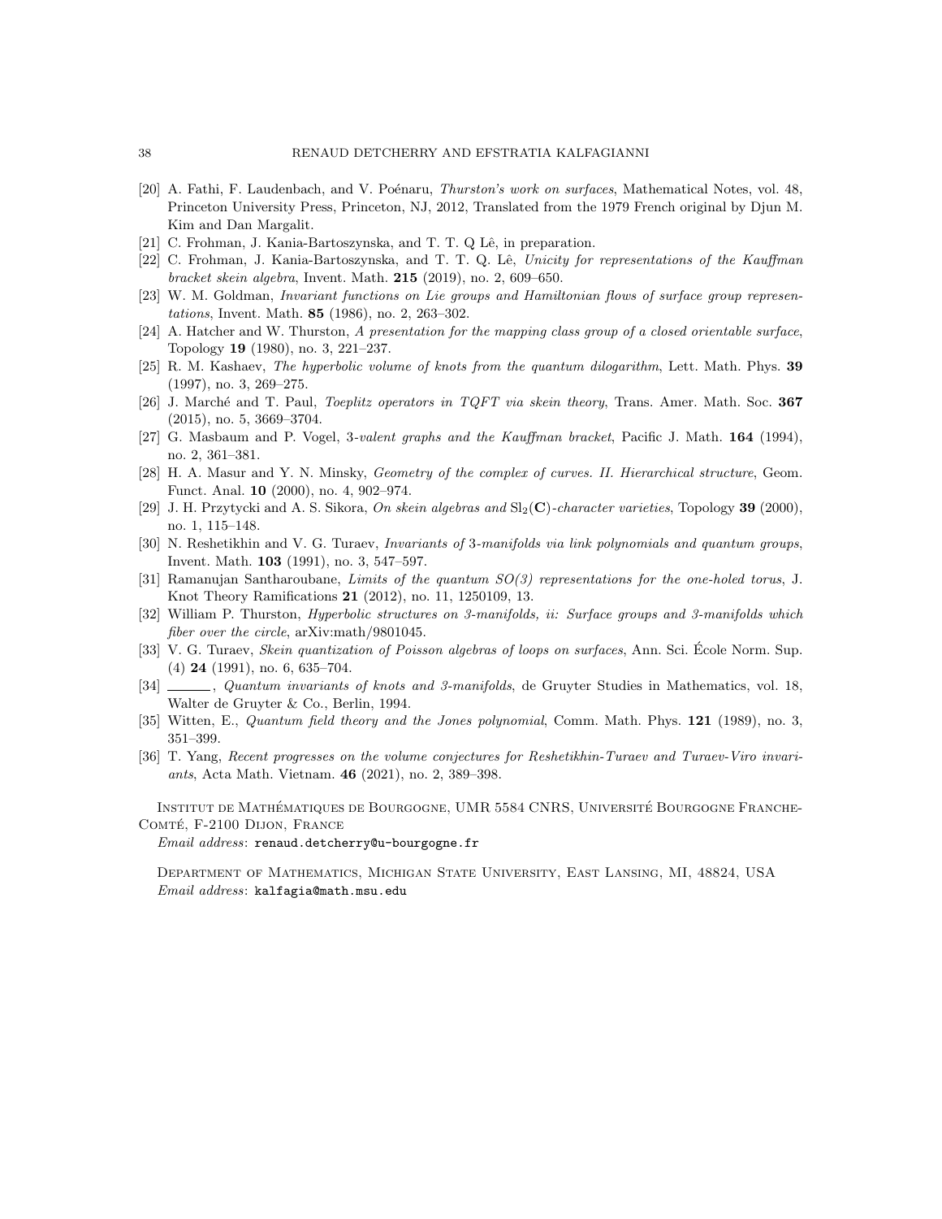[20] A. Fathi, F. Laudenbach, and V. Poénaru, *Thurston's work on surfaces*, Mathematical Notes, vol. 48, Princeton University Press, Princeton, NJ, 2012, Translated from the 1979 French original by Djun M. Kim and Dan Margalit.

[21] C. Frohman, J. Kania-Bartoszynska, and T. T. Q Lê, in preparation.

[22] C. Frohman, J. Kania-Bartoszynska, and T. T. Q. Lê, *Unicity for representations of the Kauffman bracket skein algebra*, Invent. Math. **215** (2019), no. 2, 609–650.

[23] W. M. Goldman, *Invariant functions on Lie groups and Hamiltonian flows of surface group representations*, Invent. Math. **85** (1986), no. 2, 263–302.

[24] A. Hatcher and W. Thurston, *A presentation for the mapping class group of a closed orientable surface*, Topology **19** (1980), no. 3, 221–237.

[25] R. M. Kashaev, *The hyperbolic volume of knots from the quantum dilogarithm*, Lett. Math. Phys. **39** (1997), no. 3, 269–275.

[26] J. Marché and T. Paul, *Toeplitz operators in TQFT via skein theory*, Trans. Amer. Math. Soc. **367** (2015), no. 5, 3669–3704.

[27] G. Masbaum and P. Vogel, *3-valent graphs and the Kauffman bracket*, Pacific J. Math. **164** (1994), no. 2, 361–381.

[28] H. A. Masur and Y. N. Minsky, *Geometry of the complex of curves. II. Hierarchical structure*, Geom. Funct. Anal. **10** (2000), no. 4, 902–974.

[29] J. H. Przytycki and A. S. Sikora, *On skein algebras and* $\mathrm{Sl}_2(\mathbf{C})$*-character varieties*, Topology **39** (2000), no. 1, 115–148.

[30] N. Reshetikhin and V. G. Turaev, *Invariants of 3-manifolds via link polynomials and quantum groups*, Invent. Math. **103** (1991), no. 3, 547–597.

[31] Ramanujan Santharoubane, *Limits of the quantum SO(3) representations for the one-holed torus*, J. Knot Theory Ramifications **21** (2012), no. 11, 1250109, 13.

[32] William P. Thurston, *Hyperbolic structures on 3-manifolds, ii: Surface groups and 3-manifolds which fiber over the circle*, arXiv:math/9801045.

[33] V. G. Turaev, *Skein quantization of Poisson algebras of loops on surfaces*, Ann. Sci. École Norm. Sup. (4) **24** (1991), no. 6, 635–704.

[34] ______, *Quantum invariants of knots and 3-manifolds*, de Gruyter Studies in Mathematics, vol. 18, Walter de Gruyter & Co., Berlin, 1994.

[35] Witten, E., *Quantum field theory and the Jones polynomial*, Comm. Math. Phys. **121** (1989), no. 3, 351–399.

[36] T. Yang, *Recent progresses on the volume conjectures for Reshetikhin-Turaev and Turaev-Viro invariants*, Acta Math. Vietnam. **46** (2021), no. 2, 389–398.

Institut de Mathématiques de Bourgogne, UMR 5584 CNRS, Université Bourgogne Franche-Comté, F-2100 Dijon, France

*Email address*: `renaud.detcherry@u-bourgogne.fr`

Department of Mathematics, Michigan State University, East Lansing, MI, 48824, USA
*Email address*: `kalfagia@math.msu.edu`